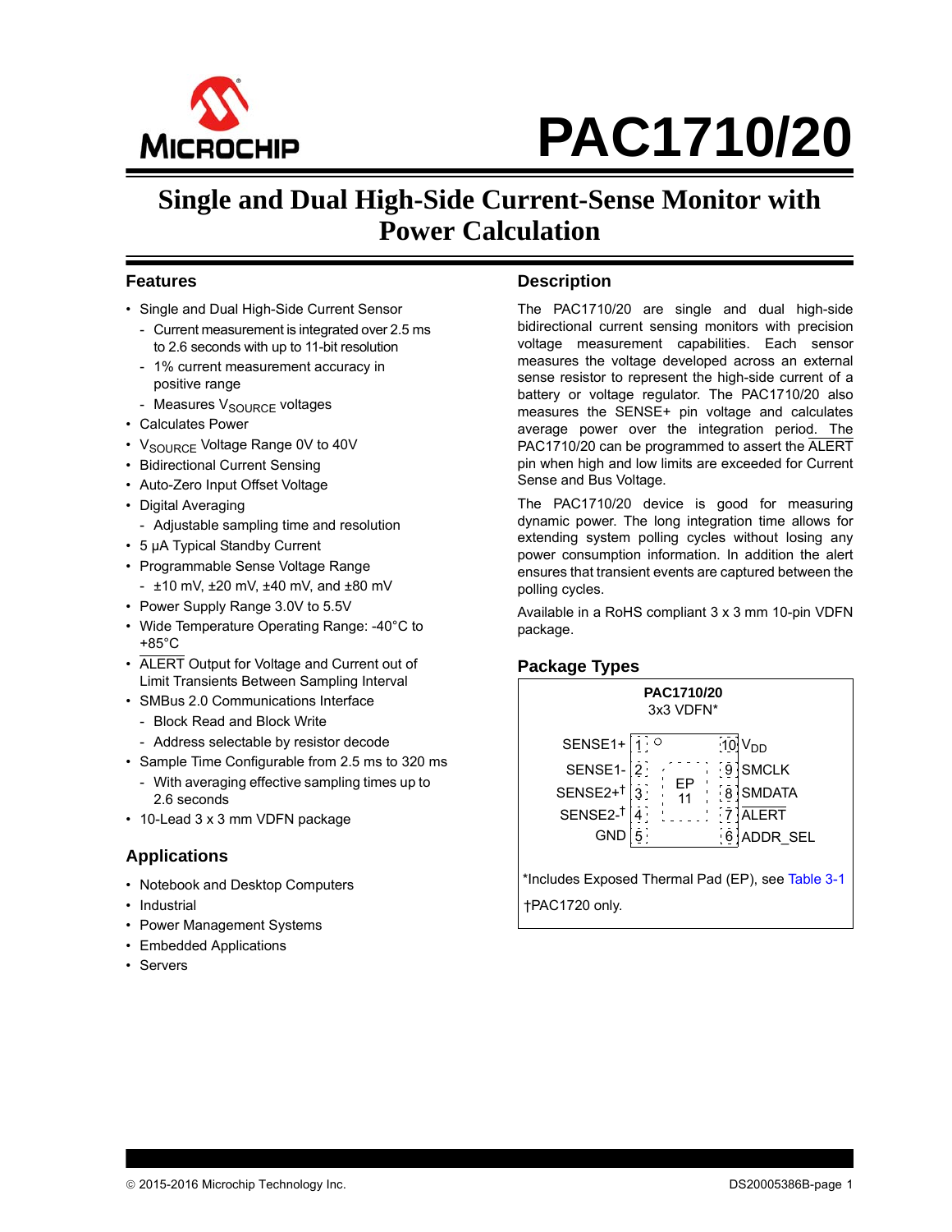# PAC1710/20

## Single and Dual High-Side Current-Sense Monitor with Power Calculation

### Features

- Single and Dual High-Side Current Sensor
  - Current measurement is integrated over 2.5 ms to 2.6 seconds with up to 11-bit resolution
  - 1% current measurement accuracy in positive range
  - Measures $V_{SOURCE}$ voltages
- Calculates Power
- $V_{SOURCE}$ Voltage Range 0V to 40V
- Bidirectional Current Sensing
- Auto-Zero Input Offset Voltage
- Digital Averaging
  - Adjustable sampling time and resolution
- 5 µA Typical Standby Current
- Programmable Sense Voltage Range
  - ±10 mV, ±20 mV, ±40 mV, and ±80 mV
- Power Supply Range 3.0V to 5.5V
- Wide Temperature Operating Range: -40°C to +85°C
- ALERT Output for Voltage and Current out of Limit Transients Between Sampling Interval
- SMBus 2.0 Communications Interface
  - Block Read and Block Write
  - Address selectable by resistor decode
- Sample Time Configurable from 2.5 ms to 320 ms
  - With averaging effective sampling times up to 2.6 seconds
- 10-Lead 3 x 3 mm VDFN package

### Applications

- Notebook and Desktop Computers
- Industrial
- Power Management Systems
- Embedded Applications
- Servers

### Description

The PAC1710/20 are single and dual high-side bidirectional current sensing monitors with precision voltage measurement capabilities. Each sensor measures the voltage developed across an external sense resistor to represent the high-side current of a battery or voltage regulator. The PAC1710/20 also measures the SENSE+ pin voltage and calculates average power over the integration period. The PAC1710/20 can be programmed to assert the ALERT pin when high and low limits are exceeded for Current Sense and Bus Voltage.

The PAC1710/20 device is good for measuring dynamic power. The long integration time allows for extending system polling cycles without losing any power consumption information. In addition the alert ensures that transient events are captured between the polling cycles.

Available in a RoHS compliant 3 x 3 mm 10-pin VDFN package.

### Package Types

**PAC1710/20**
3x3 VDFN*

| Pin | Name | Pin | Name |
|---|---|---|---|
| 1 | SENSE1+ | 10 | $V_{DD}$ |
| 2 | SENSE1- | 9 | SMCLK |
| 3 | SENSE2+† | 8 | SMDATA |
| 4 | SENSE2-† | 7 | ALERT |
| 5 | GND | 6 | ADDR_SEL |

EP 11

*Includes Exposed Thermal Pad (EP), see Table 3-1

†PAC1720 only.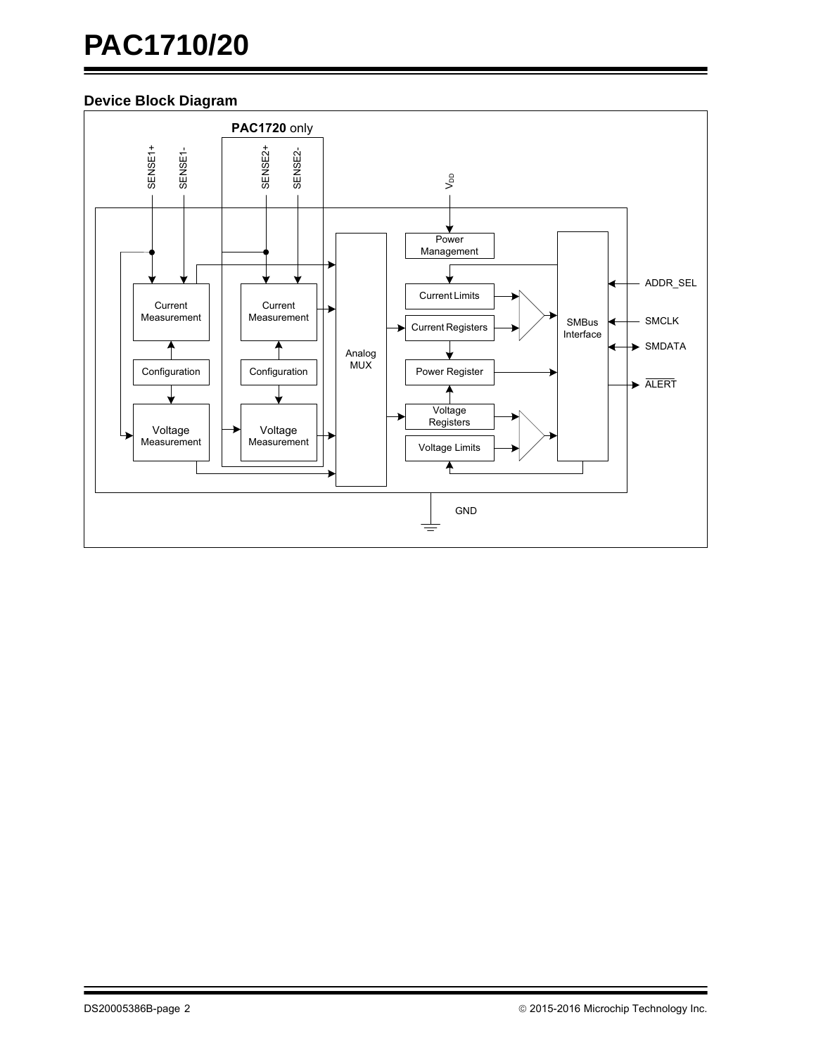## Device Block Diagram

PAC1720 only

SENSE1+ SENSE1- SENSE2+ SENSE2- $V_{DD}$

Power Management

Current Measurement | Current Measurement | Analog MUX | Current Limits | Current Registers | Power Register | Voltage Registers | Voltage Limits | SMBus Interface

Configuration | Configuration

Voltage Measurement | Voltage Measurement

ADDR_SEL

SMCLK

SMDATA

$\overline{\text{ALERT}}$

GND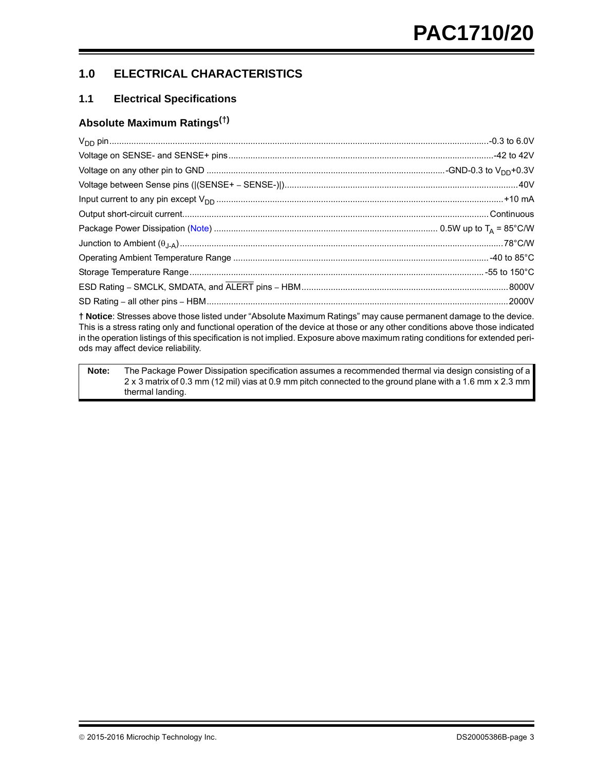## 1.0 ELECTRICAL CHARACTERISTICS

### 1.1 Electrical Specifications

#### Absolute Maximum Ratings(†)

$V_{DD}$ pin ........................................................ -0.3 to 6.0V

Voltage on SENSE- and SENSE+ pins ........................................................ -42 to 42V

Voltage on any other pin to GND ........................................................ -GND-0.3 to $V_{DD}$+0.3V

Voltage between Sense pins (|(SENSE+ – SENSE-)|) ........................................................ 40V

Input current to any pin except $V_{DD}$ ........................................................ +10 mA

Output short-circuit current ........................................................ Continuous

Package Power Dissipation (Note) ........................................................ 0.5W up to $T_A$ = 85°C/W

Junction to Ambient ($\theta_{J-A}$) ........................................................ 78°C/W

Operating Ambient Temperature Range ........................................................ -40 to 85°C

Storage Temperature Range ........................................................ -55 to 150°C

ESD Rating – SMCLK, SMDATA, and $\overline{\text{ALERT}}$ pins – HBM ........................................................ 8000V

SD Rating – all other pins – HBM ........................................................ 2000V

**† Notice**: Stresses above those listed under “Absolute Maximum Ratings” may cause permanent damage to the device. This is a stress rating only and functional operation of the device at those or any other conditions above those indicated in the operation listings of this specification is not implied. Exposure above maximum rating conditions for extended periods may affect device reliability.

**Note:** The Package Power Dissipation specification assumes a recommended thermal via design consisting of a 2 x 3 matrix of 0.3 mm (12 mil) vias at 0.9 mm pitch connected to the ground plane with a 1.6 mm x 2.3 mm thermal landing.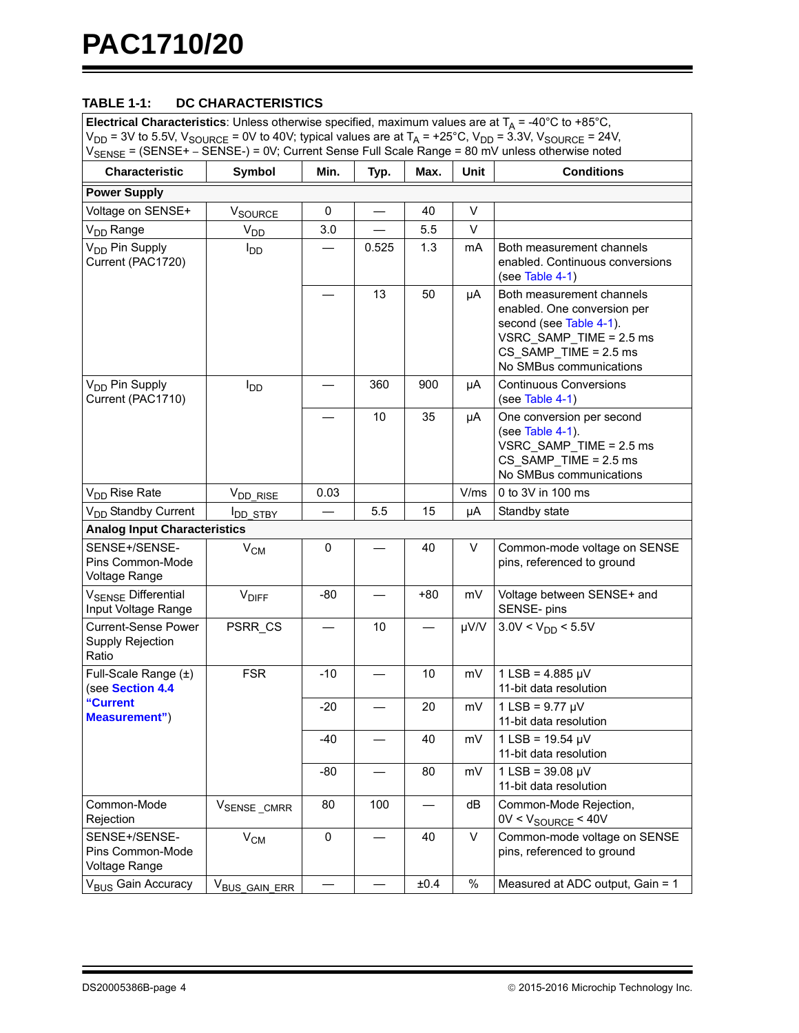## TABLE 1-1: DC CHARACTERISTICS

| **Electrical Characteristics**: Unless otherwise specified, maximum values are at $T_A$ = -40°C to +85°C, $V_{DD}$ = 3V to 5.5V, $V_{SOURCE}$ = 0V to 40V; typical values are at $T_A$ = +25°C, $V_{DD}$ = 3.3V, $V_{SOURCE}$ = 24V, $V_{SENSE}$ = (SENSE+ – SENSE-) = 0V; Current Sense Full Scale Range = 80 mV unless otherwise noted | | | | | | |
|---|---|---|---|---|---|---|
| **Characteristic** | **Symbol** | **Min.** | **Typ.** | **Max.** | **Unit** | **Conditions** |
| **Power Supply** | | | | | | |
| Voltage on SENSE+ | $V_{SOURCE}$ | 0 | — | 40 | V | |
| $V_{DD}$ Range | $V_{DD}$ | 3.0 | — | 5.5 | V | |
| $V_{DD}$ Pin Supply Current (PAC1720) | $I_{DD}$ | — | 0.525 | 1.3 | mA | Both measurement channels enabled. Continuous conversions (see Table 4-1) |
| | | — | 13 | 50 | µA | Both measurement channels enabled. One conversion per second (see Table 4-1). VSRC_SAMP_TIME = 2.5 ms CS_SAMP_TIME = 2.5 ms No SMBus communications |
| $V_{DD}$ Pin Supply Current (PAC1710) | $I_{DD}$ | — | 360 | 900 | µA | Continuous Conversions (see Table 4-1) |
| | | — | 10 | 35 | µA | One conversion per second (see Table 4-1). VSRC_SAMP_TIME = 2.5 ms CS_SAMP_TIME = 2.5 ms No SMBus communications |
| $V_{DD}$ Rise Rate | $V_{DD\_RISE}$ | 0.03 | | | V/ms | 0 to 3V in 100 ms |
| $V_{DD}$ Standby Current | $I_{DD\_STBY}$ | — | 5.5 | 15 | µA | Standby state |
| **Analog Input Characteristics** | | | | | | |
| SENSE+/SENSE- Pins Common-Mode Voltage Range | $V_{CM}$ | 0 | — | 40 | V | Common-mode voltage on SENSE pins, referenced to ground |
| $V_{SENSE}$ Differential Input Voltage Range | $V_{DIFF}$ | -80 | — | +80 | mV | Voltage between SENSE+ and SENSE- pins |
| Current-Sense Power Supply Rejection Ratio | PSRR_CS | — | 10 | — | µV/V | 3.0V < $V_{DD}$ < 5.5V |
| Full-Scale Range (±) (see **Section 4.4 "Current Measurement"**) | FSR | -10 | — | 10 | mV | 1 LSB = 4.885 µV 11-bit data resolution |
| | | -20 | — | 20 | mV | 1 LSB = 9.77 µV 11-bit data resolution |
| | | -40 | — | 40 | mV | 1 LSB = 19.54 µV 11-bit data resolution |
| | | -80 | — | 80 | mV | 1 LSB = 39.08 µV 11-bit data resolution |
| Common-Mode Rejection | $V_{SENSE\_CMRR}$ | 80 | 100 | — | dB | Common-Mode Rejection, 0V < $V_{SOURCE}$ < 40V |
| SENSE+/SENSE- Pins Common-Mode Voltage Range | $V_{CM}$ | 0 | — | 40 | V | Common-mode voltage on SENSE pins, referenced to ground |
| $V_{BUS}$ Gain Accuracy | $V_{BUS\_GAIN\_ERR}$ | — | — | ±0.4 | % | Measured at ADC output, Gain = 1 |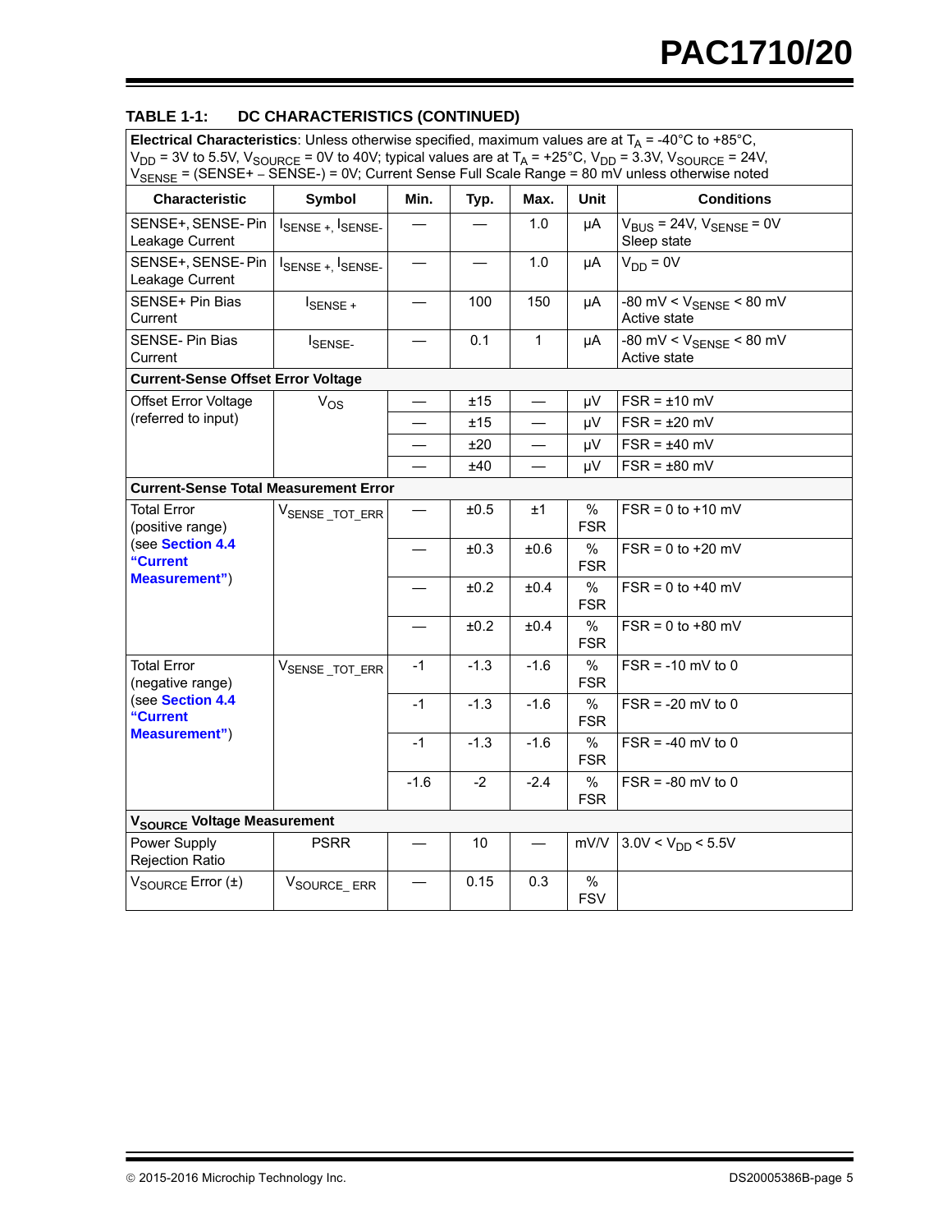**TABLE 1-1: DC CHARACTERISTICS (CONTINUED)**

**Electrical Characteristics**: Unless otherwise specified, maximum values are at $T_A$ = -40°C to +85°C, $V_{DD}$ = 3V to 5.5V, $V_{SOURCE}$ = 0V to 40V; typical values are at $T_A$ = +25°C, $V_{DD}$ = 3.3V, $V_{SOURCE}$ = 24V, $V_{SENSE}$ = (SENSE+ – SENSE-) = 0V; Current Sense Full Scale Range = 80 mV unless otherwise noted

| Characteristic | Symbol | Min. | Typ. | Max. | Unit | Conditions |
|---|---|---|---|---|---|---|
| SENSE+, SENSE- Pin Leakage Current | $I_{SENSE+}$, $I_{SENSE-}$ | — | — | 1.0 | µA | $V_{BUS}$ = 24V, $V_{SENSE}$ = 0V Sleep state |
| SENSE+, SENSE- Pin Leakage Current | $I_{SENSE+}$, $I_{SENSE-}$ | — | — | 1.0 | µA | $V_{DD}$ = 0V |
| SENSE+ Pin Bias Current | $I_{SENSE+}$ | — | 100 | 150 | µA | -80 mV < $V_{SENSE}$ < 80 mV Active state |
| SENSE- Pin Bias Current | $I_{SENSE-}$ | — | 0.1 | 1 | µA | -80 mV < $V_{SENSE}$ < 80 mV Active state |
| **Current-Sense Offset Error Voltage** | | | | | | |
| Offset Error Voltage (referred to input) | $V_{OS}$ | — | ±15 | — | µV | FSR = ±10 mV |
| | | — | ±15 | — | µV | FSR = ±20 mV |
| | | — | ±20 | — | µV | FSR = ±40 mV |
| | | — | ±40 | — | µV | FSR = ±80 mV |
| **Current-Sense Total Measurement Error** | | | | | | |
| Total Error (positive range) (see **Section 4.4 "Current Measurement"**) | $V_{SENSE\_TOT\_ERR}$ | — | ±0.5 | ±1 | % FSR | FSR = 0 to +10 mV |
| | | — | ±0.3 | ±0.6 | % FSR | FSR = 0 to +20 mV |
| | | — | ±0.2 | ±0.4 | % FSR | FSR = 0 to +40 mV |
| | | — | ±0.2 | ±0.4 | % FSR | FSR = 0 to +80 mV |
| Total Error (negative range) (see **Section 4.4 "Current Measurement"**) | $V_{SENSE\_TOT\_ERR}$ | -1 | -1.3 | -1.6 | % FSR | FSR = -10 mV to 0 |
| | | -1 | -1.3 | -1.6 | % FSR | FSR = -20 mV to 0 |
| | | -1 | -1.3 | -1.6 | % FSR | FSR = -40 mV to 0 |
| | | -1.6 | -2 | -2.4 | % FSR | FSR = -80 mV to 0 |
| **$V_{SOURCE}$ Voltage Measurement** | | | | | | |
| Power Supply Rejection Ratio | PSRR | — | 10 | — | mV/V | 3.0V < $V_{DD}$ < 5.5V |
| $V_{SOURCE}$ Error (±) | $V_{SOURCE\_ERR}$ | — | 0.15 | 0.3 | % FSV | |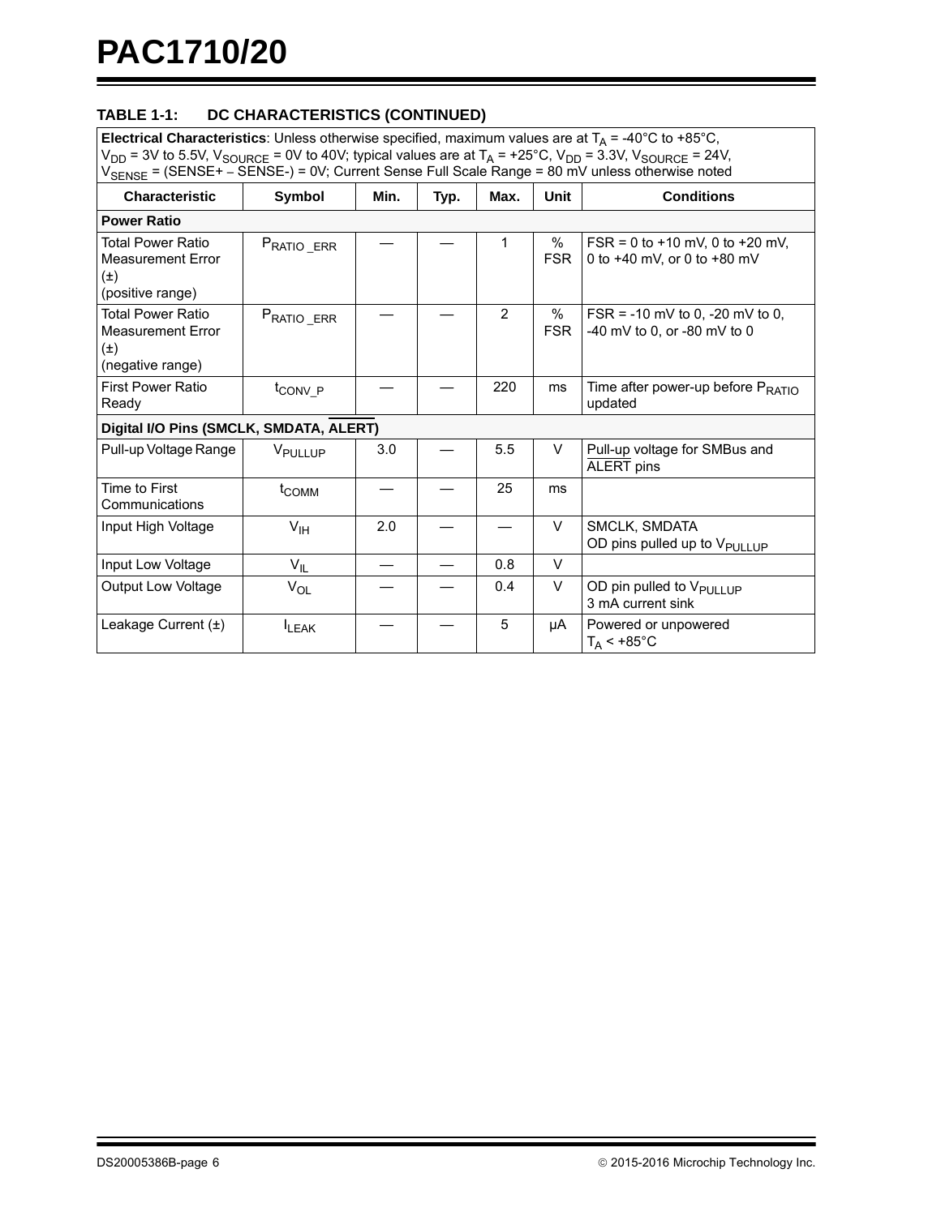**TABLE 1-1: DC CHARACTERISTICS (CONTINUED)**

| Electrical Characteristics: Unless otherwise specified, maximum values are at $T_A$ = -40°C to +85°C, $V_{DD}$ = 3V to 5.5V, $V_{SOURCE}$ = 0V to 40V; typical values are at $T_A$ = +25°C, $V_{DD}$ = 3.3V, $V_{SOURCE}$ = 24V, $V_{SENSE}$ = (SENSE+ – SENSE-) = 0V; Current Sense Full Scale Range = 80 mV unless otherwise noted | | | | | | |
|---|---|---|---|---|---|---|
| **Characteristic** | **Symbol** | **Min.** | **Typ.** | **Max.** | **Unit** | **Conditions** |
| **Power Ratio** | | | | | | |
| Total Power Ratio Measurement Error (±) (positive range) | $P_{RATIO\_ERR}$ | — | — | 1 | % FSR | FSR = 0 to +10 mV, 0 to +20 mV, 0 to +40 mV, or 0 to +80 mV |
| Total Power Ratio Measurement Error (±) (negative range) | $P_{RATIO\_ERR}$ | — | — | 2 | % FSR | FSR = -10 mV to 0, -20 mV to 0, -40 mV to 0, or -80 mV to 0 |
| First Power Ratio Ready | $t_{CONV\_P}$ | — | — | 220 | ms | Time after power-up before $P_{RATIO}$ updated |
| **Digital I/O Pins (SMCLK, SMDATA, $\overline{\text{ALERT}}$)** | | | | | | |
| Pull-up Voltage Range | $V_{PULLUP}$ | 3.0 | — | 5.5 | V | Pull-up voltage for SMBus and $\overline{\text{ALERT}}$ pins |
| Time to First Communications | $t_{COMM}$ | — | — | 25 | ms | |
| Input High Voltage | $V_{IH}$ | 2.0 | — | — | V | SMCLK, SMDATA OD pins pulled up to $V_{PULLUP}$ |
| Input Low Voltage | $V_{IL}$ | — | — | 0.8 | V | |
| Output Low Voltage | $V_{OL}$ | — | — | 0.4 | V | OD pin pulled to $V_{PULLUP}$ 3 mA current sink |
| Leakage Current (±) | $I_{LEAK}$ | — | — | 5 | µA | Powered or unpowered $T_A$ < +85°C |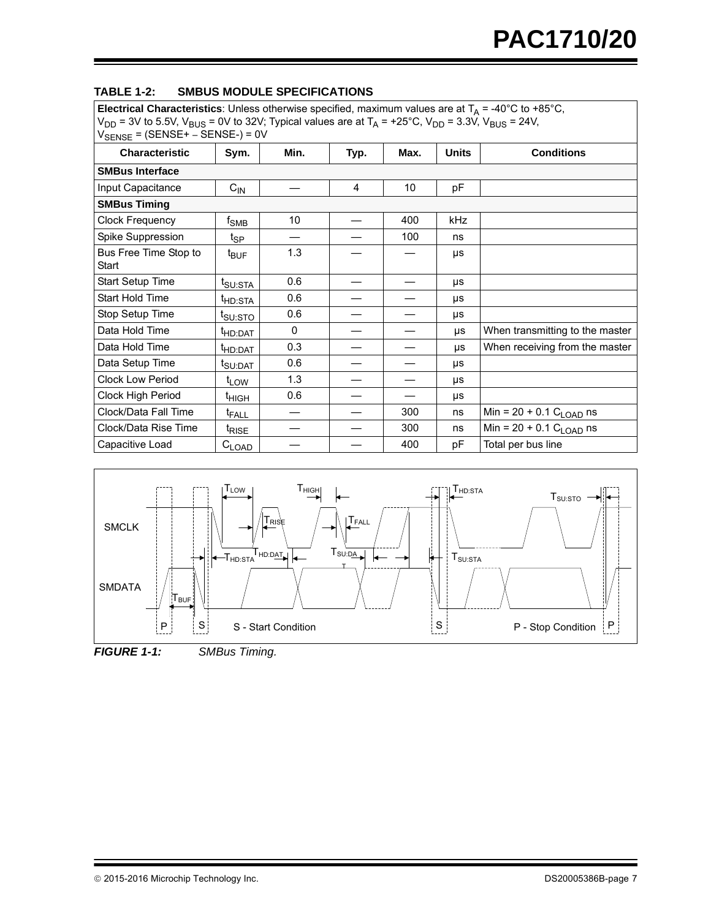**TABLE 1-2: SMBUS MODULE SPECIFICATIONS**

| **Electrical Characteristics**: Unless otherwise specified, maximum values are at $T_A$ = -40°C to +85°C, $V_{DD}$ = 3V to 5.5V, $V_{BUS}$ = 0V to 32V; Typical values are at $T_A$ = +25°C, $V_{DD}$ = 3.3V, $V_{BUS}$ = 24V, $V_{SENSE}$ = (SENSE+ – SENSE-) = 0V | | | | | | |
|---|---|---|---|---|---|---|
| **Characteristic** | **Sym.** | **Min.** | **Typ.** | **Max.** | **Units** | **Conditions** |
| **SMBus Interface** | | | | | | |
| Input Capacitance | $C_{IN}$ | — | 4 | 10 | pF | |
| **SMBus Timing** | | | | | | |
| Clock Frequency | $f_{SMB}$ | 10 | — | 400 | kHz | |
| Spike Suppression | $t_{SP}$ | — | — | 100 | ns | |
| Bus Free Time Stop to Start | $t_{BUF}$ | 1.3 | — | — | µs | |
| Start Setup Time | $t_{SU:STA}$ | 0.6 | — | — | µs | |
| Start Hold Time | $t_{HD:STA}$ | 0.6 | — | — | µs | |
| Stop Setup Time | $t_{SU:STO}$ | 0.6 | — | — | µs | |
| Data Hold Time | $t_{HD:DAT}$ | 0 | — | — | µs | When transmitting to the master |
| Data Hold Time | $t_{HD:DAT}$ | 0.3 | — | — | µs | When receiving from the master |
| Data Setup Time | $t_{SU:DAT}$ | 0.6 | — | — | µs | |
| Clock Low Period | $t_{LOW}$ | 1.3 | — | — | µs | |
| Clock High Period | $t_{HIGH}$ | 0.6 | — | — | µs | |
| Clock/Data Fall Time | $t_{FALL}$ | — | — | 300 | ns | Min = 20 + 0.1 $C_{LOAD}$ ns |
| Clock/Data Rise Time | $t_{RISE}$ | — | — | 300 | ns | Min = 20 + 0.1 $C_{LOAD}$ ns |
| Capacitive Load | $C_{LOAD}$ | — | — | 400 | pF | Total per bus line |

*FIGURE 1-1: SMBus Timing.*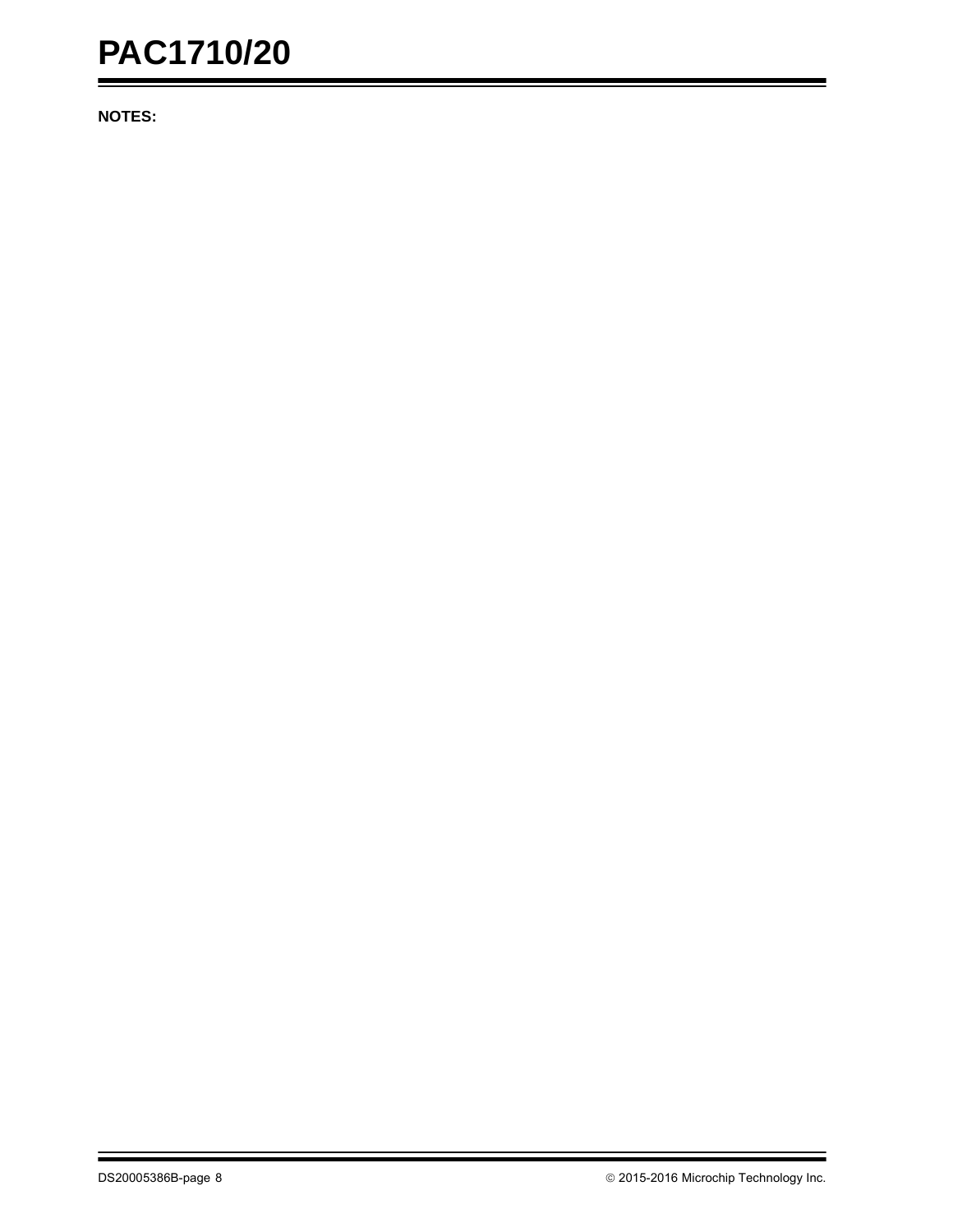**NOTES:**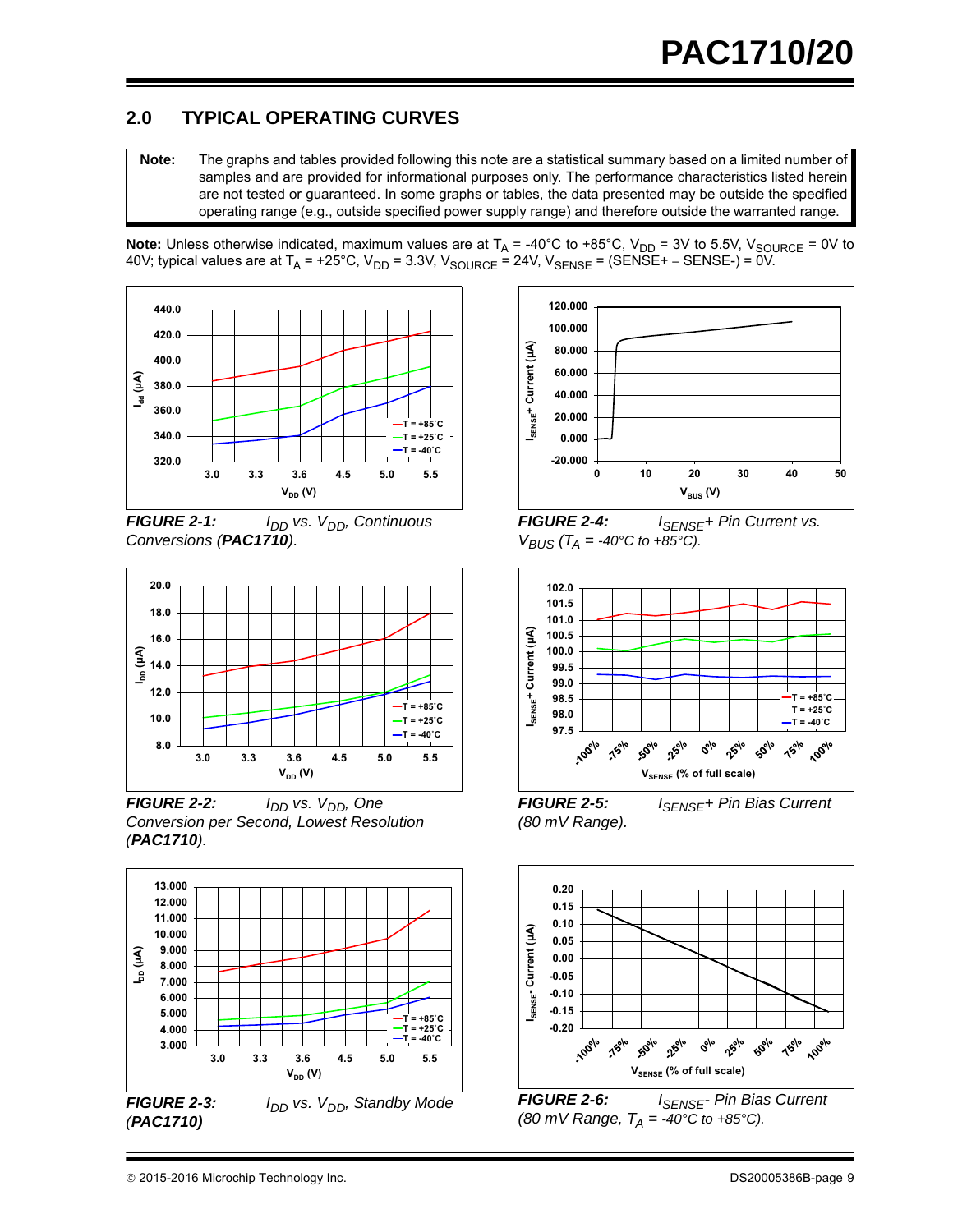## 2.0 TYPICAL OPERATING CURVES

**Note:** The graphs and tables provided following this note are a statistical summary based on a limited number of samples and are provided for informational purposes only. The performance characteristics listed herein are not tested or guaranteed. In some graphs or tables, the data presented may be outside the specified operating range (e.g., outside specified power supply range) and therefore outside the warranted range.

**Note:** Unless otherwise indicated, maximum values are at $T_A$ = -40°C to +85°C, $V_{DD}$ = 3V to 5.5V, $V_{SOURCE}$ = 0V to 40V; typical values are at $T_A$ = +25°C, $V_{DD}$ = 3.3V, $V_{SOURCE}$ = 24V, $V_{SENSE}$ = (SENSE+ – SENSE-) = 0V.

***FIGURE 2-1:*** *$I_{DD}$ vs. $V_{DD}$, Continuous Conversions (**PAC1710**).*

***FIGURE 2-2:*** *$I_{DD}$ vs. $V_{DD}$, One Conversion per Second, Lowest Resolution (**PAC1710**).*

***FIGURE 2-3:*** *$I_{DD}$ vs. $V_{DD}$, Standby Mode (**PAC1710**)*

***FIGURE 2-4:*** *$I_{SENSE}$+ Pin Current vs. $V_{BUS}$ ($T_A$ = -40°C to +85°C).*

***FIGURE 2-5:*** *$I_{SENSE}$+ Pin Bias Current (80 mV Range).*

***FIGURE 2-6:*** *$I_{SENSE}$- Pin Bias Current (80 mV Range, $T_A$ = -40°C to +85°C).*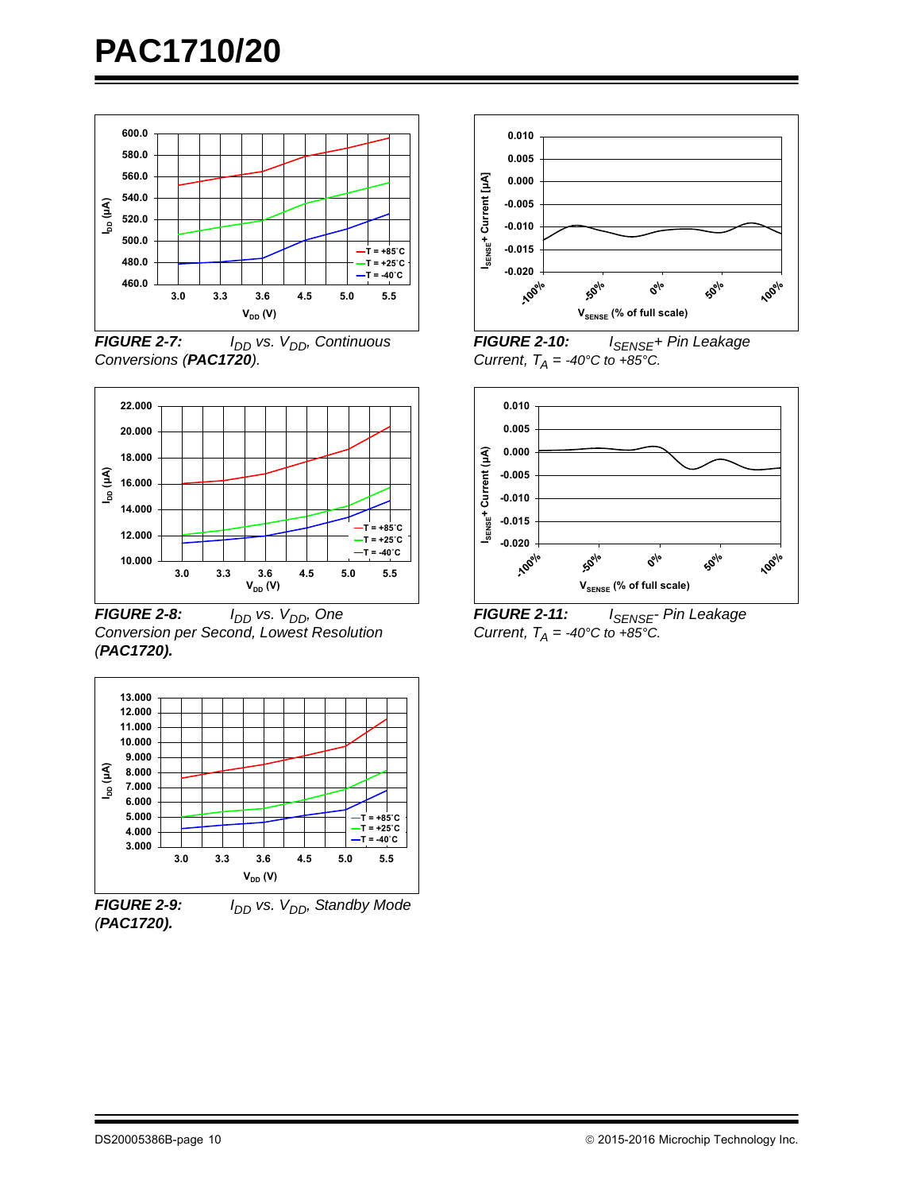**FIGURE 2-7:** $I_{DD}$ vs. $V_{DD}$, Continuous Conversions (**PAC1720**).

**FIGURE 2-8:** $I_{DD}$ vs. $V_{DD}$, One Conversion per Second, Lowest Resolution (**PAC1720**).

**FIGURE 2-9:** $I_{DD}$ vs. $V_{DD}$, Standby Mode (**PAC1720**).

**FIGURE 2-10:** $I_{SENSE}$+ Pin Leakage Current, $T_A$ = -40°C to +85°C.

**FIGURE 2-11:** $I_{SENSE}$- Pin Leakage Current, $T_A$ = -40°C to +85°C.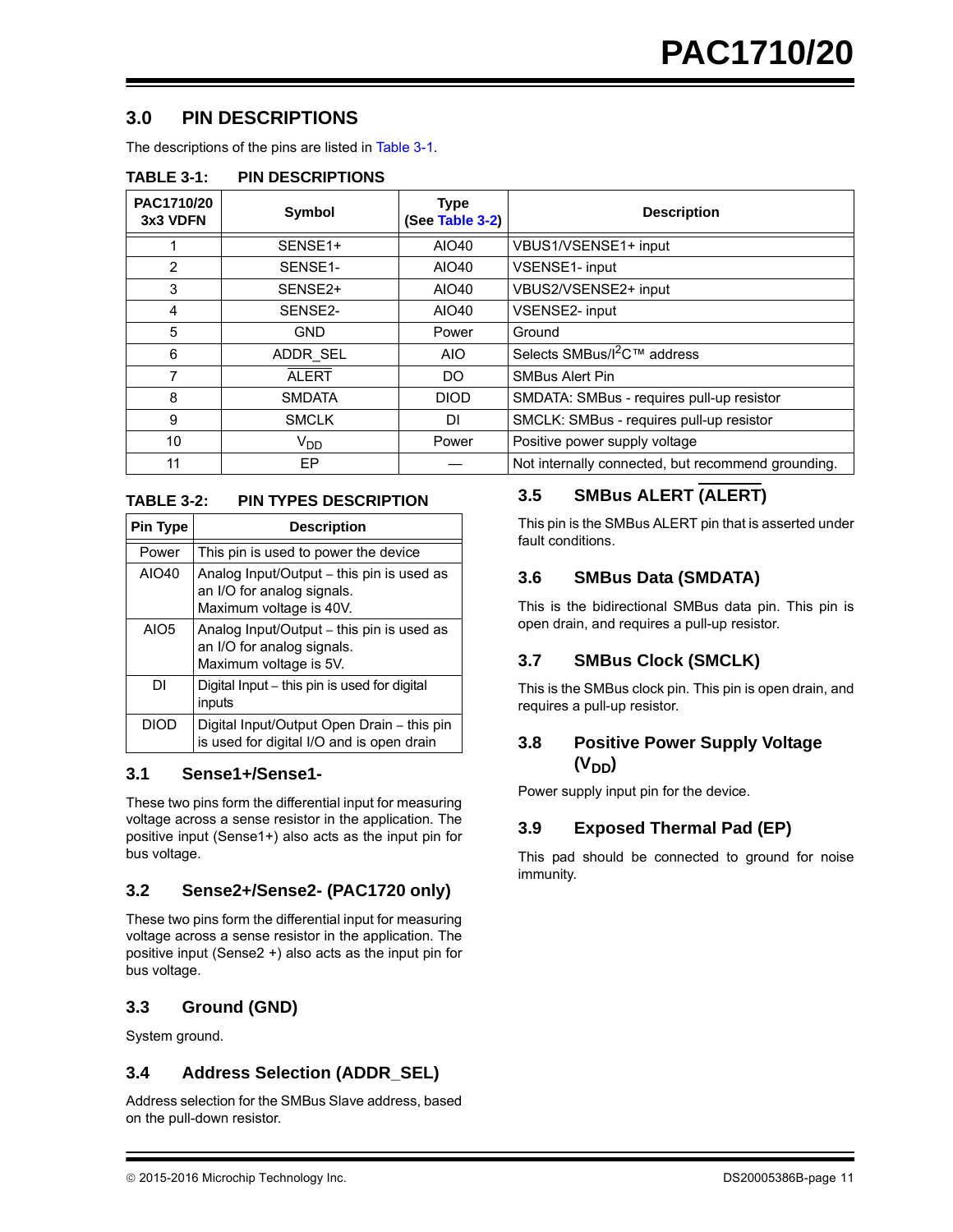## 3.0 PIN DESCRIPTIONS

The descriptions of the pins are listed in Table 3-1.

**TABLE 3-1: PIN DESCRIPTIONS**

| PAC1710/20 3x3 VDFN | Symbol | Type (See Table 3-2) | Description |
|---|---|---|---|
| 1 | SENSE1+ | AIO40 | VBUS1/VSENSE1+ input |
| 2 | SENSE1- | AIO40 | VSENSE1- input |
| 3 | SENSE2+ | AIO40 | VBUS2/VSENSE2+ input |
| 4 | SENSE2- | AIO40 | VSENSE2- input |
| 5 | GND | Power | Ground |
| 6 | ADDR_SEL | AIO | Selects SMBus/I²C™ address |
| 7 | $\overline{\text{ALERT}}$ | DO | SMBus Alert Pin |
| 8 | SMDATA | DIOD | SMDATA: SMBus - requires pull-up resistor |
| 9 | SMCLK | DI | SMCLK: SMBus - requires pull-up resistor |
| 10 | $V_{DD}$ | Power | Positive power supply voltage |
| 11 | EP | — | Not internally connected, but recommend grounding. |

**TABLE 3-2: PIN TYPES DESCRIPTION**

| Pin Type | Description |
|---|---|
| Power | This pin is used to power the device |
| AIO40 | Analog Input/Output – this pin is used as an I/O for analog signals. Maximum voltage is 40V. |
| AIO5 | Analog Input/Output – this pin is used as an I/O for analog signals. Maximum voltage is 5V. |
| DI | Digital Input – this pin is used for digital inputs |
| DIOD | Digital Input/Output Open Drain – this pin is used for digital I/O and is open drain |

### 3.1 Sense1+/Sense1-

These two pins form the differential input for measuring voltage across a sense resistor in the application. The positive input (Sense1+) also acts as the input pin for bus voltage.

### 3.2 Sense2+/Sense2- (PAC1720 only)

These two pins form the differential input for measuring voltage across a sense resistor in the application. The positive input (Sense2 +) also acts as the input pin for bus voltage.

### 3.3 Ground (GND)

System ground.

### 3.4 Address Selection (ADDR_SEL)

Address selection for the SMBus Slave address, based on the pull-down resistor.

### 3.5 SMBus ALERT ($\overline{\text{ALERT}}$)

This pin is the SMBus ALERT pin that is asserted under fault conditions.

### 3.6 SMBus Data (SMDATA)

This is the bidirectional SMBus data pin. This pin is open drain, and requires a pull-up resistor.

### 3.7 SMBus Clock (SMCLK)

This is the SMBus clock pin. This pin is open drain, and requires a pull-up resistor.

### 3.8 Positive Power Supply Voltage ($V_{DD}$)

Power supply input pin for the device.

### 3.9 Exposed Thermal Pad (EP)

This pad should be connected to ground for noise immunity.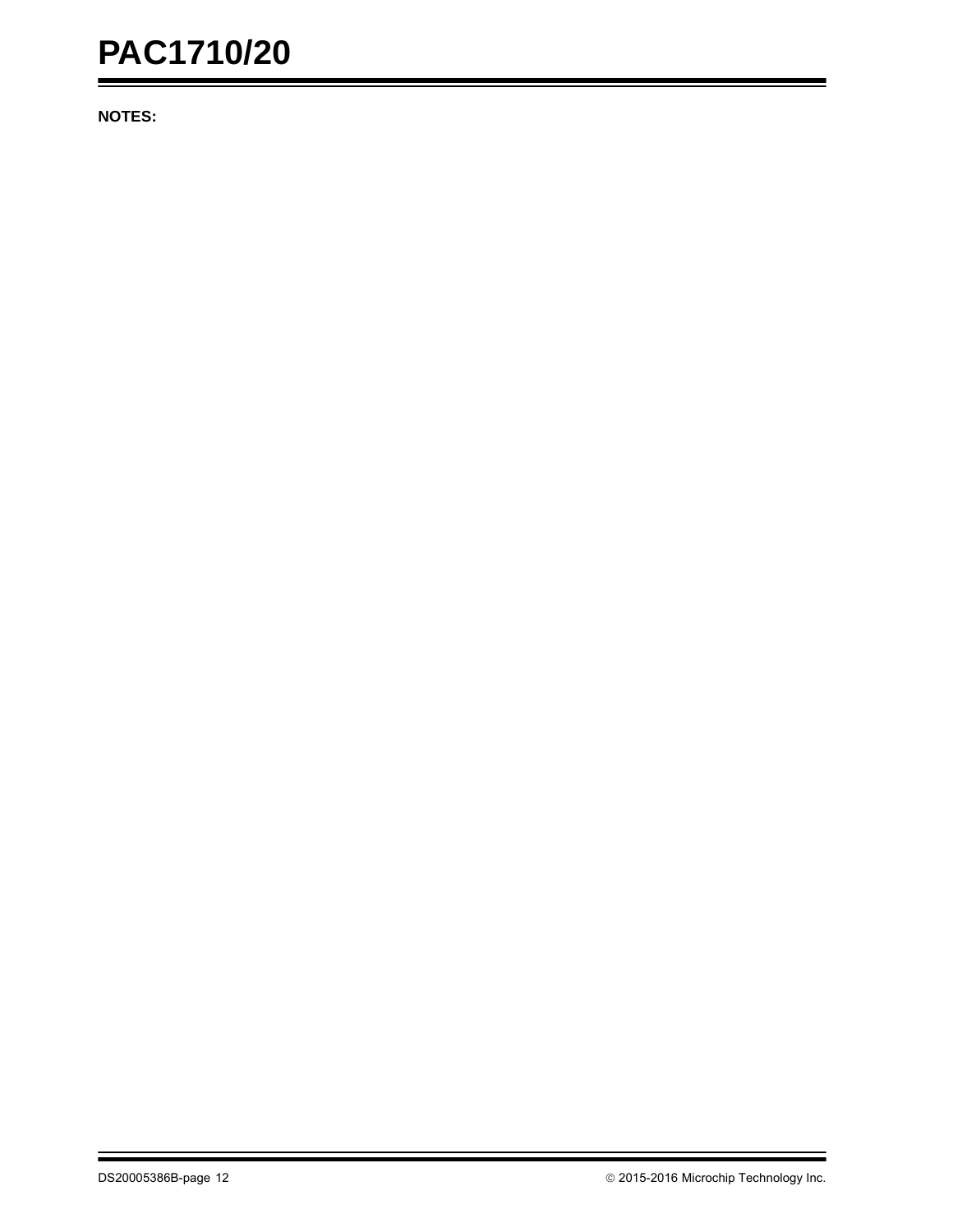**NOTES:**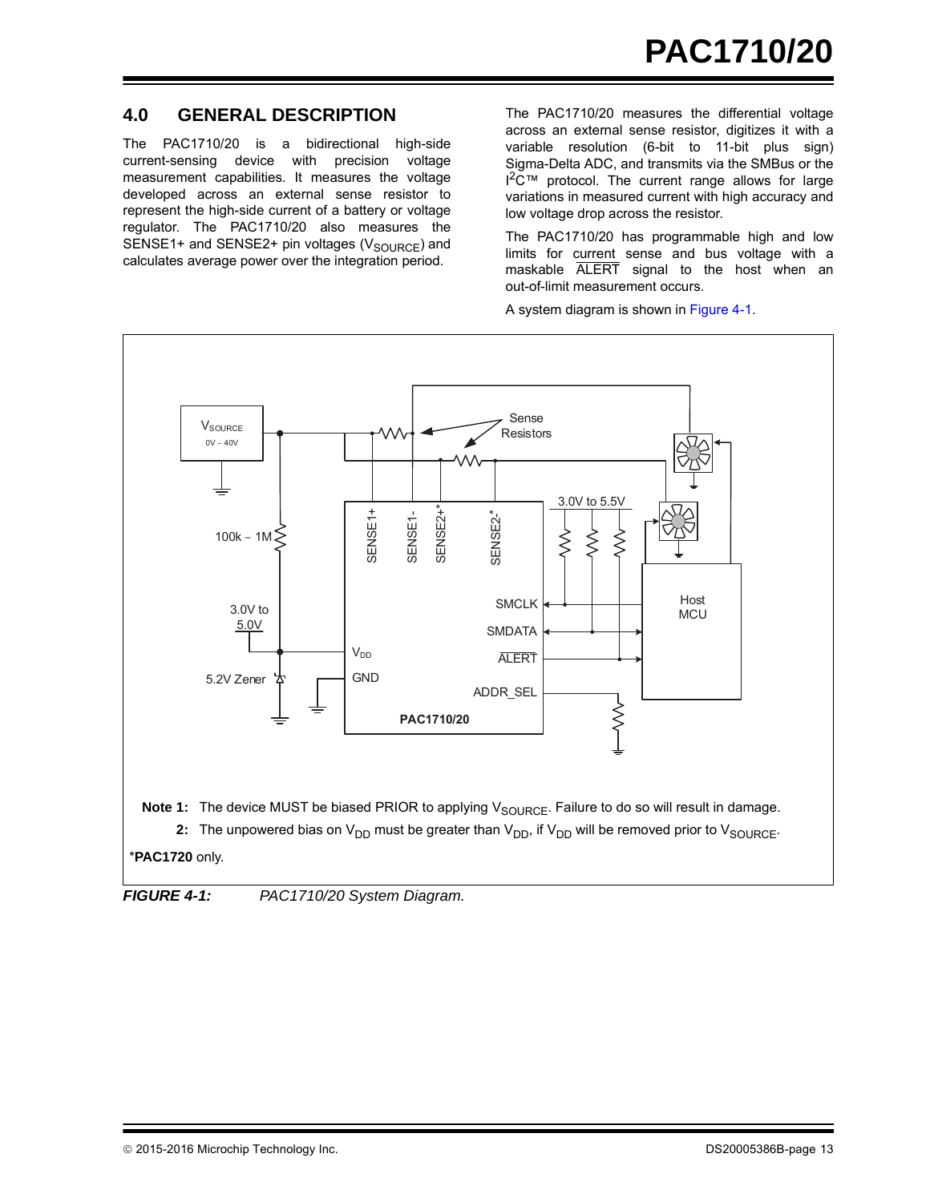## 4.0 GENERAL DESCRIPTION

The PAC1710/20 is a bidirectional high-side current-sensing device with precision voltage measurement capabilities. It measures the voltage developed across an external sense resistor to represent the high-side current of a battery or voltage regulator. The PAC1710/20 also measures the SENSE1+ and SENSE2+ pin voltages ($V_{SOURCE}$) and calculates average power over the integration period.

The PAC1710/20 measures the differential voltage across an external sense resistor, digitizes it with a variable resolution (6-bit to 11-bit plus sign) Sigma-Delta ADC, and transmits via the SMBus or the I²C™ protocol. The current range allows for large variations in measured current with high accuracy and low voltage drop across the resistor.

The PAC1710/20 has programmable high and low limits for current sense and bus voltage with a maskable $\overline{ALERT}$ signal to the host when an out-of-limit measurement occurs.

A system diagram is shown in Figure 4-1.

Note 1: The device MUST be biased PRIOR to applying $V_{SOURCE}$. Failure to do so will result in damage.

2: The unpowered bias on $V_{DD}$ must be greater than $V_{DD}$, if $V_{DD}$ will be removed prior to $V_{SOURCE}$.

*PAC1720 only.

*FIGURE 4-1: PAC1710/20 System Diagram.*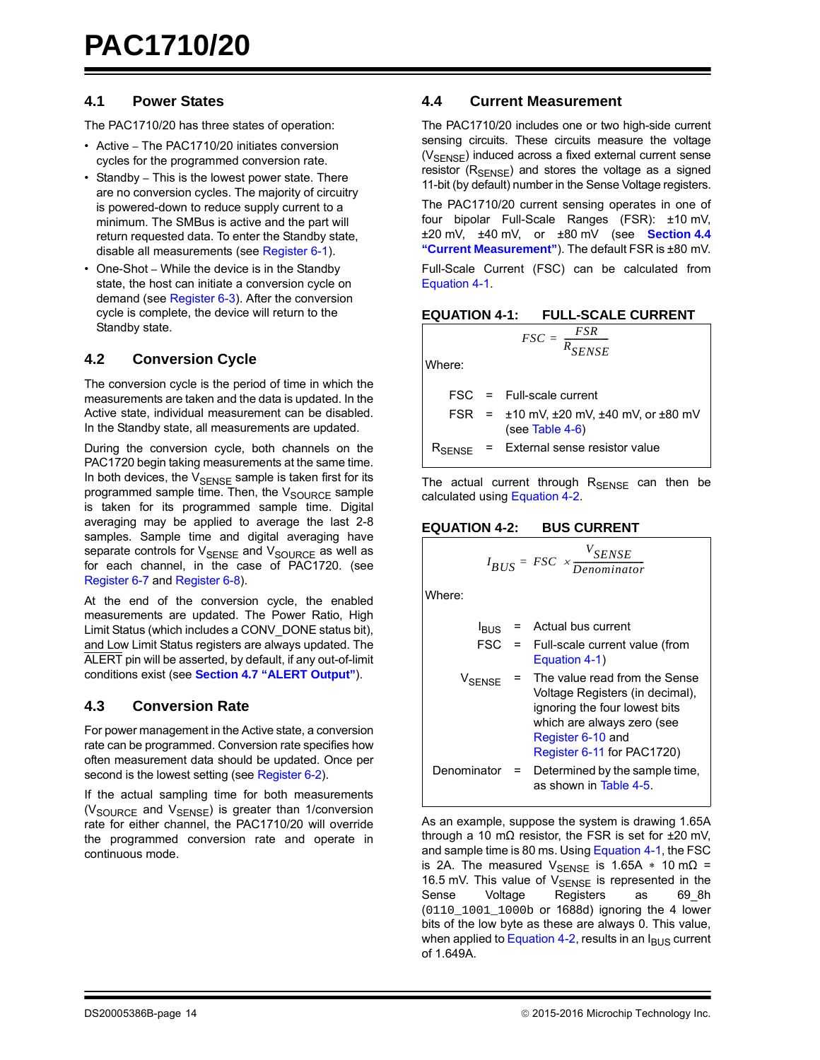## 4.1 Power States

The PAC1710/20 has three states of operation:

- Active – The PAC1710/20 initiates conversion cycles for the programmed conversion rate.
- Standby – This is the lowest power state. There are no conversion cycles. The majority of circuitry is powered-down to reduce supply current to a minimum. The SMBus is active and the part will return requested data. To enter the Standby state, disable all measurements (see Register 6-1).
- One-Shot – While the device is in the Standby state, the host can initiate a conversion cycle on demand (see Register 6-3). After the conversion cycle is complete, the device will return to the Standby state.

## 4.2 Conversion Cycle

The conversion cycle is the period of time in which the measurements are taken and the data is updated. In the Active state, individual measurement can be disabled. In the Standby state, all measurements are updated.

During the conversion cycle, both channels on the PAC1720 begin taking measurements at the same time. In both devices, the $V_{SENSE}$ sample is taken first for its programmed sample time. Then, the $V_{SOURCE}$ sample is taken for its programmed sample time. Digital averaging may be applied to average the last 2-8 samples. Sample time and digital averaging have separate controls for $V_{SENSE}$ and $V_{SOURCE}$ as well as for each channel, in the case of PAC1720. (see Register 6-7 and Register 6-8).

At the end of the conversion cycle, the enabled measurements are updated. The Power Ratio, High Limit Status (which includes a CONV_DONE status bit), and Low Limit Status registers are always updated. The $\overline{\text{ALERT}}$ pin will be asserted, by default, if any out-of-limit conditions exist (see **Section 4.7 "ALERT Output"**).

## 4.3 Conversion Rate

For power management in the Active state, a conversion rate can be programmed. Conversion rate specifies how often measurement data should be updated. Once per second is the lowest setting (see Register 6-2).

If the actual sampling time for both measurements ($V_{SOURCE}$ and $V_{SENSE}$) is greater than 1/conversion rate for either channel, the PAC1710/20 will override the programmed conversion rate and operate in continuous mode.

## 4.4 Current Measurement

The PAC1710/20 includes one or two high-side current sensing circuits. These circuits measure the voltage ($V_{SENSE}$) induced across a fixed external current sense resistor ($R_{SENSE}$) and stores the voltage as a signed 11-bit (by default) number in the Sense Voltage registers.

The PAC1710/20 current sensing operates in one of four bipolar Full-Scale Ranges (FSR): ±10 mV, ±20 mV, ±40 mV, or ±80 mV (see **Section 4.4 "Current Measurement"**). The default FSR is ±80 mV.

Full-Scale Current (FSC) can be calculated from Equation 4-1.

**EQUATION 4-1: FULL-SCALE CURRENT**

$$FSC = \frac{FSR}{R_{SENSE}}$$

Where:

| | | |
|---|---|---|
| FSC | = | Full-scale current |
| FSR | = | ±10 mV, ±20 mV, ±40 mV, or ±80 mV (see Table 4-6) |
| $R_{SENSE}$ | = | External sense resistor value |

The actual current through $R_{SENSE}$ can then be calculated using Equation 4-2.

**EQUATION 4-2: BUS CURRENT**

$$I_{BUS} = FSC \times \frac{V_{SENSE}}{Denominator}$$

Where:

| | | |
|---|---|---|
| $I_{BUS}$ | = | Actual bus current |
| FSC | = | Full-scale current value (from Equation 4-1) |
| $V_{SENSE}$ | = | The value read from the Sense Voltage Registers (in decimal), ignoring the four lowest bits which are always zero (see Register 6-10 and Register 6-11 for PAC1720) |
| Denominator | = | Determined by the sample time, as shown in Table 4-5. |

As an example, suppose the system is drawing 1.65A through a 10 mΩ resistor, the FSR is set for ±20 mV, and sample time is 80 ms. Using Equation 4-1, the FSC is 2A. The measured $V_{SENSE}$ is 1.65A ∗ 10 mΩ = 16.5 mV. This value of $V_{SENSE}$ is represented in the Sense Voltage Registers as 69_8h (`0110_1001_1000b` or 1688d) ignoring the 4 lower bits of the low byte as these are always 0. This value, when applied to Equation 4-2, results in an $I_{BUS}$ current of 1.649A.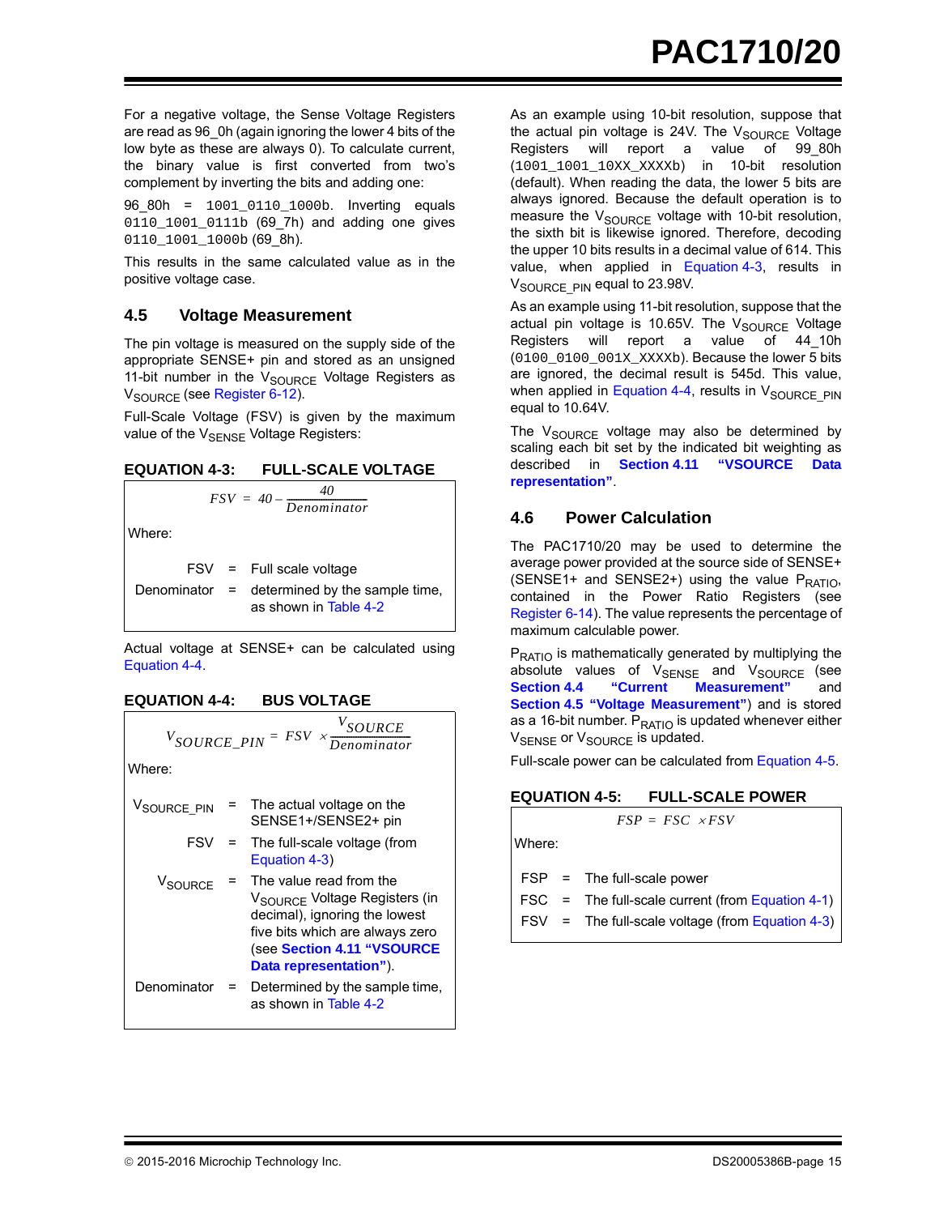For a negative voltage, the Sense Voltage Registers are read as 96_0h (again ignoring the lower 4 bits of the low byte as these are always 0). To calculate current, the binary value is first converted from two's complement by inverting the bits and adding one:

96_80h = `1001_0110_1000b`. Inverting equals `0110_1001_0111b` (69_7h) and adding one gives `0110_1001_1000b` (69_8h).

This results in the same calculated value as in the positive voltage case.

## 4.5 Voltage Measurement

The pin voltage is measured on the supply side of the appropriate SENSE+ pin and stored as an unsigned 11-bit number in the $V_{SOURCE}$ Voltage Registers as $V_{SOURCE}$ (see Register 6-12).

Full-Scale Voltage (FSV) is given by the maximum value of the $V_{SENSE}$ Voltage Registers:

**EQUATION 4-3: FULL-SCALE VOLTAGE**

$$FSV = 40 - \frac{40}{Denominator}$$

Where:

| | | |
|---|---|---|
| FSV | = | Full scale voltage |
| Denominator | = | determined by the sample time, as shown in Table 4-2 |

Actual voltage at SENSE+ can be calculated using Equation 4-4.

**EQUATION 4-4: BUS VOLTAGE**

$$V_{SOURCE\_PIN} = FSV \times \frac{V_{SOURCE}}{Denominator}$$

Where:

| | | |
|---|---|---|
| $V_{SOURCE\_PIN}$ | = | The actual voltage on the SENSE1+/SENSE2+ pin |
| FSV | = | The full-scale voltage (from Equation 4-3) |
| $V_{SOURCE}$ | = | The value read from the $V_{SOURCE}$ Voltage Registers (in decimal), ignoring the lowest five bits which are always zero (see **Section 4.11 "VSOURCE Data representation"**). |
| Denominator | = | Determined by the sample time, as shown in Table 4-2 |

As an example using 10-bit resolution, suppose that the actual pin voltage is 24V. The $V_{SOURCE}$ Voltage Registers will report a value of 99_80h (`1001_1001_10XX_XXXXb`) in 10-bit resolution (default). When reading the data, the lower 5 bits are always ignored. Because the default operation is to measure the $V_{SOURCE}$ voltage with 10-bit resolution, the sixth bit is likewise ignored. Therefore, decoding the upper 10 bits results in a decimal value of 614. This value, when applied in Equation 4-3, results in $V_{SOURCE\_PIN}$ equal to 23.98V.

As an example using 11-bit resolution, suppose that the actual pin voltage is 10.65V. The $V_{SOURCE}$ Voltage Registers will report a value of 44_10h (`0100_0100_001X_XXXXb`). Because the lower 5 bits are ignored, the decimal result is 545d. This value, when applied in Equation 4-4, results in $V_{SOURCE\_PIN}$ equal to 10.64V.

The $V_{SOURCE}$ voltage may also be determined by scaling each bit set by the indicated bit weighting as described in **Section 4.11 "VSOURCE Data representation"**.

## 4.6 Power Calculation

The PAC1710/20 may be used to determine the average power provided at the source side of SENSE+ (SENSE1+ and SENSE2+) using the value $P_{RATIO}$, contained in the Power Ratio Registers (see Register 6-14). The value represents the percentage of maximum calculable power.

$P_{RATIO}$ is mathematically generated by multiplying the absolute values of $V_{SENSE}$ and $V_{SOURCE}$ (see **Section 4.4 "Current Measurement"** and **Section 4.5 "Voltage Measurement"**) and is stored as a 16-bit number. $P_{RATIO}$ is updated whenever either $V_{SENSE}$ or $V_{SOURCE}$ is updated.

Full-scale power can be calculated from Equation 4-5.

**EQUATION 4-5: FULL-SCALE POWER**

$$FSP = FSC \times FSV$$

Where:

| | | |
|---|---|---|
| FSP | = | The full-scale power |
| FSC | = | The full-scale current (from Equation 4-1) |
| FSV | = | The full-scale voltage (from Equation 4-3) |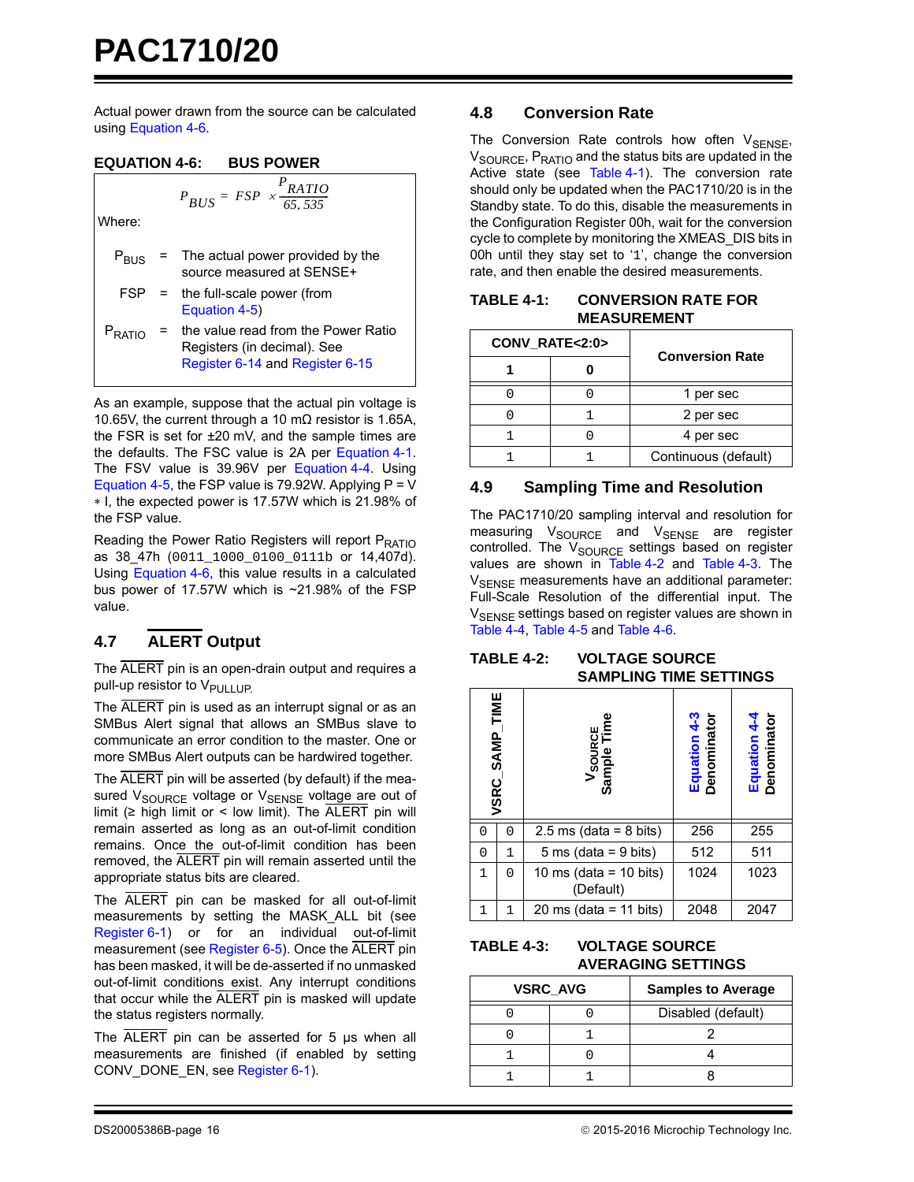Actual power drawn from the source can be calculated using Equation 4-6.

**EQUATION 4-6: BUS POWER**

$$P_{BUS} = FSP \times \frac{P_{RATIO}}{65,535}$$

Where:

| | | |
|---|---|---|
| $P_{BUS}$ | = | The actual power provided by the source measured at SENSE+ |
| FSP | = | the full-scale power (from Equation 4-5) |
| $P_{RATIO}$ | = | the value read from the Power Ratio Registers (in decimal). See Register 6-14 and Register 6-15 |

As an example, suppose that the actual pin voltage is 10.65V, the current through a 10 mΩ resistor is 1.65A, the FSR is set for ±20 mV, and the sample times are the defaults. The FSC value is 2A per Equation 4-1. The FSV value is 39.96V per Equation 4-4. Using Equation 4-5, the FSP value is 79.92W. Applying P = V * I, the expected power is 17.57W which is 21.98% of the FSP value.

Reading the Power Ratio Registers will report $P_{RATIO}$ as 38_47h (0011_1000_0100_0111b or 14,407d). Using Equation 4-6, this value results in a calculated bus power of 17.57W which is ~21.98% of the FSP value.

## 4.7 ALERT Output

The ALERT pin is an open-drain output and requires a pull-up resistor to $V_{PULLUP}$.

The ALERT pin is used as an interrupt signal or as an SMBus Alert signal that allows an SMBus slave to communicate an error condition to the master. One or more SMBus Alert outputs can be hardwired together.

The ALERT pin will be asserted (by default) if the measured $V_{SOURCE}$ voltage or $V_{SENSE}$ voltage are out of limit (≥ high limit or < low limit). The ALERT pin will remain asserted as long as an out-of-limit condition remains. Once the out-of-limit condition has been removed, the ALERT pin will remain asserted until the appropriate status bits are cleared.

The ALERT pin can be masked for all out-of-limit measurements by setting the MASK_ALL bit (see Register 6-1) or for an individual out-of-limit measurement (see Register 6-5). Once the ALERT pin has been masked, it will be de-asserted if no unmasked out-of-limit conditions exist. Any interrupt conditions that occur while the ALERT pin is masked will update the status registers normally.

The ALERT pin can be asserted for 5 µs when all measurements are finished (if enabled by setting CONV_DONE_EN, see Register 6-1).

## 4.8 Conversion Rate

The Conversion Rate controls how often $V_{SENSE}$, $V_{SOURCE}$, $P_{RATIO}$ and the status bits are updated in the Active state (see Table 4-1). The conversion rate should only be updated when the PAC1710/20 is in the Standby state. To do this, disable the measurements in the Configuration Register 00h, wait for the conversion cycle to complete by monitoring the XMEAS_DIS bits in 00h until they stay set to '1', change the conversion rate, and then enable the desired measurements.

**TABLE 4-1: CONVERSION RATE FOR MEASUREMENT**

| CONV_RATE<2:0> | | Conversion Rate |
|---|---|---|
| 1 | 0 | |
| 0 | 0 | 1 per sec |
| 0 | 1 | 2 per sec |
| 1 | 0 | 4 per sec |
| 1 | 1 | Continuous (default) |

## 4.9 Sampling Time and Resolution

The PAC1710/20 sampling interval and resolution for measuring $V_{SOURCE}$ and $V_{SENSE}$ are register controlled. The $V_{SOURCE}$ settings based on register values are shown in Table 4-2 and Table 4-3. The $V_{SENSE}$ measurements have an additional parameter: Full-Scale Resolution of the differential input. The $V_{SENSE}$ settings based on register values are shown in Table 4-4, Table 4-5 and Table 4-6.

**TABLE 4-2: VOLTAGE SOURCE SAMPLING TIME SETTINGS**

| VSRC_SAMP_TIME | | $V_{SOURCE}$ Sample Time | Equation 4-3 Denominator | Equation 4-4 Denominator |
|---|---|---|---|---|
| 0 | 0 | 2.5 ms (data = 8 bits) | 256 | 255 |
| 0 | 1 | 5 ms (data = 9 bits) | 512 | 511 |
| 1 | 0 | 10 ms (data = 10 bits) (Default) | 1024 | 1023 |
| 1 | 1 | 20 ms (data = 11 bits) | 2048 | 2047 |

**TABLE 4-3: VOLTAGE SOURCE AVERAGING SETTINGS**

| VSRC_AVG | | Samples to Average |
|---|---|---|
| 0 | 0 | Disabled (default) |
| 0 | 1 | 2 |
| 1 | 0 | 4 |
| 1 | 1 | 8 |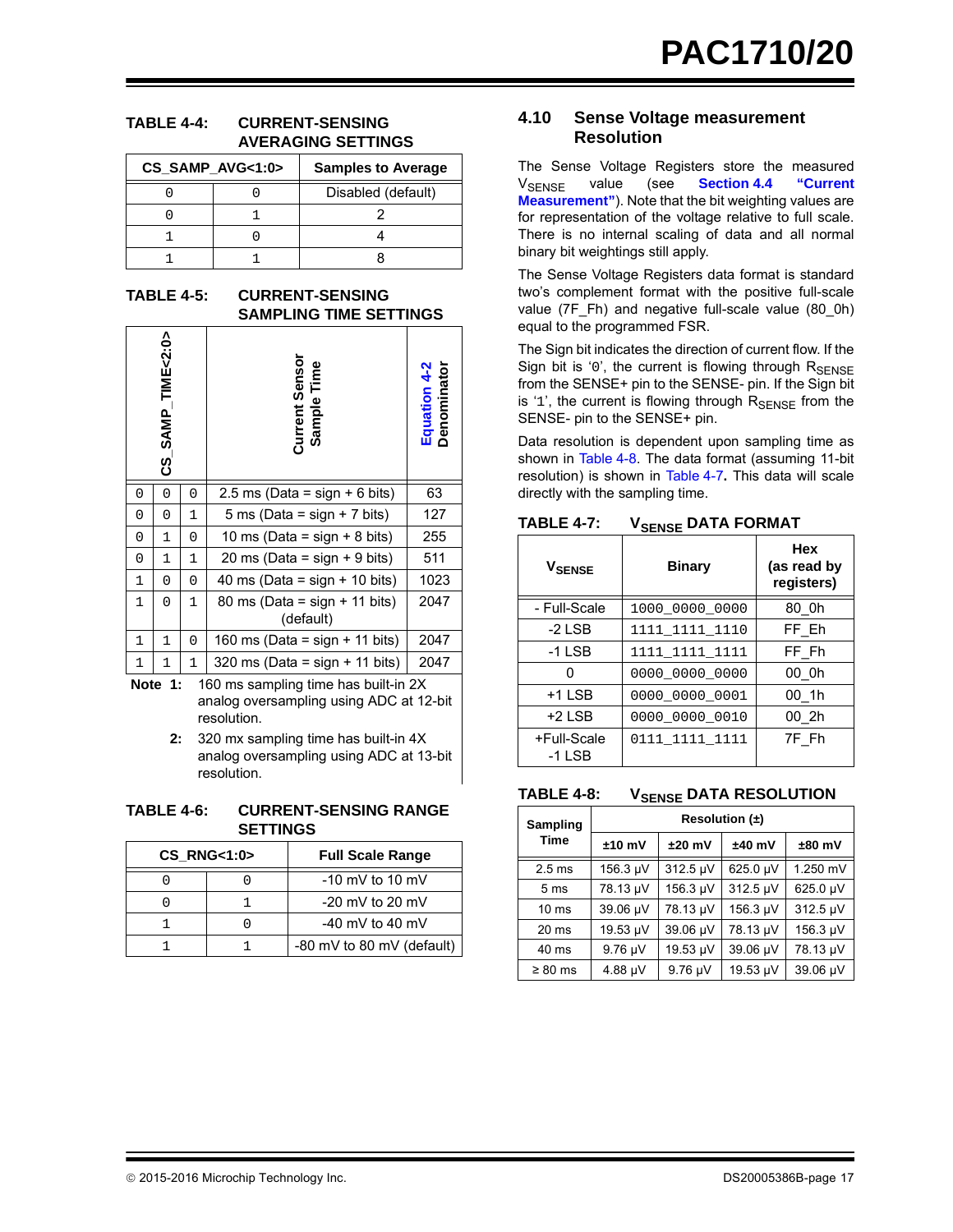**TABLE 4-4: CURRENT-SENSING AVERAGING SETTINGS**

| CS_SAMP_AVG<1:0> | | Samples to Average |
|---|---|---|
| 0 | 0 | Disabled (default) |
| 0 | 1 | 2 |
| 1 | 0 | 4 |
| 1 | 1 | 8 |

**TABLE 4-5: CURRENT-SENSING SAMPLING TIME SETTINGS**

| CS_SAMP_TIME<2:0> | | | Current Sensor Sample Time | Equation 4-2 Denominator |
|---|---|---|---|---|
| 0 | 0 | 0 | 2.5 ms (Data = sign + 6 bits) | 63 |
| 0 | 0 | 1 | 5 ms (Data = sign + 7 bits) | 127 |
| 0 | 1 | 0 | 10 ms (Data = sign + 8 bits) | 255 |
| 0 | 1 | 1 | 20 ms (Data = sign + 9 bits) | 511 |
| 1 | 0 | 0 | 40 ms (Data = sign + 10 bits) | 1023 |
| 1 | 0 | 1 | 80 ms (Data = sign + 11 bits) (default) | 2047 |
| 1 | 1 | 0 | 160 ms (Data = sign + 11 bits) | 2047 |
| 1 | 1 | 1 | 320 ms (Data = sign + 11 bits) | 2047 |

**Note 1:** 160 ms sampling time has built-in 2X analog oversampling using ADC at 12-bit resolution.

**2:** 320 mx sampling time has built-in 4X analog oversampling using ADC at 13-bit resolution.

**TABLE 4-6: CURRENT-SENSING RANGE SETTINGS**

| CS_RNG<1:0> | | Full Scale Range |
|---|---|---|
| 0 | 0 | -10 mV to 10 mV |
| 0 | 1 | -20 mV to 20 mV |
| 1 | 0 | -40 mV to 40 mV |
| 1 | 1 | -80 mV to 80 mV (default) |

## 4.10 Sense Voltage measurement Resolution

The Sense Voltage Registers store the measured $V_{SENSE}$ value (see **Section 4.4 "Current Measurement"**). Note that the bit weighting values are for representation of the voltage relative to full scale. There is no internal scaling of data and all normal binary bit weightings still apply.

The Sense Voltage Registers data format is standard two's complement format with the positive full-scale value (7F_Fh) and negative full-scale value (80_0h) equal to the programmed FSR.

The Sign bit indicates the direction of current flow. If the Sign bit is '0', the current is flowing through $R_{SENSE}$ from the SENSE+ pin to the SENSE- pin. If the Sign bit is '1', the current is flowing through $R_{SENSE}$ from the SENSE- pin to the SENSE+ pin.

Data resolution is dependent upon sampling time as shown in Table 4-8. The data format (assuming 11-bit resolution) is shown in Table 4-7**.** This data will scale directly with the sampling time.

**TABLE 4-7: $V_{SENSE}$ DATA FORMAT**

| $V_{SENSE}$ | Binary | Hex (as read by registers) |
|---|---|---|
| - Full-Scale | 1000_0000_0000 | 80_0h |
| -2 LSB | 1111_1111_1110 | FF_Eh |
| -1 LSB | 1111_1111_1111 | FF_Fh |
| 0 | 0000_0000_0000 | 00_0h |
| +1 LSB | 0000_0000_0001 | 00_1h |
| +2 LSB | 0000_0000_0010 | 00_2h |
| +Full-Scale -1 LSB | 0111_1111_1111 | 7F_Fh |

**TABLE 4-8: $V_{SENSE}$ DATA RESOLUTION**

| Sampling Time | Resolution (±) | | | |
|---|---|---|---|---|
| | ±10 mV | ±20 mV | ±40 mV | ±80 mV |
| 2.5 ms | 156.3 µV | 312.5 µV | 625.0 µV | 1.250 mV |
| 5 ms | 78.13 µV | 156.3 µV | 312.5 µV | 625.0 µV |
| 10 ms | 39.06 µV | 78.13 µV | 156.3 µV | 312.5 µV |
| 20 ms | 19.53 µV | 39.06 µV | 78.13 µV | 156.3 µV |
| 40 ms | 9.76 µV | 19.53 µV | 39.06 µV | 78.13 µV |
| ≥ 80 ms | 4.88 µV | 9.76 µV | 19.53 µV | 39.06 µV |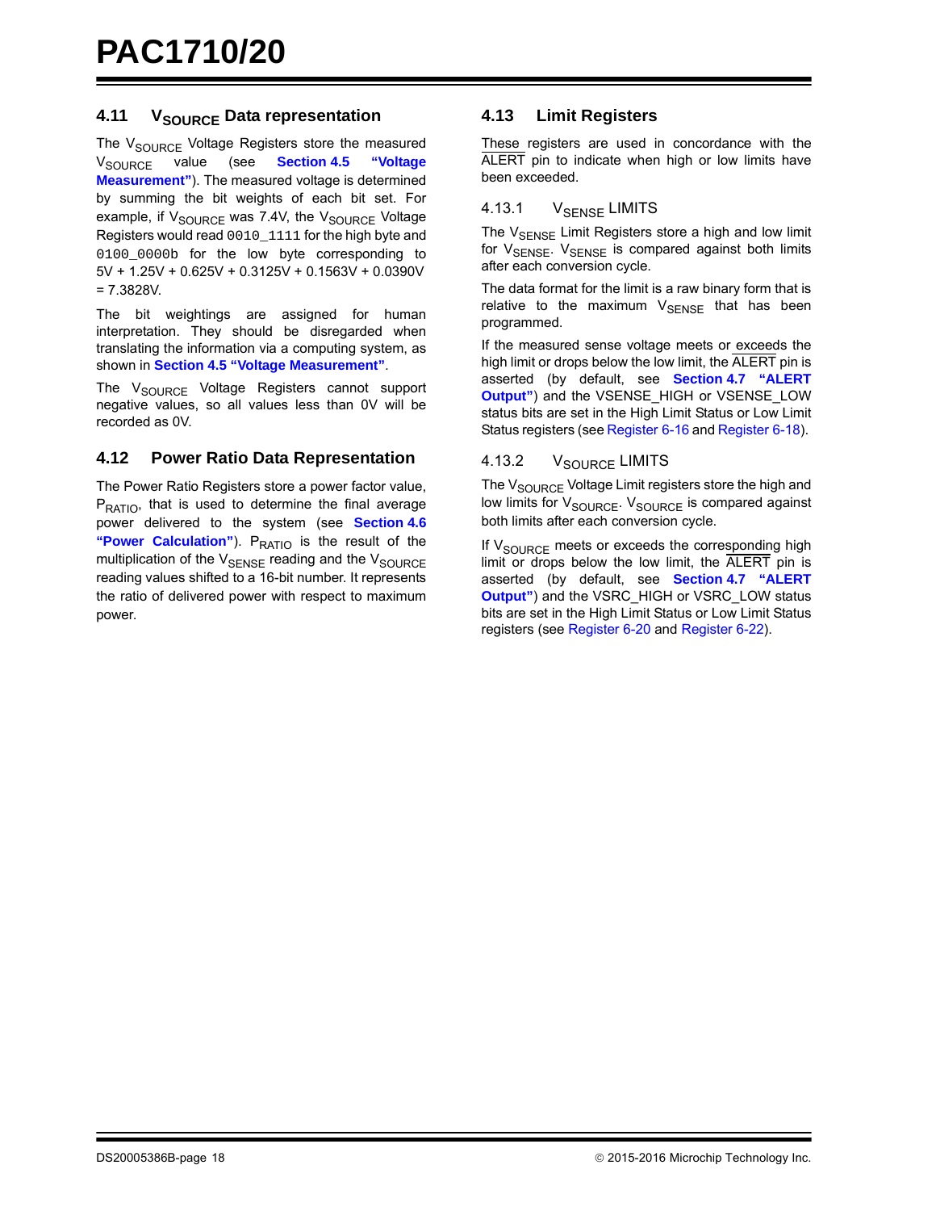## 4.11 $V_{SOURCE}$ Data representation

The $V_{SOURCE}$ Voltage Registers store the measured $V_{SOURCE}$ value (see **Section 4.5 "Voltage Measurement"**). The measured voltage is determined by summing the bit weights of each bit set. For example, if $V_{SOURCE}$ was 7.4V, the $V_{SOURCE}$ Voltage Registers would read `0010_1111` for the high byte and `0100_0000b` for the low byte corresponding to 5V + 1.25V + 0.625V + 0.3125V + 0.1563V + 0.0390V = 7.3828V.

The bit weightings are assigned for human interpretation. They should be disregarded when translating the information via a computing system, as shown in **Section 4.5 "Voltage Measurement"**.

The $V_{SOURCE}$ Voltage Registers cannot support negative values, so all values less than 0V will be recorded as 0V.

## 4.12 Power Ratio Data Representation

The Power Ratio Registers store a power factor value, $P_{RATIO}$, that is used to determine the final average power delivered to the system (see **Section 4.6 "Power Calculation"**). $P_{RATIO}$ is the result of the multiplication of the $V_{SENSE}$ reading and the $V_{SOURCE}$ reading values shifted to a 16-bit number. It represents the ratio of delivered power with respect to maximum power.

## 4.13 Limit Registers

These registers are used in concordance with the $\overline{\text{ALERT}}$ pin to indicate when high or low limits have been exceeded.

### 4.13.1 $V_{SENSE}$ LIMITS

The $V_{SENSE}$ Limit Registers store a high and low limit for $V_{SENSE}$. $V_{SENSE}$ is compared against both limits after each conversion cycle.

The data format for the limit is a raw binary form that is relative to the maximum $V_{SENSE}$ that has been programmed.

If the measured sense voltage meets or exceeds the high limit or drops below the low limit, the $\overline{\text{ALERT}}$ pin is asserted (by default, see **Section 4.7 "ALERT Output"**) and the VSENSE_HIGH or VSENSE_LOW status bits are set in the High Limit Status or Low Limit Status registers (see Register 6-16 and Register 6-18).

### 4.13.2 $V_{SOURCE}$ LIMITS

The $V_{SOURCE}$ Voltage Limit registers store the high and low limits for $V_{SOURCE}$. $V_{SOURCE}$ is compared against both limits after each conversion cycle.

If $V_{SOURCE}$ meets or exceeds the corresponding high limit or drops below the low limit, the $\overline{\text{ALERT}}$ pin is asserted (by default, see **Section 4.7 "ALERT Output"**) and the VSRC_HIGH or VSRC_LOW status bits are set in the High Limit Status or Low Limit Status registers (see Register 6-20 and Register 6-22).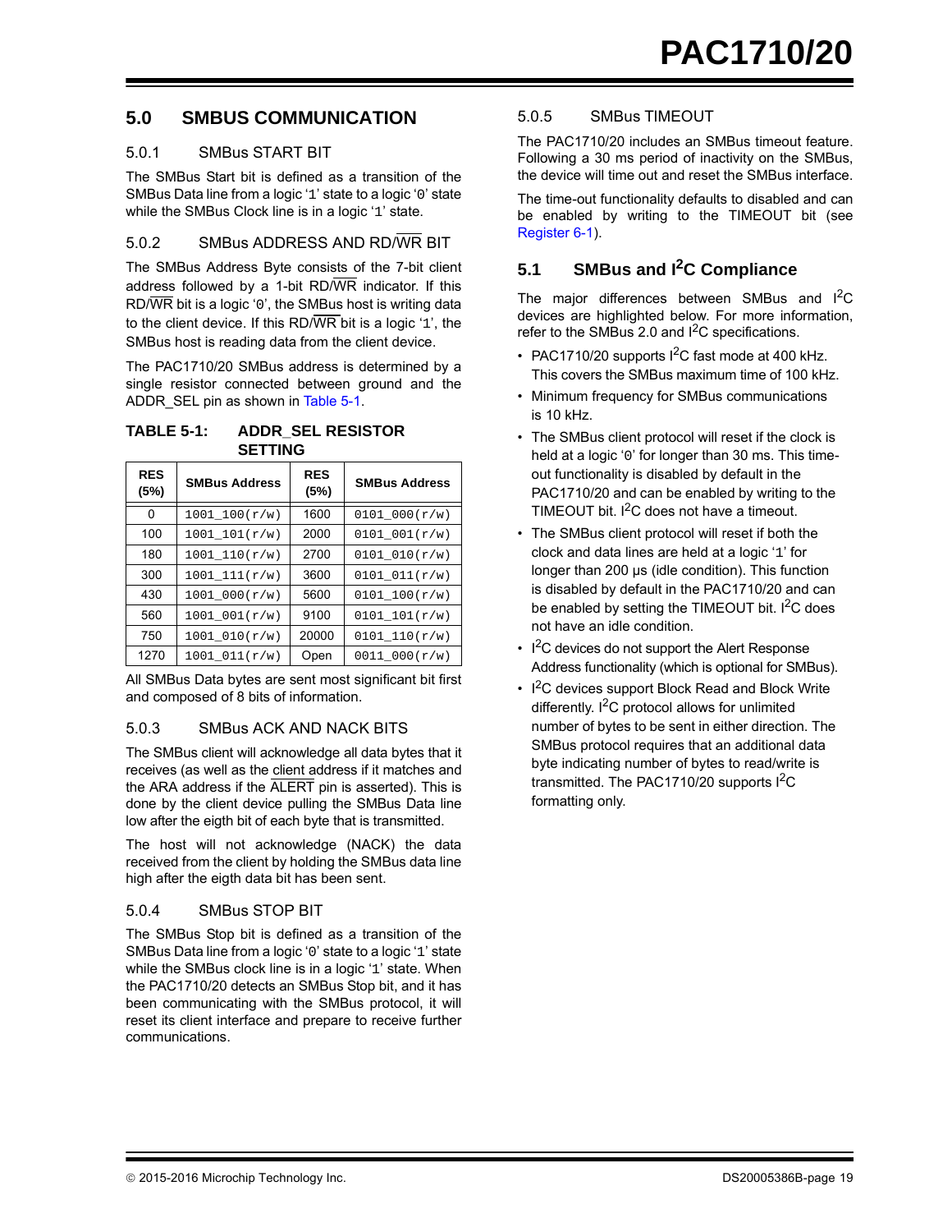## 5.0 SMBUS COMMUNICATION

### 5.0.1 SMBus START BIT

The SMBus Start bit is defined as a transition of the SMBus Data line from a logic '1' state to a logic '0' state while the SMBus Clock line is in a logic '1' state.

### 5.0.2 SMBus ADDRESS AND RD/WR BIT

The SMBus Address Byte consists of the 7-bit client address followed by a 1-bit RD/WR indicator. If this RD/WR bit is a logic '0', the SMBus host is writing data to the client device. If this RD/WR bit is a logic '1', the SMBus host is reading data from the client device.

The PAC1710/20 SMBus address is determined by a single resistor connected between ground and the ADDR_SEL pin as shown in Table 5-1.

**TABLE 5-1: ADDR_SEL RESISTOR SETTING**

| RES (5%) | SMBus Address | RES (5%) | SMBus Address |
|---|---|---|---|
| 0 | 1001_100(r/w) | 1600 | 0101_000(r/w) |
| 100 | 1001_101(r/w) | 2000 | 0101_001(r/w) |
| 180 | 1001_110(r/w) | 2700 | 0101_010(r/w) |
| 300 | 1001_111(r/w) | 3600 | 0101_011(r/w) |
| 430 | 1001_000(r/w) | 5600 | 0101_100(r/w) |
| 560 | 1001_001(r/w) | 9100 | 0101_101(r/w) |
| 750 | 1001_010(r/w) | 20000 | 0101_110(r/w) |
| 1270 | 1001_011(r/w) | Open | 0011_000(r/w) |

All SMBus Data bytes are sent most significant bit first and composed of 8 bits of information.

### 5.0.3 SMBus ACK AND NACK BITS

The SMBus client will acknowledge all data bytes that it receives (as well as the client address if it matches and the ARA address if the ALERT pin is asserted). This is done by the client device pulling the SMBus Data line low after the eigth bit of each byte that is transmitted.

The host will not acknowledge (NACK) the data received from the client by holding the SMBus data line high after the eigth data bit has been sent.

### 5.0.4 SMBus STOP BIT

The SMBus Stop bit is defined as a transition of the SMBus Data line from a logic '0' state to a logic '1' state while the SMBus clock line is in a logic '1' state. When the PAC1710/20 detects an SMBus Stop bit, and it has been communicating with the SMBus protocol, it will reset its client interface and prepare to receive further communications.

### 5.0.5 SMBus TIMEOUT

The PAC1710/20 includes an SMBus timeout feature. Following a 30 ms period of inactivity on the SMBus, the device will time out and reset the SMBus interface.

The time-out functionality defaults to disabled and can be enabled by writing to the TIMEOUT bit (see Register 6-1).

## 5.1 SMBus and I²C Compliance

The major differences between SMBus and I²C devices are highlighted below. For more information, refer to the SMBus 2.0 and I²C specifications.

- PAC1710/20 supports I²C fast mode at 400 kHz. This covers the SMBus maximum time of 100 kHz.
- Minimum frequency for SMBus communications is 10 kHz.
- The SMBus client protocol will reset if the clock is held at a logic '0' for longer than 30 ms. This time-out functionality is disabled by default in the PAC1710/20 and can be enabled by writing to the TIMEOUT bit. I²C does not have a timeout.
- The SMBus client protocol will reset if both the clock and data lines are held at a logic '1' for longer than 200 µs (idle condition). This function is disabled by default in the PAC1710/20 and can be enabled by setting the TIMEOUT bit. I²C does not have an idle condition.
- I²C devices do not support the Alert Response Address functionality (which is optional for SMBus).
- I²C devices support Block Read and Block Write differently. I²C protocol allows for unlimited number of bytes to be sent in either direction. The SMBus protocol requires that an additional data byte indicating number of bytes to read/write is transmitted. The PAC1710/20 supports I²C formatting only.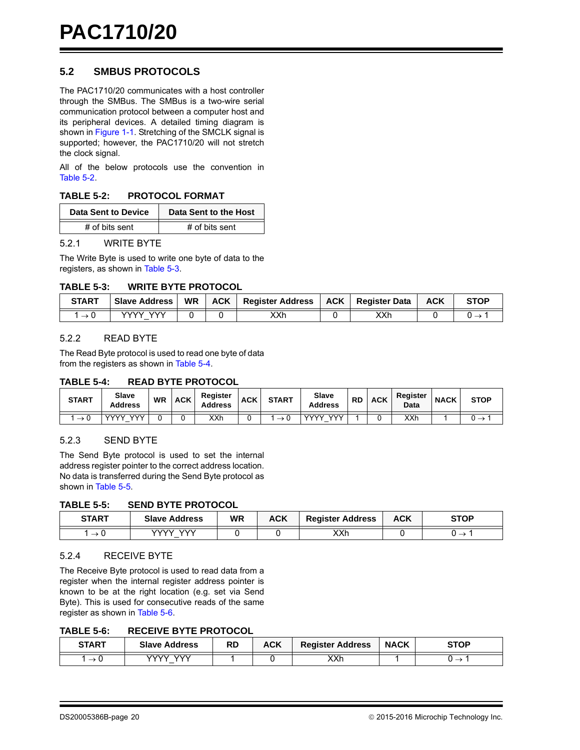## 5.2 SMBUS PROTOCOLS

The PAC1710/20 communicates with a host controller through the SMBus. The SMBus is a two-wire serial communication protocol between a computer host and its peripheral devices. A detailed timing diagram is shown in Figure 1-1. Stretching of the SMCLK signal is supported; however, the PAC1710/20 will not stretch the clock signal.

All of the below protocols use the convention in Table 5-2.

**TABLE 5-2: PROTOCOL FORMAT**

| Data Sent to Device | Data Sent to the Host |
|---|---|
| # of bits sent | # of bits sent |

### 5.2.1 WRITE BYTE

The Write Byte is used to write one byte of data to the registers, as shown in Table 5-3.

**TABLE 5-3: WRITE BYTE PROTOCOL**

| START | Slave Address | WR | ACK | Register Address | ACK | Register Data | ACK | STOP |
|---|---|---|---|---|---|---|---|---|
| $1 \rightarrow 0$ | YYYY_YYY | 0 | 0 | XXh | 0 | XXh | 0 | $0 \rightarrow 1$ |

### 5.2.2 READ BYTE

The Read Byte protocol is used to read one byte of data from the registers as shown in Table 5-4.

**TABLE 5-4: READ BYTE PROTOCOL**

| START | Slave Address | WR | ACK | Register Address | ACK | START | Slave Address | RD | ACK | Register Data | NACK | STOP |
|---|---|---|---|---|---|---|---|---|---|---|---|---|
| $1 \rightarrow 0$ | YYYY_YYY | 0 | 0 | XXh | 0 | $1 \rightarrow 0$ | YYYY_YYY | 1 | 0 | XXh | 1 | $0 \rightarrow 1$ |

### 5.2.3 SEND BYTE

The Send Byte protocol is used to set the internal address register pointer to the correct address location. No data is transferred during the Send Byte protocol as shown in Table 5-5.

**TABLE 5-5: SEND BYTE PROTOCOL**

| START | Slave Address | WR | ACK | Register Address | ACK | STOP |
|---|---|---|---|---|---|---|
| $1 \rightarrow 0$ | YYYY_YYY | 0 | 0 | XXh | 0 | $0 \rightarrow 1$ |

### 5.2.4 RECEIVE BYTE

The Receive Byte protocol is used to read data from a register when the internal register address pointer is known to be at the right location (e.g. set via Send Byte). This is used for consecutive reads of the same register as shown in Table 5-6.

**TABLE 5-6: RECEIVE BYTE PROTOCOL**

| START | Slave Address | RD | ACK | Register Address | NACK | STOP |
|---|---|---|---|---|---|---|
| $1 \rightarrow 0$ | YYYY_YYY | 1 | 0 | XXh | 1 | $0 \rightarrow 1$ |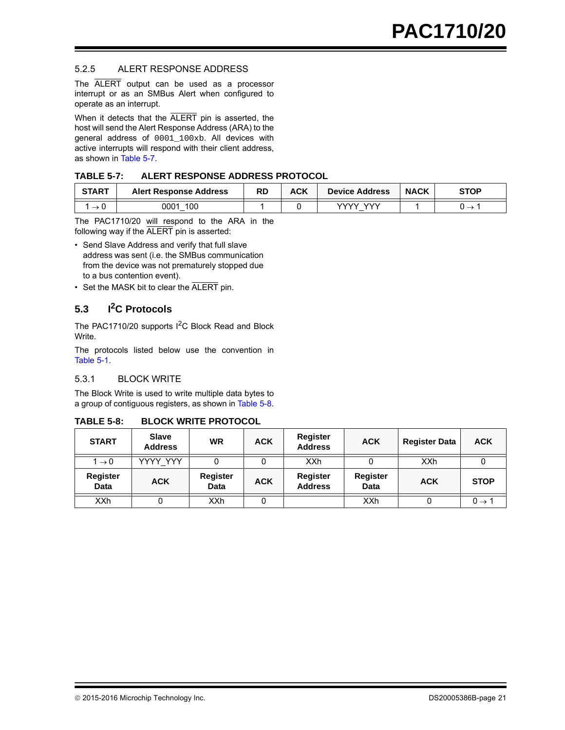### 5.2.5 ALERT RESPONSE ADDRESS

The $\overline{\text{ALERT}}$ output can be used as a processor interrupt or as an SMBus Alert when configured to operate as an interrupt.

When it detects that the $\overline{\text{ALERT}}$ pin is asserted, the host will send the Alert Response Address (ARA) to the general address of 0001_100xb. All devices with active interrupts will respond with their client address, as shown in Table 5-7.

**TABLE 5-7: ALERT RESPONSE ADDRESS PROTOCOL**

| START | Alert Response Address | RD | ACK | Device Address | NACK | STOP |
|---|---|---|---|---|---|---|
| 1 → 0 | 0001_100 | 1 | 0 | YYYY_YYY | 1 | 0 → 1 |

The PAC1710/20 will respond to the ARA in the following way if the $\overline{\text{ALERT}}$ pin is asserted:

- Send Slave Address and verify that full slave address was sent (i.e. the SMBus communication from the device was not prematurely stopped due to a bus contention event).
- Set the MASK bit to clear the $\overline{\text{ALERT}}$ pin.

## 5.3 I$^2$C Protocols

The PAC1710/20 supports I$^2$C Block Read and Block Write.

The protocols listed below use the convention in Table 5-1.

### 5.3.1 BLOCK WRITE

The Block Write is used to write multiple data bytes to a group of contiguous registers, as shown in Table 5-8.

**TABLE 5-8: BLOCK WRITE PROTOCOL**

| START | Slave Address | WR | ACK | Register Address | ACK | Register Data | ACK |
|---|---|---|---|---|---|---|---|
| 1 → 0 | YYYY_YYY | 0 | 0 | XXh | 0 | XXh | 0 |
| **Register Data** | **ACK** | **Register Data** | **ACK** | **Register Address** | **Register Data** | **ACK** | **STOP** |
| XXh | 0 | XXh | 0 | | XXh | 0 | 0 → 1 |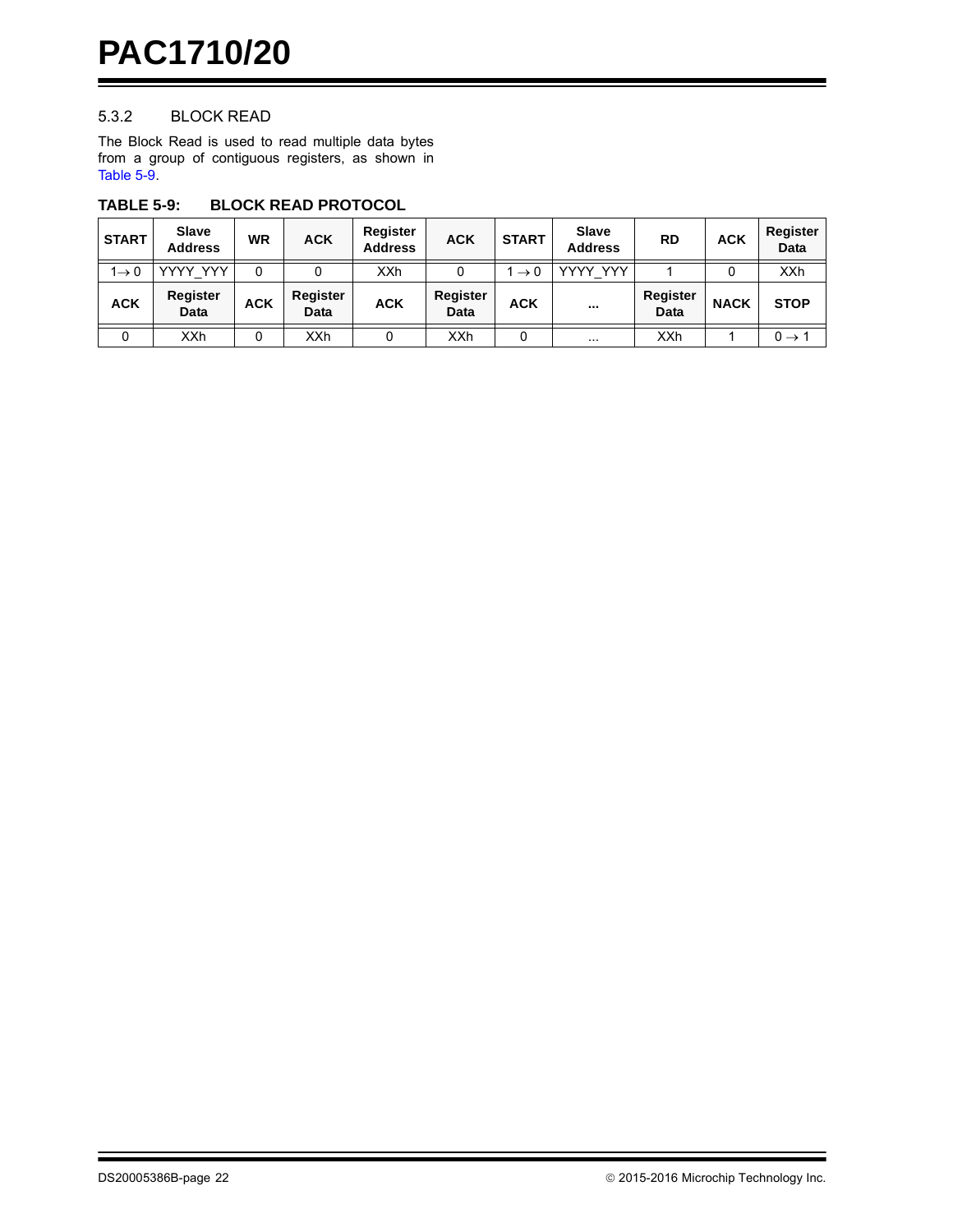### 5.3.2 BLOCK READ

The Block Read is used to read multiple data bytes from a group of contiguous registers, as shown in Table 5-9.

**TABLE 5-9: BLOCK READ PROTOCOL**

| START | Slave Address | WR | ACK | Register Address | ACK | START | Slave Address | RD | ACK | Register Data |
|---|---|---|---|---|---|---|---|---|---|---|
| 1→ 0 | YYYY_YYY | 0 | 0 | XXh | 0 | 1 → 0 | YYYY_YYY | 1 | 0 | XXh |
| **ACK** | **Register Data** | **ACK** | **Register Data** | **ACK** | **Register Data** | **ACK** | **...** | **Register Data** | **NACK** | **STOP** |
| 0 | XXh | 0 | XXh | 0 | XXh | 0 | ... | XXh | 1 | 0 → 1 |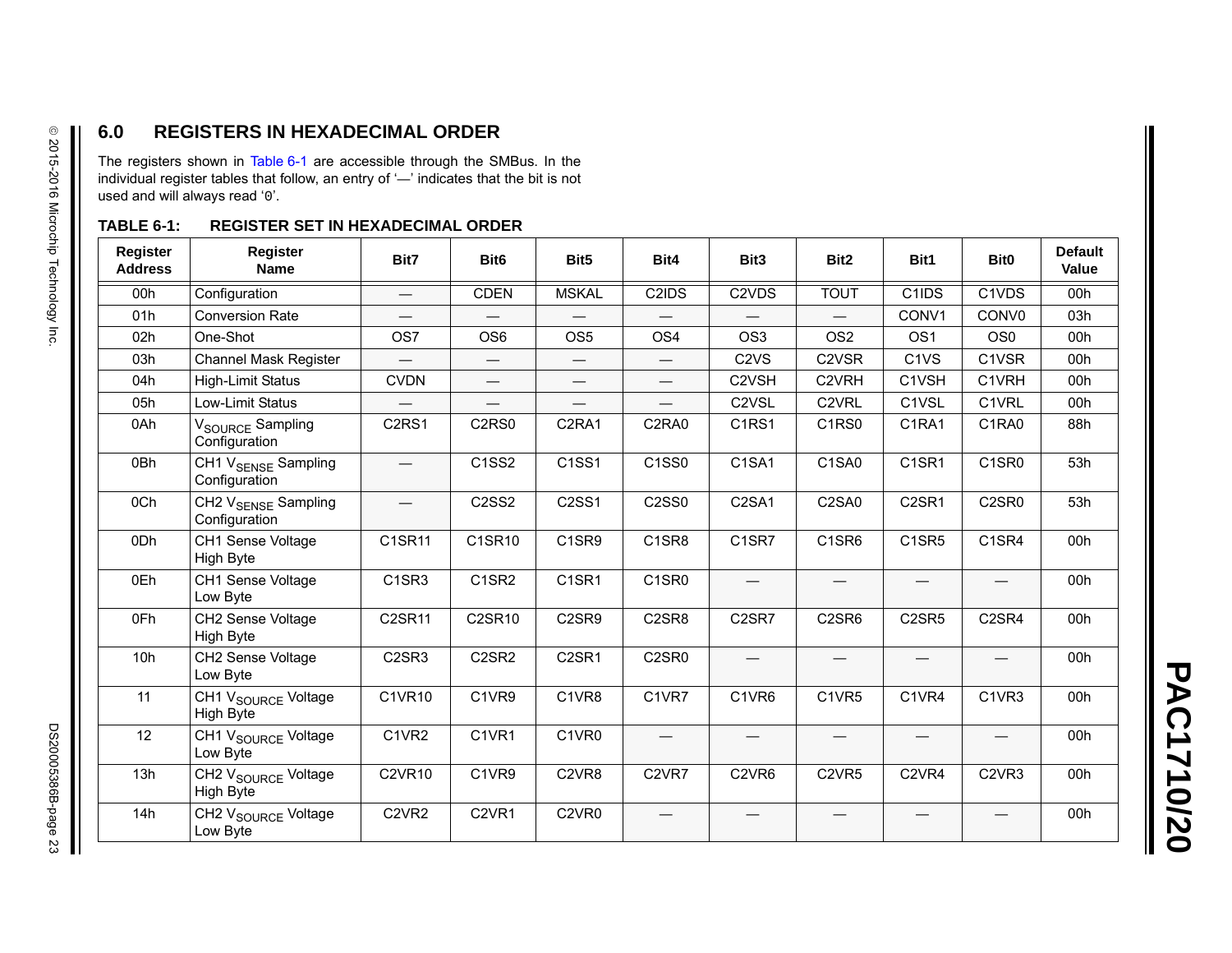## 6.0 REGISTERS IN HEXADECIMAL ORDER

The registers shown in Table 6-1 are accessible through the SMBus. In the individual register tables that follow, an entry of '—' indicates that the bit is not used and will always read '0'.

**TABLE 6-1: REGISTER SET IN HEXADECIMAL ORDER**

| Register Address | Register Name | Bit7 | Bit6 | Bit5 | Bit4 | Bit3 | Bit2 | Bit1 | Bit0 | Default Value |
|---|---|---|---|---|---|---|---|---|---|---|
| 00h | Configuration | — | CDEN | MSKAL | C2IDS | C2VDS | TOUT | C1IDS | C1VDS | 00h |
| 01h | Conversion Rate | — | — | — | — | — | — | CONV1 | CONV0 | 03h |
| 02h | One-Shot | OS7 | OS6 | OS5 | OS4 | OS3 | OS2 | OS1 | OS0 | 00h |
| 03h | Channel Mask Register | — | — | — | — | C2VS | C2VSR | C1VS | C1VSR | 00h |
| 04h | High-Limit Status | CVDN | — | — | — | C2VSH | C2VRH | C1VSH | C1VRH | 00h |
| 05h | Low-Limit Status | — | — | — | — | C2VSL | C2VRL | C1VSL | C1VRL | 00h |
| 0Ah | $V_{SOURCE}$ Sampling Configuration | C2RS1 | C2RS0 | C2RA1 | C2RA0 | C1RS1 | C1RS0 | C1RA1 | C1RA0 | 88h |
| 0Bh | CH1 $V_{SENSE}$ Sampling Configuration | — | C1SS2 | C1SS1 | C1SS0 | C1SA1 | C1SA0 | C1SR1 | C1SR0 | 53h |
| 0Ch | CH2 $V_{SENSE}$ Sampling Configuration | — | C2SS2 | C2SS1 | C2SS0 | C2SA1 | C2SA0 | C2SR1 | C2SR0 | 53h |
| 0Dh | CH1 Sense Voltage High Byte | C1SR11 | C1SR10 | C1SR9 | C1SR8 | C1SR7 | C1SR6 | C1SR5 | C1SR4 | 00h |
| 0Eh | CH1 Sense Voltage Low Byte | C1SR3 | C1SR2 | C1SR1 | C1SR0 | — | — | — | — | 00h |
| 0Fh | CH2 Sense Voltage High Byte | C2SR11 | C2SR10 | C2SR9 | C2SR8 | C2SR7 | C2SR6 | C2SR5 | C2SR4 | 00h |
| 10h | CH2 Sense Voltage Low Byte | C2SR3 | C2SR2 | C2SR1 | C2SR0 | — | — | — | — | 00h |
| 11 | CH1 $V_{SOURCE}$ Voltage High Byte | C1VR10 | C1VR9 | C1VR8 | C1VR7 | C1VR6 | C1VR5 | C1VR4 | C1VR3 | 00h |
| 12 | CH1 $V_{SOURCE}$ Voltage Low Byte | C1VR2 | C1VR1 | C1VR0 | — | — | — | — | — | 00h |
| 13h | CH2 $V_{SOURCE}$ Voltage High Byte | C2VR10 | C1VR9 | C2VR8 | C2VR7 | C2VR6 | C2VR5 | C2VR4 | C2VR3 | 00h |
| 14h | CH2 $V_{SOURCE}$ Voltage Low Byte | C2VR2 | C2VR1 | C2VR0 | — | — | — | — | — | 00h |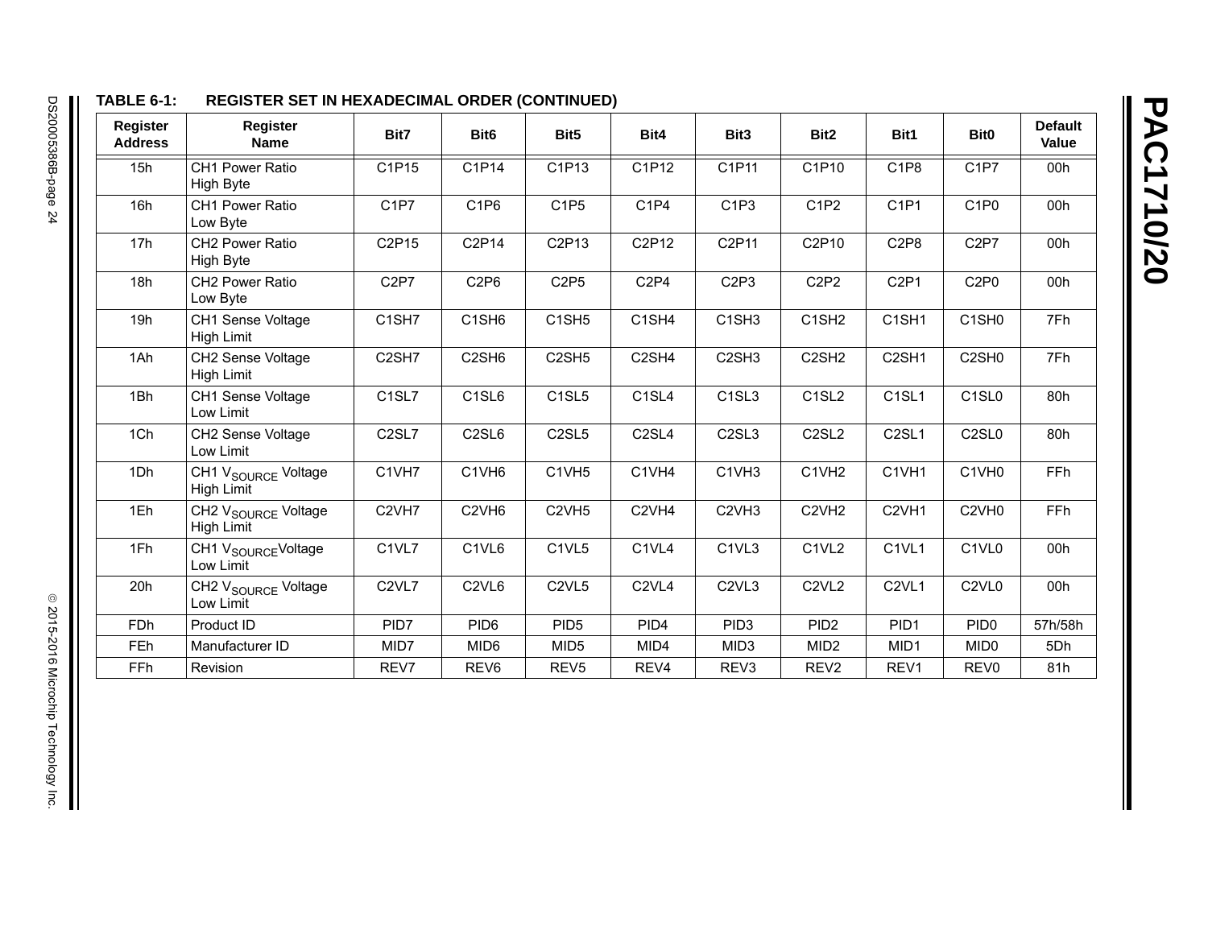**TABLE 6-1: REGISTER SET IN HEXADECIMAL ORDER (CONTINUED)**

| Register Address | Register Name | Bit7 | Bit6 | Bit5 | Bit4 | Bit3 | Bit2 | Bit1 | Bit0 | Default Value |
|---|---|---|---|---|---|---|---|---|---|---|
| 15h | CH1 Power Ratio High Byte | C1P15 | C1P14 | C1P13 | C1P12 | C1P11 | C1P10 | C1P8 | C1P7 | 00h |
| 16h | CH1 Power Ratio Low Byte | C1P7 | C1P6 | C1P5 | C1P4 | C1P3 | C1P2 | C1P1 | C1P0 | 00h |
| 17h | CH2 Power Ratio High Byte | C2P15 | C2P14 | C2P13 | C2P12 | C2P11 | C2P10 | C2P8 | C2P7 | 00h |
| 18h | CH2 Power Ratio Low Byte | C2P7 | C2P6 | C2P5 | C2P4 | C2P3 | C2P2 | C2P1 | C2P0 | 00h |
| 19h | CH1 Sense Voltage High Limit | C1SH7 | C1SH6 | C1SH5 | C1SH4 | C1SH3 | C1SH2 | C1SH1 | C1SH0 | 7Fh |
| 1Ah | CH2 Sense Voltage High Limit | C2SH7 | C2SH6 | C2SH5 | C2SH4 | C2SH3 | C2SH2 | C2SH1 | C2SH0 | 7Fh |
| 1Bh | CH1 Sense Voltage Low Limit | C1SL7 | C1SL6 | C1SL5 | C1SL4 | C1SL3 | C1SL2 | C1SL1 | C1SL0 | 80h |
| 1Ch | CH2 Sense Voltage Low Limit | C2SL7 | C2SL6 | C2SL5 | C2SL4 | C2SL3 | C2SL2 | C2SL1 | C2SL0 | 80h |
| 1Dh | CH1 $V_{SOURCE}$ Voltage High Limit | C1VH7 | C1VH6 | C1VH5 | C1VH4 | C1VH3 | C1VH2 | C1VH1 | C1VH0 | FFh |
| 1Eh | CH2 $V_{SOURCE}$ Voltage High Limit | C2VH7 | C2VH6 | C2VH5 | C2VH4 | C2VH3 | C2VH2 | C2VH1 | C2VH0 | FFh |
| 1Fh | CH1 $V_{SOURCE}$Voltage Low Limit | C1VL7 | C1VL6 | C1VL5 | C1VL4 | C1VL3 | C1VL2 | C1VL1 | C1VL0 | 00h |
| 20h | CH2 $V_{SOURCE}$ Voltage Low Limit | C2VL7 | C2VL6 | C2VL5 | C2VL4 | C2VL3 | C2VL2 | C2VL1 | C2VL0 | 00h |
| FDh | Product ID | PID7 | PID6 | PID5 | PID4 | PID3 | PID2 | PID1 | PID0 | 57h/58h |
| FEh | Manufacturer ID | MID7 | MID6 | MID5 | MID4 | MID3 | MID2 | MID1 | MID0 | 5Dh |
| FFh | Revision | REV7 | REV6 | REV5 | REV4 | REV3 | REV2 | REV1 | REV0 | 81h |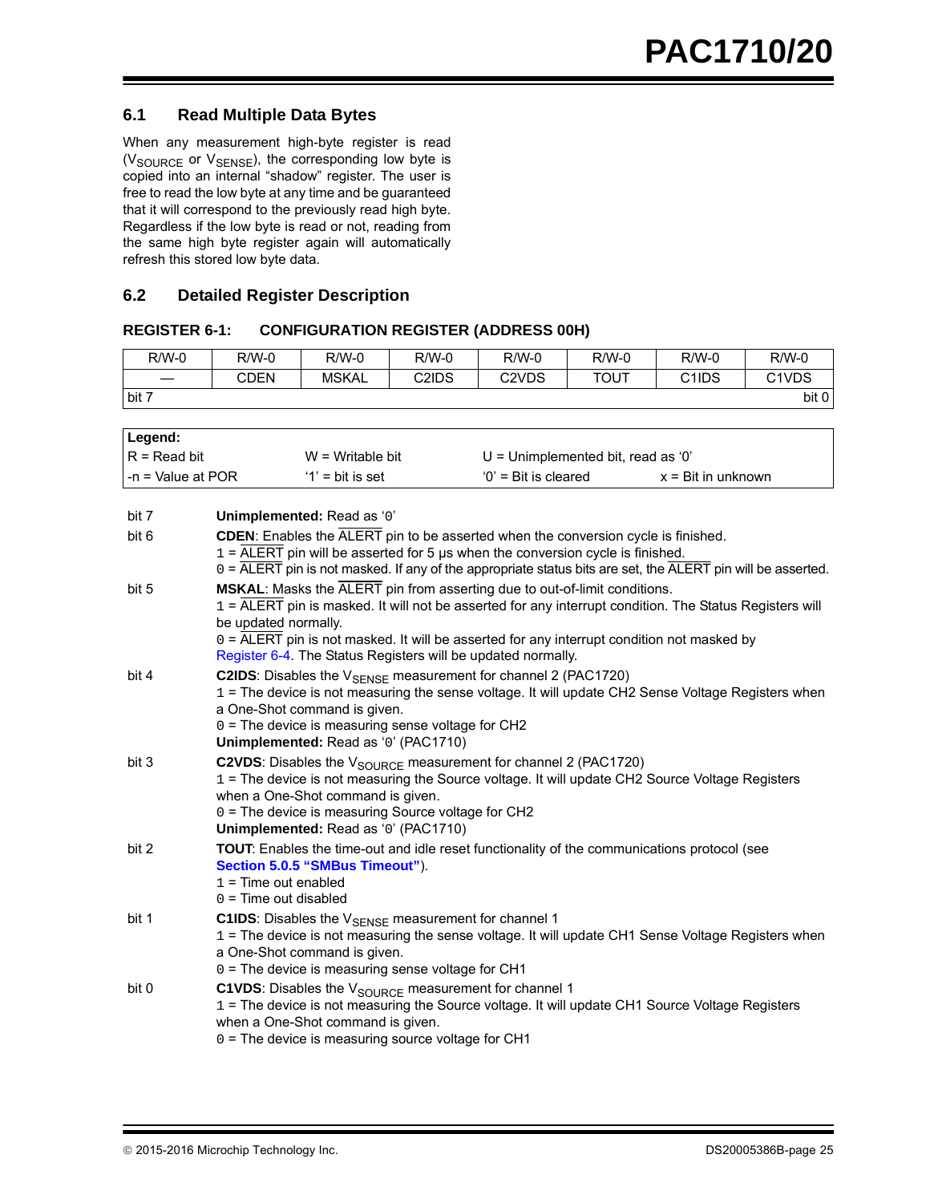## 6.1 Read Multiple Data Bytes

When any measurement high-byte register is read ($V_{SOURCE}$ or $V_{SENSE}$), the corresponding low byte is copied into an internal "shadow" register. The user is free to read the low byte at any time and be guaranteed that it will correspond to the previously read high byte. Regardless if the low byte is read or not, reading from the same high byte register again will automatically refresh this stored low byte data.

## 6.2 Detailed Register Description

**REGISTER 6-1: CONFIGURATION REGISTER (ADDRESS 00H)**

| R/W-0 | R/W-0 | R/W-0 | R/W-0 | R/W-0 | R/W-0 | R/W-0 | R/W-0 |
|---|---|---|---|---|---|---|---|
| — | CDEN | MSKAL | C2IDS | C2VDS | TOUT | C1IDS | C1VDS |
| bit 7 | | | | | | | bit 0 |

| **Legend:** | | | |
|---|---|---|---|
| R = Read bit | W = Writable bit | U = Unimplemented bit, read as '0' | |
| -n = Value at POR | '1' = bit is set | '0' = Bit is cleared | x = Bit in unknown |

bit 7 **Unimplemented:** Read as '0'

bit 6 **CDEN**: Enables the $\overline{ALERT}$ pin to be asserted when the conversion cycle is finished.
1 = $\overline{ALERT}$ pin will be asserted for 5 µs when the conversion cycle is finished.
0 = $\overline{ALERT}$ pin is not masked. If any of the appropriate status bits are set, the $\overline{ALERT}$ pin will be asserted.

bit 5 **MSKAL**: Masks the $\overline{ALERT}$ pin from asserting due to out-of-limit conditions.
1 = $\overline{ALERT}$ pin is masked. It will not be asserted for any interrupt condition. The Status Registers will be updated normally.
0 = $\overline{ALERT}$ pin is not masked. It will be asserted for any interrupt condition not masked by Register 6-4. The Status Registers will be updated normally.

bit 4 **C2IDS**: Disables the $V_{SENSE}$ measurement for channel 2 (PAC1720)
1 = The device is not measuring the sense voltage. It will update CH2 Sense Voltage Registers when a One-Shot command is given.
0 = The device is measuring sense voltage for CH2
**Unimplemented:** Read as '0' (PAC1710)

bit 3 **C2VDS**: Disables the $V_{SOURCE}$ measurement for channel 2 (PAC1720)
1 = The device is not measuring the Source voltage. It will update CH2 Source Voltage Registers when a One-Shot command is given.
0 = The device is measuring Source voltage for CH2
**Unimplemented:** Read as '0' (PAC1710)

bit 2 **TOUT**: Enables the time-out and idle reset functionality of the communications protocol (see **Section 5.0.5 "SMBus Timeout"**).
1 = Time out enabled
0 = Time out disabled

bit 1 **C1IDS**: Disables the $V_{SENSE}$ measurement for channel 1
1 = The device is not measuring the sense voltage. It will update CH1 Sense Voltage Registers when a One-Shot command is given.
0 = The device is measuring sense voltage for CH1

bit 0 **C1VDS**: Disables the $V_{SOURCE}$ measurement for channel 1
1 = The device is not measuring the Source voltage. It will update CH1 Source Voltage Registers when a One-Shot command is given.
0 = The device is measuring source voltage for CH1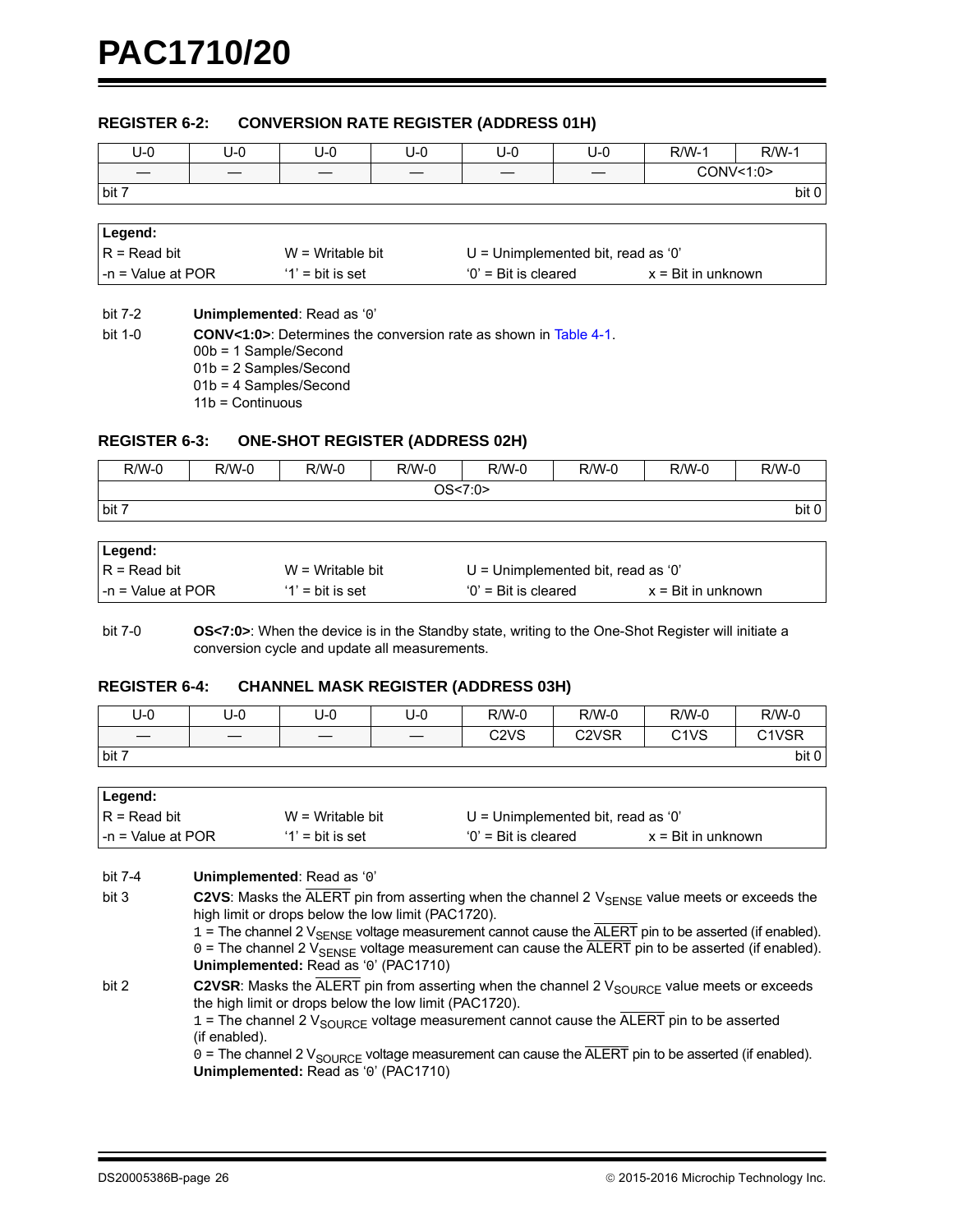## REGISTER 6-2: CONVERSION RATE REGISTER (ADDRESS 01H)

| U-0 | U-0 | U-0 | U-0 | U-0 | U-0 | R/W-1 | R/W-1 |
|---|---|---|---|---|---|---|---|
| — | — | — | — | — | — | CONV<1:0> | |
| bit 7 | | | | | | | bit 0 |

| **Legend:** | | | |
|---|---|---|---|
| R = Read bit | W = Writable bit | U = Unimplemented bit, read as '0' | |
| -n = Value at POR | '1' = bit is set | '0' = Bit is cleared | x = Bit in unknown |

bit 7-2 **Unimplemented**: Read as '0'

bit 1-0 **CONV<1:0>**: Determines the conversion rate as shown in Table 4-1.
00b = 1 Sample/Second
01b = 2 Samples/Second
01b = 4 Samples/Second
11b = Continuous

## REGISTER 6-3: ONE-SHOT REGISTER (ADDRESS 02H)

| R/W-0 | R/W-0 | R/W-0 | R/W-0 | R/W-0 | R/W-0 | R/W-0 | R/W-0 |
|---|---|---|---|---|---|---|---|
| OS<7:0> | | | | | | | |
| bit 7 | | | | | | | bit 0 |

| **Legend:** | | | |
|---|---|---|---|
| R = Read bit | W = Writable bit | U = Unimplemented bit, read as '0' | |
| -n = Value at POR | '1' = bit is set | '0' = Bit is cleared | x = Bit in unknown |

bit 7-0 **OS<7:0>**: When the device is in the Standby state, writing to the One-Shot Register will initiate a conversion cycle and update all measurements.

## REGISTER 6-4: CHANNEL MASK REGISTER (ADDRESS 03H)

| U-0 | U-0 | U-0 | U-0 | R/W-0 | R/W-0 | R/W-0 | R/W-0 |
|---|---|---|---|---|---|---|---|
| — | — | — | — | C2VS | C2VSR | C1VS | C1VSR |
| bit 7 | | | | | | | bit 0 |

| **Legend:** | | | |
|---|---|---|---|
| R = Read bit | W = Writable bit | U = Unimplemented bit, read as '0' | |
| -n = Value at POR | '1' = bit is set | '0' = Bit is cleared | x = Bit in unknown |

bit 7-4 **Unimplemented**: Read as '0'

bit 3 **C2VS**: Masks the ALERT pin from asserting when the channel 2 $V_{SENSE}$ value meets or exceeds the high limit or drops below the low limit (PAC1720).
1 = The channel 2 $V_{SENSE}$ voltage measurement cannot cause the ALERT pin to be asserted (if enabled).
0 = The channel 2 $V_{SENSE}$ voltage measurement can cause the ALERT pin to be asserted (if enabled).
**Unimplemented:** Read as '0' (PAC1710)

bit 2 **C2VSR**: Masks the ALERT pin from asserting when the channel 2 $V_{SOURCE}$ value meets or exceeds the high limit or drops below the low limit (PAC1720).
1 = The channel 2 $V_{SOURCE}$ voltage measurement cannot cause the ALERT pin to be asserted (if enabled).
0 = The channel 2 $V_{SOURCE}$ voltage measurement can cause the ALERT pin to be asserted (if enabled).
**Unimplemented:** Read as '0' (PAC1710)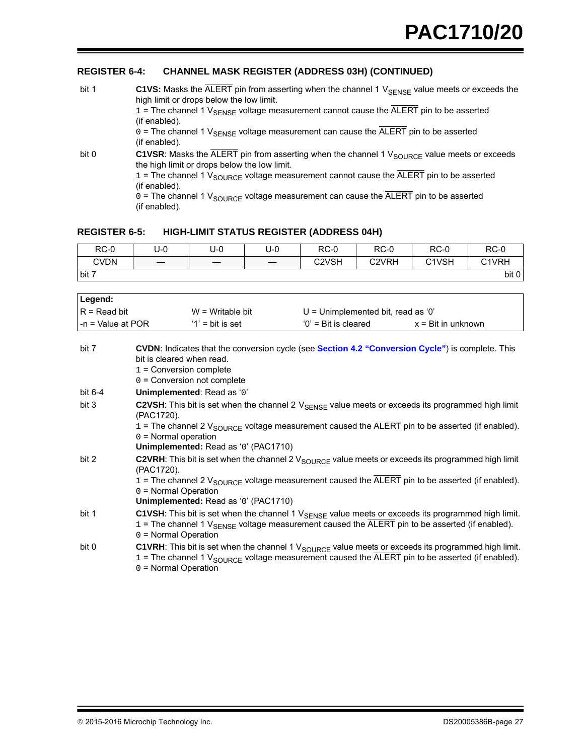### REGISTER 6-4: CHANNEL MASK REGISTER (ADDRESS 03H) (CONTINUED)

bit 1 **C1VS:** Masks the $\overline{\text{ALERT}}$ pin from asserting when the channel 1 $V_{SENSE}$ value meets or exceeds the high limit or drops below the low limit.
1 = The channel 1 $V_{SENSE}$ voltage measurement cannot cause the $\overline{\text{ALERT}}$ pin to be asserted (if enabled).
0 = The channel 1 $V_{SENSE}$ voltage measurement can cause the $\overline{\text{ALERT}}$ pin to be asserted (if enabled).

bit 0 **C1VSR**: Masks the $\overline{\text{ALERT}}$ pin from asserting when the channel 1 $V_{SOURCE}$ value meets or exceeds the high limit or drops below the low limit.
1 = The channel 1 $V_{SOURCE}$ voltage measurement cannot cause the $\overline{\text{ALERT}}$ pin to be asserted (if enabled).
0 = The channel 1 $V_{SOURCE}$ voltage measurement can cause the $\overline{\text{ALERT}}$ pin to be asserted (if enabled).

### REGISTER 6-5: HIGH-LIMIT STATUS REGISTER (ADDRESS 04H)

| RC-0 | U-0 | U-0 | U-0 | RC-0 | RC-0 | RC-0 | RC-0 |
|---|---|---|---|---|---|---|---|
| CVDN | — | — | — | C2VSH | C2VRH | C1VSH | C1VRH |
| bit 7 | | | | | | | bit 0 |

| Legend: | | | |
|---|---|---|---|
| R = Read bit | W = Writable bit | U = Unimplemented bit, read as ‘0’ | |
| -n = Value at POR | ‘1’ = bit is set | ‘0’ = Bit is cleared | x = Bit in unknown |

bit 7 **CVDN**: Indicates that the conversion cycle (see **Section 4.2 “Conversion Cycle”**) is complete. This bit is cleared when read.
1 = Conversion complete
0 = Conversion not complete

bit 6-4 **Unimplemented**: Read as ‘0’

bit 3 **C2VSH**: This bit is set when the channel 2 $V_{SENSE}$ value meets or exceeds its programmed high limit (PAC1720).
1 = The channel 2 $V_{SOURCE}$ voltage measurement caused the $\overline{\text{ALERT}}$ pin to be asserted (if enabled).
0 = Normal operation
**Unimplemented:** Read as ‘0’ (PAC1710)

bit 2 **C2VRH**: This bit is set when the channel 2 $V_{SOURCE}$ value meets or exceeds its programmed high limit (PAC1720).
1 = The channel 2 $V_{SOURCE}$ voltage measurement caused the $\overline{\text{ALERT}}$ pin to be asserted (if enabled).
0 = Normal Operation
**Unimplemented:** Read as ‘0’ (PAC1710)

bit 1 **C1VSH**: This bit is set when the channel 1 $V_{SENSE}$ value meets or exceeds its programmed high limit.
1 = The channel 1 $V_{SENSE}$ voltage measurement caused the $\overline{\text{ALERT}}$ pin to be asserted (if enabled).
0 = Normal Operation

bit 0 **C1VRH**: This bit is set when the channel 1 $V_{SOURCE}$ value meets or exceeds its programmed high limit.
1 = The channel 1 $V_{SOURCE}$ voltage measurement caused the $\overline{\text{ALERT}}$ pin to be asserted (if enabled).
0 = Normal Operation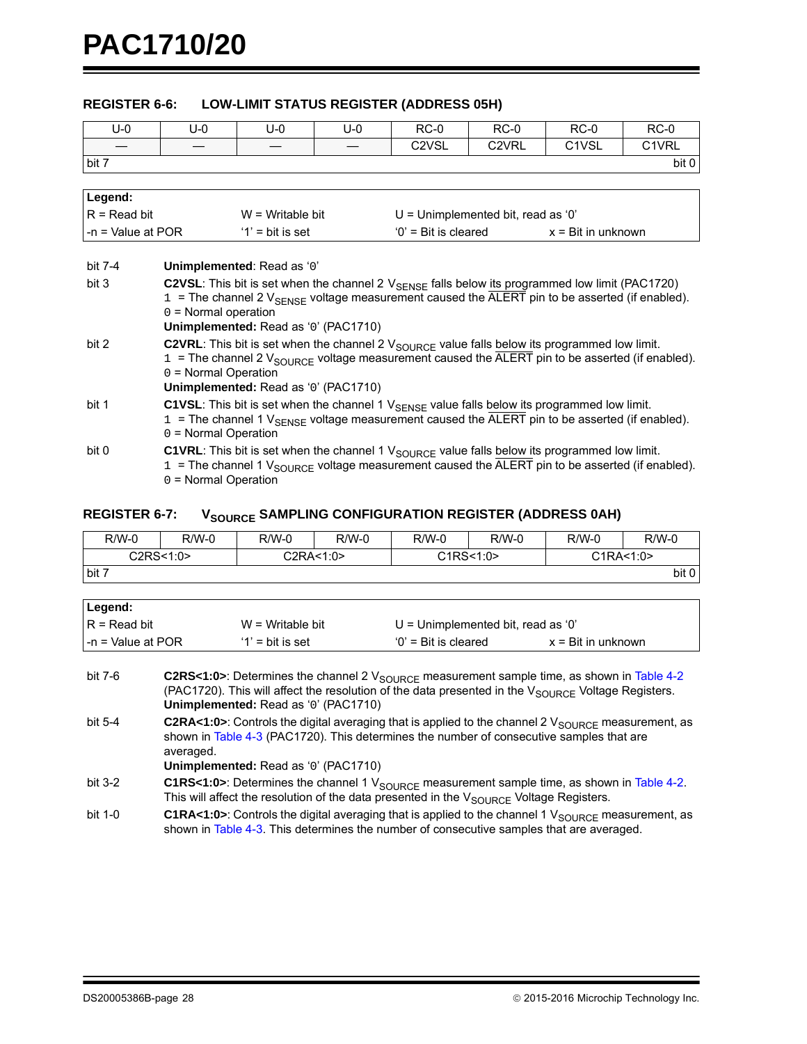### REGISTER 6-6: LOW-LIMIT STATUS REGISTER (ADDRESS 05H)

| U-0 | U-0 | U-0 | U-0 | RC-0 | RC-0 | RC-0 | RC-0 |
|---|---|---|---|---|---|---|---|
| — | — | — | — | C2VSL | C2VRL | C1VSL | C1VRL |
| bit 7 | | | | | | | bit 0 |

| Legend: | | | |
|---|---|---|---|
| R = Read bit | W = Writable bit | U = Unimplemented bit, read as ‘0’ | |
| -n = Value at POR | ‘1’ = bit is set | ‘0’ = Bit is cleared | x = Bit in unknown |

bit 7-4 **Unimplemented**: Read as ‘0’

bit 3 **C2VSL**: This bit is set when the channel 2 $V_{SENSE}$ falls below its programmed low limit (PAC1720)
1 = The channel 2 $V_{SENSE}$ voltage measurement caused the $\overline{ALERT}$ pin to be asserted (if enabled).
0 = Normal operation
**Unimplemented:** Read as ‘0’ (PAC1710)

bit 2 **C2VRL**: This bit is set when the channel 2 $V_{SOURCE}$ value falls below its programmed low limit.
1 = The channel 2 $V_{SOURCE}$ voltage measurement caused the $\overline{ALERT}$ pin to be asserted (if enabled).
0 = Normal Operation
**Unimplemented:** Read as ‘0’ (PAC1710)

bit 1 **C1VSL**: This bit is set when the channel 1 $V_{SENSE}$ value falls below its programmed low limit.
1 = The channel 1 $V_{SENSE}$ voltage measurement caused the $\overline{ALERT}$ pin to be asserted (if enabled).
0 = Normal Operation

bit 0 **C1VRL**: This bit is set when the channel 1 $V_{SOURCE}$ value falls below its programmed low limit.
1 = The channel 1 $V_{SOURCE}$ voltage measurement caused the $\overline{ALERT}$ pin to be asserted (if enabled).
0 = Normal Operation

### REGISTER 6-7: $V_{SOURCE}$ SAMPLING CONFIGURATION REGISTER (ADDRESS 0AH)

| R/W-0 | R/W-0 | R/W-0 | R/W-0 | R/W-0 | R/W-0 | R/W-0 | R/W-0 |
|---|---|---|---|---|---|---|---|
| C2RS<1:0> | | C2RA<1:0> | | C1RS<1:0> | | C1RA<1:0> | |
| bit 7 | | | | | | | bit 0 |

| Legend: | | | |
|---|---|---|---|
| R = Read bit | W = Writable bit | U = Unimplemented bit, read as ‘0’ | |
| -n = Value at POR | ‘1’ = bit is set | ‘0’ = Bit is cleared | x = Bit in unknown |

bit 7-6 **C2RS<1:0>**: Determines the channel 2 $V_{SOURCE}$ measurement sample time, as shown in Table 4-2 (PAC1720). This will affect the resolution of the data presented in the $V_{SOURCE}$ Voltage Registers.
**Unimplemented:** Read as ‘0’ (PAC1710)

bit 5-4 **C2RA<1:0>**: Controls the digital averaging that is applied to the channel 2 $V_{SOURCE}$ measurement, as shown in Table 4-3 (PAC1720). This determines the number of consecutive samples that are averaged.
**Unimplemented:** Read as ‘0’ (PAC1710)

bit 3-2 **C1RS<1:0>**: Determines the channel 1 $V_{SOURCE}$ measurement sample time, as shown in Table 4-2. This will affect the resolution of the data presented in the $V_{SOURCE}$ Voltage Registers.

bit 1-0 **C1RA<1:0>**: Controls the digital averaging that is applied to the channel 1 $V_{SOURCE}$ measurement, as shown in Table 4-3. This determines the number of consecutive samples that are averaged.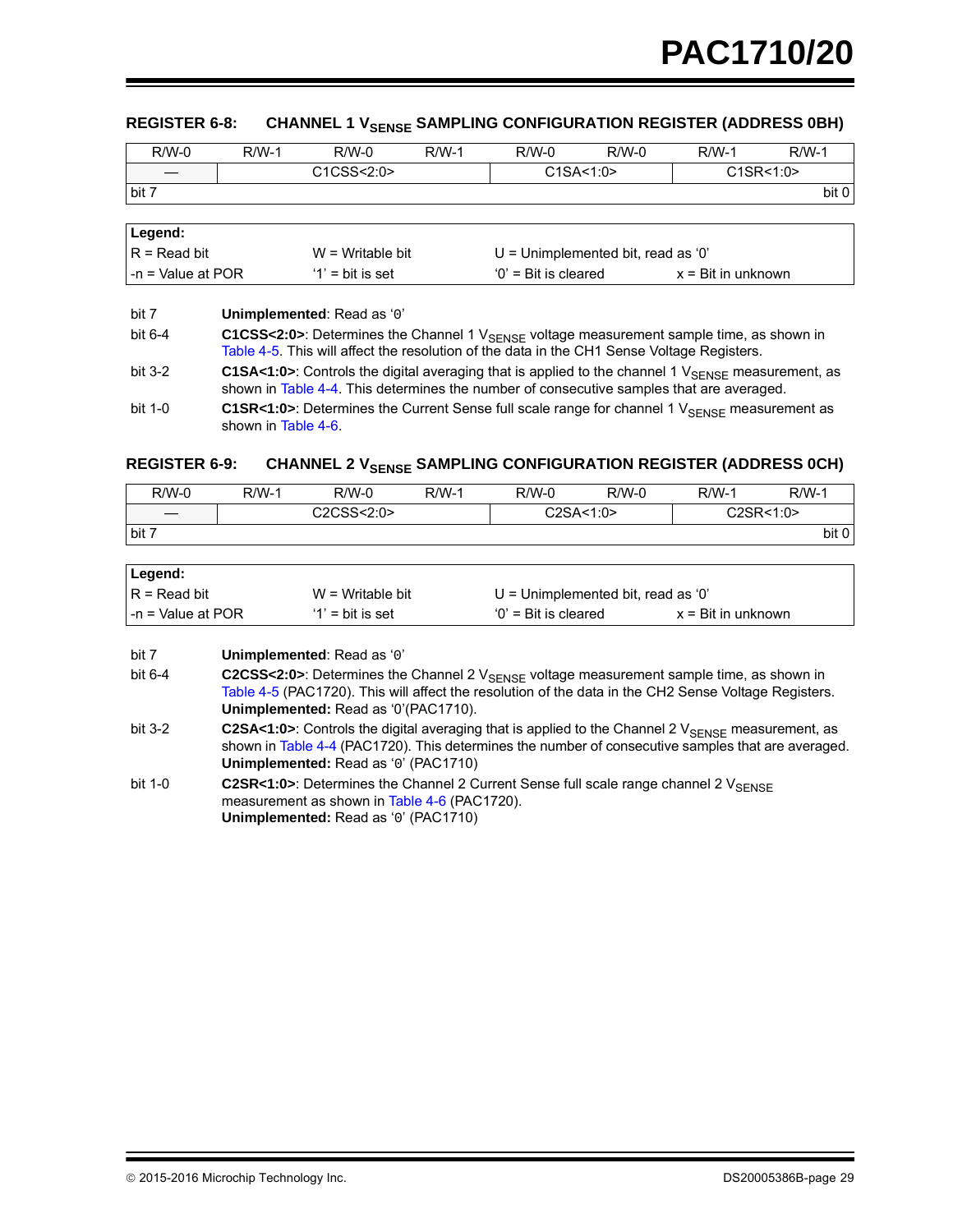### REGISTER 6-8: CHANNEL 1 $V_{SENSE}$ SAMPLING CONFIGURATION REGISTER (ADDRESS 0BH)

| R/W-0 | R/W-1 | R/W-0 | R/W-1 | R/W-0 | R/W-0 | R/W-1 | R/W-1 |
|---|---|---|---|---|---|---|---|
| — | C1CSS<2:0> | | | C1SA<1:0> | | C1SR<1:0> | |
| bit 7 | | | | | | | bit 0 |

| **Legend:** | | | |
|---|---|---|---|
| R = Read bit | W = Writable bit | U = Unimplemented bit, read as '0' | |
| -n = Value at POR | '1' = bit is set | '0' = Bit is cleared | x = Bit in unknown |

bit 7 **Unimplemented**: Read as '0'

bit 6-4 **C1CSS<2:0>**: Determines the Channel 1 $V_{SENSE}$ voltage measurement sample time, as shown in Table 4-5. This will affect the resolution of the data in the CH1 Sense Voltage Registers.

bit 3-2 **C1SA<1:0>**: Controls the digital averaging that is applied to the channel 1 $V_{SENSE}$ measurement, as shown in Table 4-4. This determines the number of consecutive samples that are averaged.

bit 1-0 **C1SR<1:0>**: Determines the Current Sense full scale range for channel 1 $V_{SENSE}$ measurement as shown in Table 4-6.

### REGISTER 6-9: CHANNEL 2 $V_{SENSE}$ SAMPLING CONFIGURATION REGISTER (ADDRESS 0CH)

| R/W-0 | R/W-1 | R/W-0 | R/W-1 | R/W-0 | R/W-0 | R/W-1 | R/W-1 |
|---|---|---|---|---|---|---|---|
| — | C2CSS<2:0> | | | C2SA<1:0> | | C2SR<1:0> | |
| bit 7 | | | | | | | bit 0 |

| **Legend:** | | | |
|---|---|---|---|
| R = Read bit | W = Writable bit | U = Unimplemented bit, read as '0' | |
| -n = Value at POR | '1' = bit is set | '0' = Bit is cleared | x = Bit in unknown |

bit 7 **Unimplemented**: Read as '0'

bit 6-4 **C2CSS<2:0>**: Determines the Channel 2 $V_{SENSE}$ voltage measurement sample time, as shown in Table 4-5 (PAC1720). This will affect the resolution of the data in the CH2 Sense Voltage Registers.
**Unimplemented:** Read as '0'(PAC1710).

bit 3-2 **C2SA<1:0>**: Controls the digital averaging that is applied to the Channel 2 $V_{SENSE}$ measurement, as shown in Table 4-4 (PAC1720). This determines the number of consecutive samples that are averaged.
**Unimplemented:** Read as '0' (PAC1710)

bit 1-0 **C2SR<1:0>**: Determines the Channel 2 Current Sense full scale range channel 2 $V_{SENSE}$ measurement as shown in Table 4-6 (PAC1720).
**Unimplemented:** Read as '0' (PAC1710)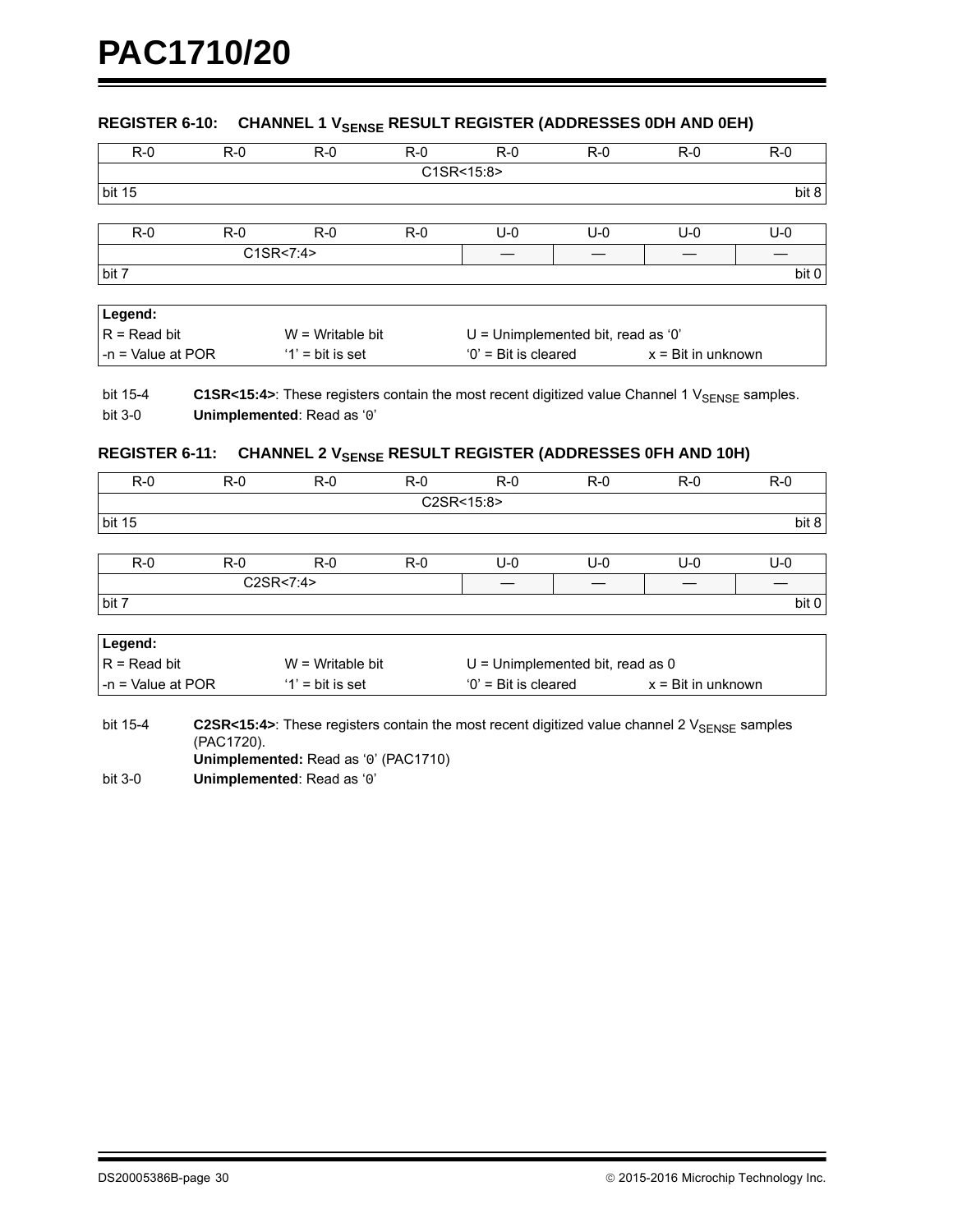### REGISTER 6-10: CHANNEL 1 $V_{SENSE}$ RESULT REGISTER (ADDRESSES 0DH AND 0EH)

| R-0 | R-0 | R-0 | R-0 | R-0 | R-0 | R-0 | R-0 |
|---|---|---|---|---|---|---|---|
| C1SR<15:8> | | | | | | | |
| bit 15 | | | | | | | bit 8 |

| R-0 | R-0 | R-0 | R-0 | U-0 | U-0 | U-0 | U-0 |
|---|---|---|---|---|---|---|---|
| C1SR<7:4> | | | | — | — | — | — |
| bit 7 | | | | | | | bit 0 |

| Legend: | | | |
|---|---|---|---|
| R = Readable bit | W = Writable bit | U = Unimplemented bit, read as '0' | |
| -n = Value at POR | '1' = bit is set | '0' = Bit is cleared | x = Bit in unknown |

bit 15-4 **C1SR<15:4>**: These registers contain the most recent digitized value Channel 1 $V_{SENSE}$ samples.

bit 3-0 **Unimplemented**: Read as '0'

### REGISTER 6-11: CHANNEL 2 $V_{SENSE}$ RESULT REGISTER (ADDRESSES 0FH AND 10H)

| R-0 | R-0 | R-0 | R-0 | R-0 | R-0 | R-0 | R-0 |
|---|---|---|---|---|---|---|---|
| C2SR<15:8> | | | | | | | |
| bit 15 | | | | | | | bit 8 |

| R-0 | R-0 | R-0 | R-0 | U-0 | U-0 | U-0 | U-0 |
|---|---|---|---|---|---|---|---|
| C2SR<7:4> | | | | — | — | — | — |
| bit 7 | | | | | | | bit 0 |

| Legend: | | | |
|---|---|---|---|
| R = Readable bit | W = Writable bit | U = Unimplemented bit, read as 0 | |
| -n = Value at POR | '1' = bit is set | '0' = Bit is cleared | x = Bit in unknown |

bit 15-4 **C2SR<15:4>**: These registers contain the most recent digitized value channel 2 $V_{SENSE}$ samples (PAC1720).
**Unimplemented:** Read as '0' (PAC1710)

bit 3-0 **Unimplemented**: Read as '0'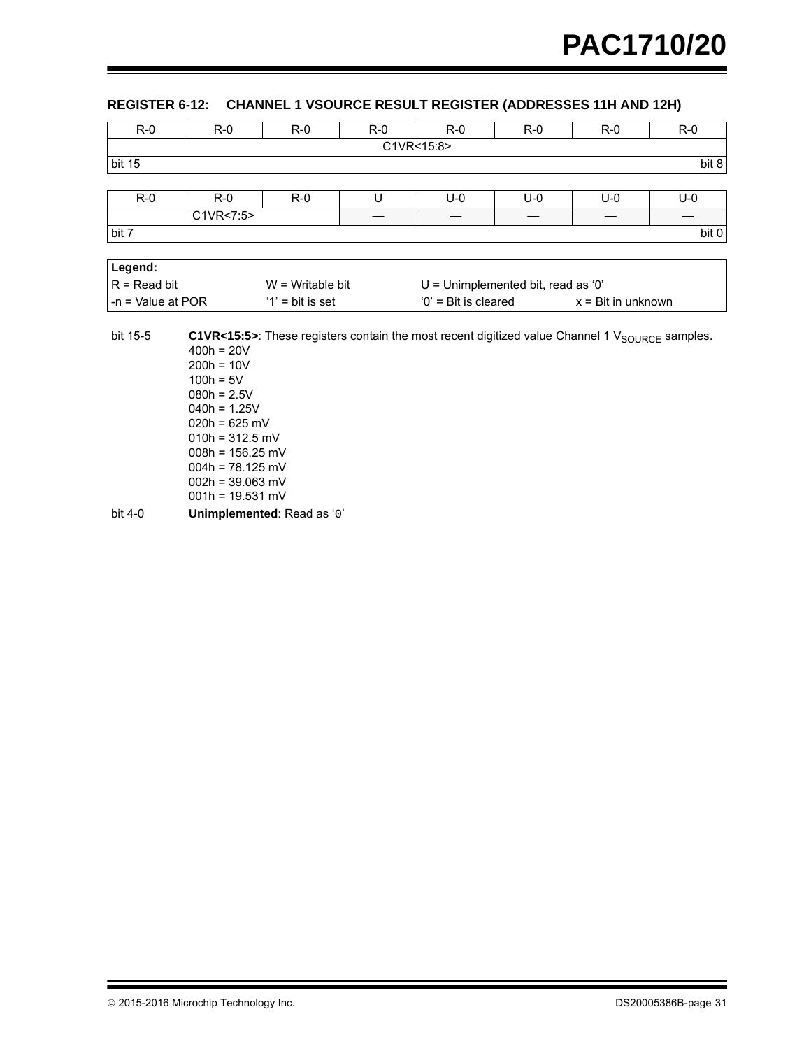### REGISTER 6-12: CHANNEL 1 VSOURCE RESULT REGISTER (ADDRESSES 11H AND 12H)

| R-0 | R-0 | R-0 | R-0 | R-0 | R-0 | R-0 | R-0 |
|---|---|---|---|---|---|---|---|
| C1VR<15:8> | | | | | | | |
| bit 15 | | | | | | | bit 8 |

| R-0 | R-0 | R-0 | U | U-0 | U-0 | U-0 | U-0 |
|---|---|---|---|---|---|---|---|
| C1VR<7:5> | | | — | — | — | — | — |
| bit 7 | | | | | | | bit 0 |

| Legend: | | | |
|---|---|---|---|
| R = Read bit | W = Writable bit | U = Unimplemented bit, read as ‘0’ | |
| -n = Value at POR | ‘1’ = bit is set | ‘0’ = Bit is cleared | x = Bit in unknown |

bit 15-5 **C1VR<15:5>**: These registers contain the most recent digitized value Channel 1 $V_{SOURCE}$ samples.

- 400h = 20V
- 200h = 10V
- 100h = 5V
- 080h = 2.5V
- 040h = 1.25V
- 020h = 625 mV
- 010h = 312.5 mV
- 008h = 156.25 mV
- 004h = 78.125 mV
- 002h = 39.063 mV
- 001h = 19.531 mV

bit 4-0 **Unimplemented**: Read as ‘0’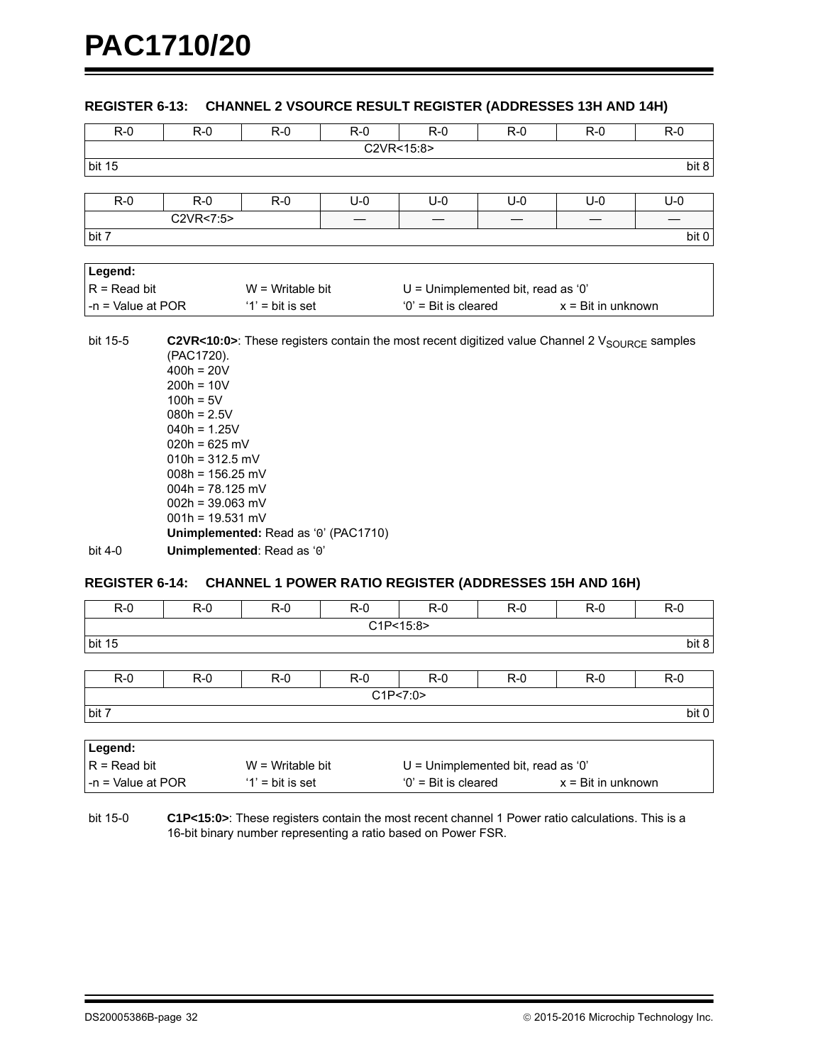### REGISTER 6-13: CHANNEL 2 VSOURCE RESULT REGISTER (ADDRESSES 13H AND 14H)

| R-0 | R-0 | R-0 | R-0 | R-0 | R-0 | R-0 | R-0 |
|---|---|---|---|---|---|---|---|
| C2VR<15:8> | | | | | | | |
| bit 15 | | | | | | | bit 8 |

| R-0 | R-0 | R-0 | U-0 | U-0 | U-0 | U-0 | U-0 |
|---|---|---|---|---|---|---|---|
| C2VR<7:5> | | | — | — | — | — | — |
| bit 7 | | | | | | | bit 0 |

| Legend: | | | |
|---|---|---|---|
| R = Read bit | W = Writable bit | U = Unimplemented bit, read as '0' | |
| -n = Value at POR | '1' = bit is set | '0' = Bit is cleared | x = Bit in unknown |

bit 15-5 **C2VR<10:0>**: These registers contain the most recent digitized value Channel 2 $V_{SOURCE}$ samples (PAC1720).
400h = 20V
200h = 10V
100h = 5V
080h = 2.5V
040h = 1.25V
020h = 625 mV
010h = 312.5 mV
008h = 156.25 mV
004h = 78.125 mV
002h = 39.063 mV
001h = 19.531 mV
**Unimplemented:** Read as '0' (PAC1710)

bit 4-0 **Unimplemented**: Read as '0'

### REGISTER 6-14: CHANNEL 1 POWER RATIO REGISTER (ADDRESSES 15H AND 16H)

| R-0 | R-0 | R-0 | R-0 | R-0 | R-0 | R-0 | R-0 |
|---|---|---|---|---|---|---|---|
| C1P<15:8> | | | | | | | |
| bit 15 | | | | | | | bit 8 |

| R-0 | R-0 | R-0 | R-0 | R-0 | R-0 | R-0 | R-0 |
|---|---|---|---|---|---|---|---|
| C1P<7:0> | | | | | | | |
| bit 7 | | | | | | | bit 0 |

| Legend: | | | |
|---|---|---|---|
| R = Read bit | W = Writable bit | U = Unimplemented bit, read as '0' | |
| -n = Value at POR | '1' = bit is set | '0' = Bit is cleared | x = Bit in unknown |

bit 15-0 **C1P<15:0>**: These registers contain the most recent channel 1 Power ratio calculations. This is a 16-bit binary number representing a ratio based on Power FSR.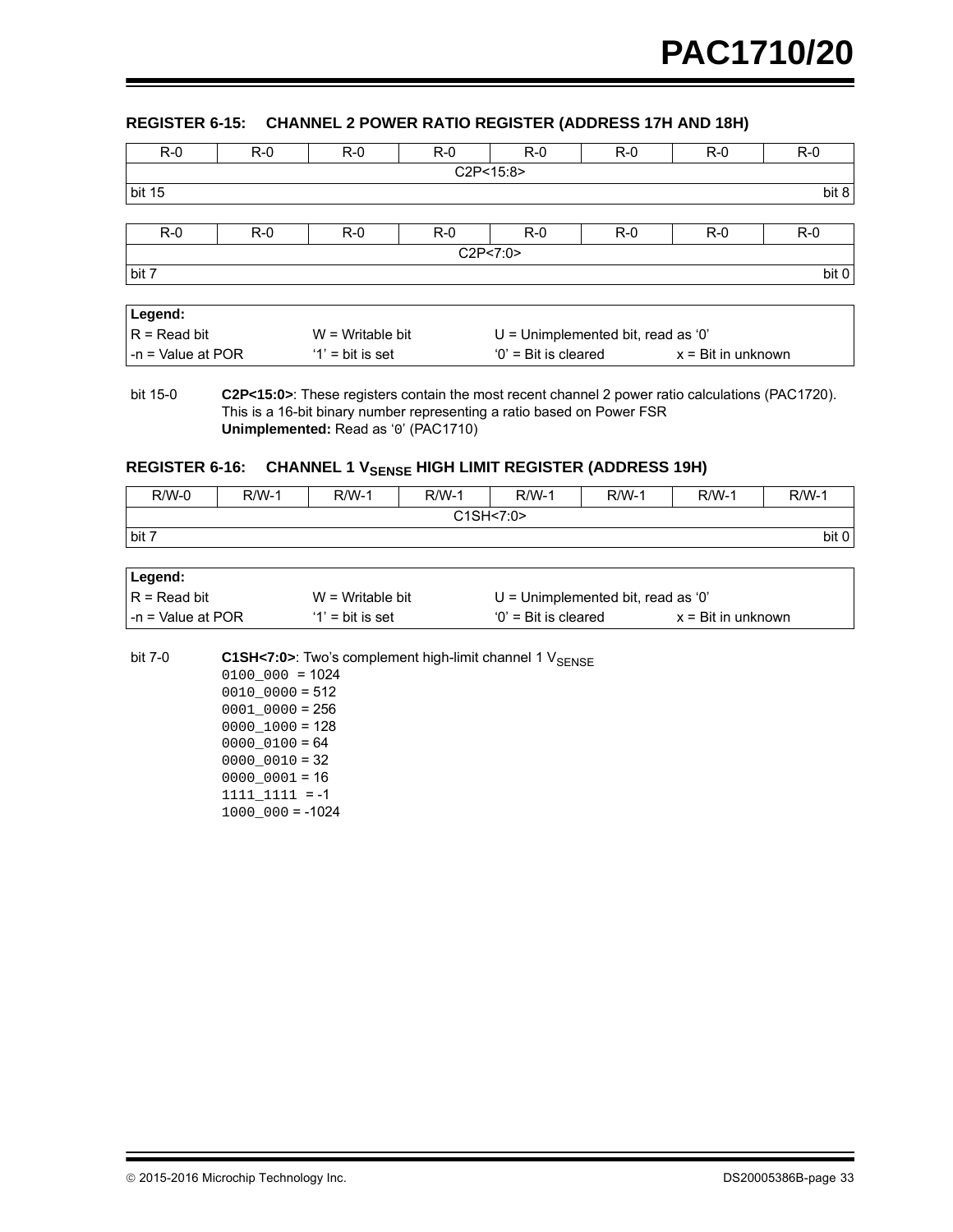### REGISTER 6-15: CHANNEL 2 POWER RATIO REGISTER (ADDRESS 17H AND 18H)

| R-0 | R-0 | R-0 | R-0 | R-0 | R-0 | R-0 | R-0 |
|---|---|---|---|---|---|---|---|
| C2P<15:8> | | | | | | | |
| bit 15 | | | | | | | bit 8 |

| R-0 | R-0 | R-0 | R-0 | R-0 | R-0 | R-0 | R-0 |
|---|---|---|---|---|---|---|---|
| C2P<7:0> | | | | | | | |
| bit 7 | | | | | | | bit 0 |

| **Legend:** | | | |
|---|---|---|---|
| R = Read bit | W = Writable bit | U = Unimplemented bit, read as '0' | |
| -n = Value at POR | '1' = bit is set | '0' = Bit is cleared | x = Bit in unknown |

bit 15-0 **C2P<15:0>**: These registers contain the most recent channel 2 power ratio calculations (PAC1720). This is a 16-bit binary number representing a ratio based on Power FSR
**Unimplemented:** Read as '0' (PAC1710)

### REGISTER 6-16: CHANNEL 1 $V_{SENSE}$ HIGH LIMIT REGISTER (ADDRESS 19H)

| R/W-0 | R/W-1 | R/W-1 | R/W-1 | R/W-1 | R/W-1 | R/W-1 | R/W-1 |
|---|---|---|---|---|---|---|---|
| C1SH<7:0> | | | | | | | |
| bit 7 | | | | | | | bit 0 |

| **Legend:** | | | |
|---|---|---|---|
| R = Read bit | W = Writable bit | U = Unimplemented bit, read as '0' | |
| -n = Value at POR | '1' = bit is set | '0' = Bit is cleared | x = Bit in unknown |

bit 7-0 **C1SH<7:0>**: Two's complement high-limit channel 1 $V_{SENSE}$

`0100_000` = 1024
`0010_0000` = 512
`0001_0000` = 256
`0000_1000` = 128
`0000_0100` = 64
`0000_0010` = 32
`0000_0001` = 16
`1111_1111` = -1
`1000_000` = -1024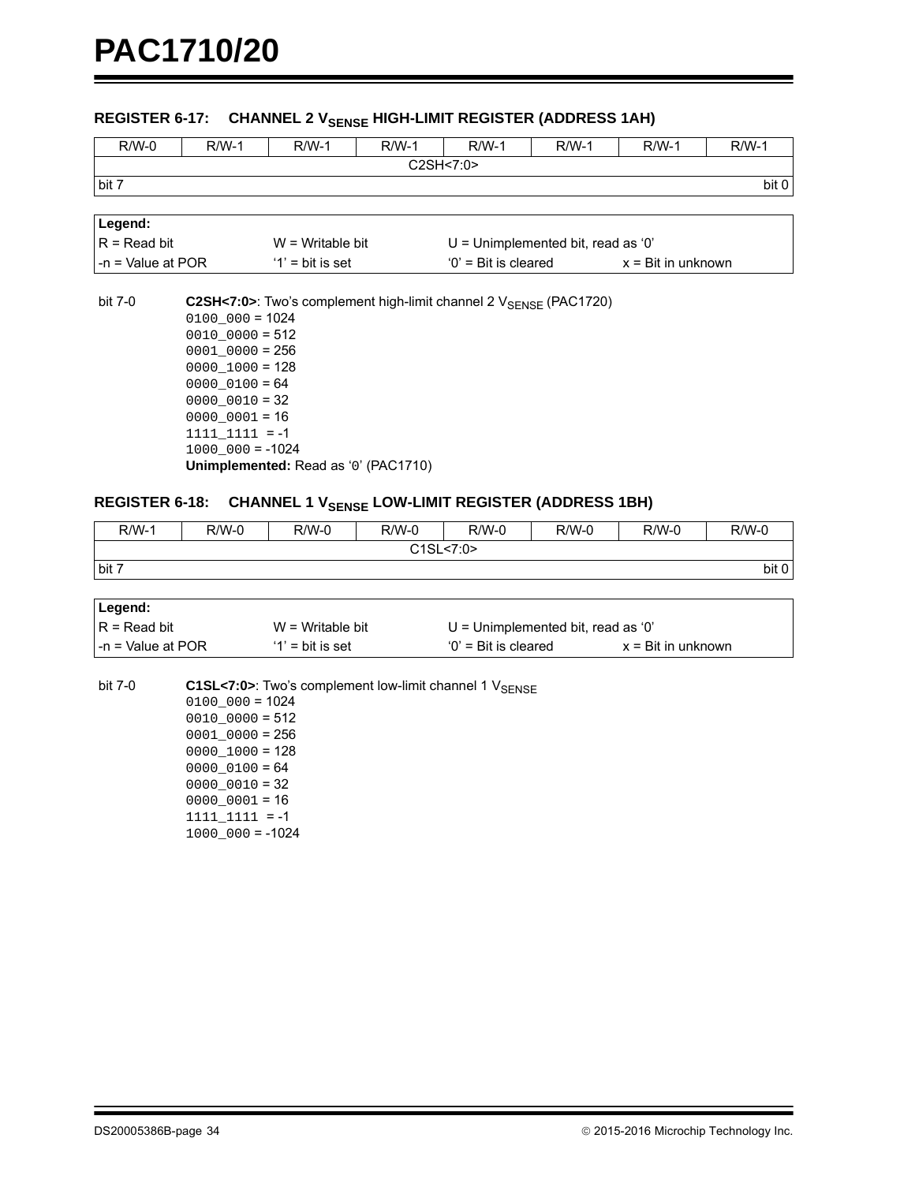### REGISTER 6-17: CHANNEL 2 $V_{SENSE}$ HIGH-LIMIT REGISTER (ADDRESS 1AH)

| R/W-0 | R/W-1 | R/W-1 | R/W-1 | R/W-1 | R/W-1 | R/W-1 | R/W-1 |
|---|---|---|---|---|---|---|---|
| C2SH<7:0> | | | | | | | |
| bit 7 | | | | | | | bit 0 |

| Legend: | | | |
|---|---|---|---|
| R = Read bit | W = Writable bit | U = Unimplemented bit, read as '0' | |
| -n = Value at POR | '1' = bit is set | '0' = Bit is cleared | x = Bit in unknown |

bit 7-0 **C2SH<7:0>**: Two's complement high-limit channel 2 $V_{SENSE}$ (PAC1720)
`0100_000` = 1024
`0010_0000` = 512
`0001_0000` = 256
`0000_1000` = 128
`0000_0100` = 64
`0000_0010` = 32
`0000_0001` = 16
`1111_1111` = -1
`1000_000` = -1024
**Unimplemented:** Read as '0' (PAC1710)

### REGISTER 6-18: CHANNEL 1 $V_{SENSE}$ LOW-LIMIT REGISTER (ADDRESS 1BH)

| R/W-1 | R/W-0 | R/W-0 | R/W-0 | R/W-0 | R/W-0 | R/W-0 | R/W-0 |
|---|---|---|---|---|---|---|---|
| C1SL<7:0> | | | | | | | |
| bit 7 | | | | | | | bit 0 |

| Legend: | | | |
|---|---|---|---|
| R = Read bit | W = Writable bit | U = Unimplemented bit, read as '0' | |
| -n = Value at POR | '1' = bit is set | '0' = Bit is cleared | x = Bit in unknown |

bit 7-0 **C1SL<7:0>**: Two's complement low-limit channel 1 $V_{SENSE}$
`0100_000` = 1024
`0010_0000` = 512
`0001_0000` = 256
`0000_1000` = 128
`0000_0100` = 64
`0000_0010` = 32
`0000_0001` = 16
`1111_1111` = -1
`1000_000` = -1024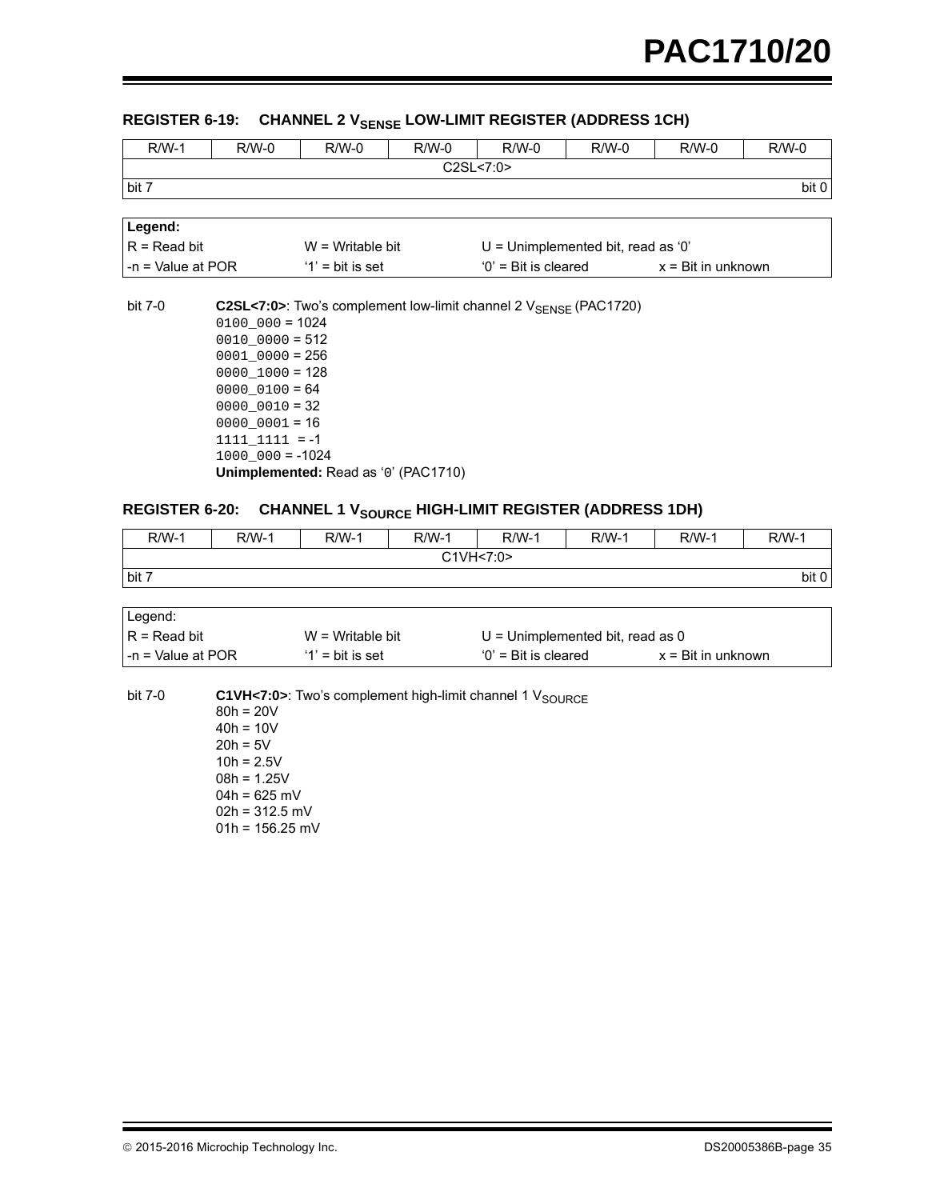### REGISTER 6-19: CHANNEL 2 $V_{SENSE}$ LOW-LIMIT REGISTER (ADDRESS 1CH)

| R/W-1 | R/W-0 | R/W-0 | R/W-0 | R/W-0 | R/W-0 | R/W-0 | R/W-0 |
|---|---|---|---|---|---|---|---|
| C2SL<7:0> | | | | | | | |
| bit 7 | | | | | | | bit 0 |

| **Legend:** | | | |
|---|---|---|---|
| R = Read bit | W = Writable bit | U = Unimplemented bit, read as ‘0’ | |
| -n = Value at POR | ‘1’ = bit is set | ‘0’ = Bit is cleared | x = Bit in unknown |

bit 7-0 **C2SL<7:0>**: Two’s complement low-limit channel 2 $V_{SENSE}$ (PAC1720)
`0100_000` = 1024
`0010_0000` = 512
`0001_0000` = 256
`0000_1000` = 128
`0000_0100` = 64
`0000_0010` = 32
`0000_0001` = 16
`1111_1111` = -1
`1000_000` = -1024
**Unimplemented:** Read as ‘0’ (PAC1710)

### REGISTER 6-20: CHANNEL 1 $V_{SOURCE}$ HIGH-LIMIT REGISTER (ADDRESS 1DH)

| R/W-1 | R/W-1 | R/W-1 | R/W-1 | R/W-1 | R/W-1 | R/W-1 | R/W-1 |
|---|---|---|---|---|---|---|---|
| C1VH<7:0> | | | | | | | |
| bit 7 | | | | | | | bit 0 |

| Legend: | | | |
|---|---|---|---|
| R = Read bit | W = Writable bit | U = Unimplemented bit, read as 0 | |
| -n = Value at POR | ‘1’ = bit is set | ‘0’ = Bit is cleared | x = Bit in unknown |

bit 7-0 **C1VH<7:0>**: Two’s complement high-limit channel 1 $V_{SOURCE}$
80h = 20V
40h = 10V
20h = 5V
10h = 2.5V
08h = 1.25V
04h = 625 mV
02h = 312.5 mV
01h = 156.25 mV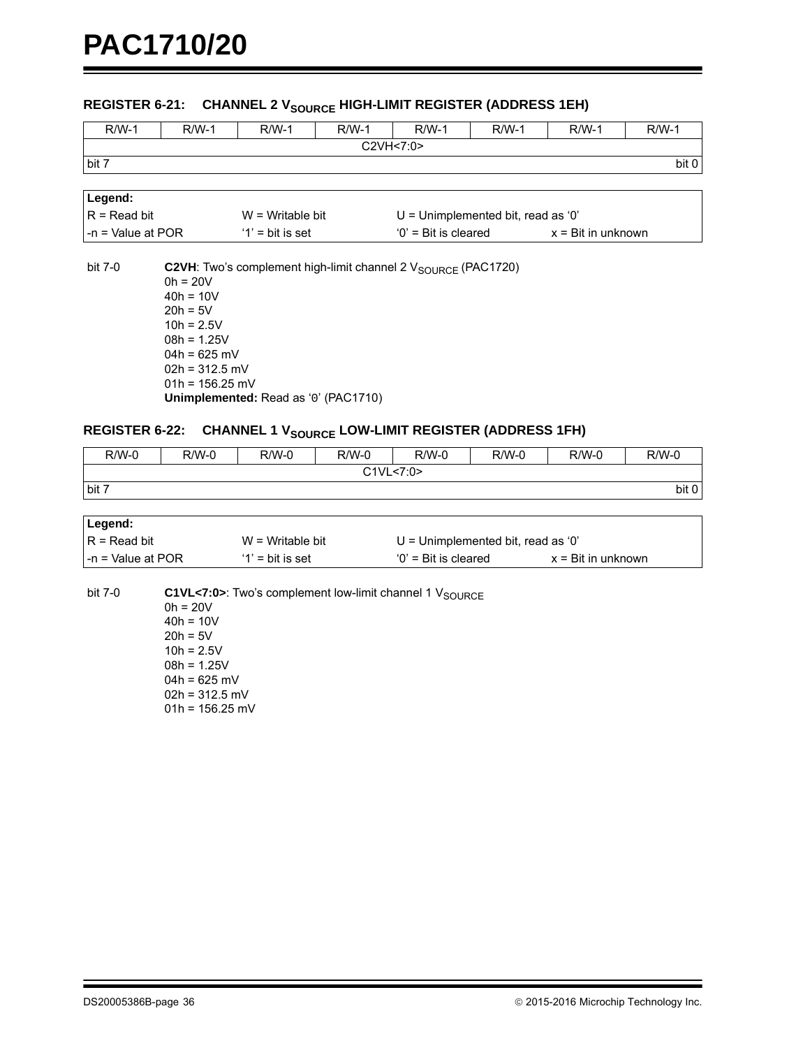### REGISTER 6-21: CHANNEL 2 $V_{SOURCE}$ HIGH-LIMIT REGISTER (ADDRESS 1EH)

| R/W-1 | R/W-1 | R/W-1 | R/W-1 | R/W-1 | R/W-1 | R/W-1 | R/W-1 |
|---|---|---|---|---|---|---|---|
| C2VH<7:0> | | | | | | | |
| bit 7 | | | | | | | bit 0 |

| Legend: | | | |
|---|---|---|---|
| R = Read bit | W = Writable bit | U = Unimplemented bit, read as '0' | |
| -n = Value at POR | '1' = bit is set | '0' = Bit is cleared | x = Bit in unknown |

bit 7-0 **C2VH**: Two's complement high-limit channel 2 $V_{SOURCE}$ (PAC1720)
- 0h = 20V
- 40h = 10V
- 20h = 5V
- 10h = 2.5V
- 08h = 1.25V
- 04h = 625 mV
- 02h = 312.5 mV
- 01h = 156.25 mV

**Unimplemented:** Read as '0' (PAC1710)

### REGISTER 6-22: CHANNEL 1 $V_{SOURCE}$ LOW-LIMIT REGISTER (ADDRESS 1FH)

| R/W-0 | R/W-0 | R/W-0 | R/W-0 | R/W-0 | R/W-0 | R/W-0 | R/W-0 |
|---|---|---|---|---|---|---|---|
| C1VL<7:0> | | | | | | | |
| bit 7 | | | | | | | bit 0 |

| Legend: | | | |
|---|---|---|---|
| R = Read bit | W = Writable bit | U = Unimplemented bit, read as '0' | |
| -n = Value at POR | '1' = bit is set | '0' = Bit is cleared | x = Bit in unknown |

bit 7-0 **C1VL<7:0>**: Two's complement low-limit channel 1 $V_{SOURCE}$
- 0h = 20V
- 40h = 10V
- 20h = 5V
- 10h = 2.5V
- 08h = 1.25V
- 04h = 625 mV
- 02h = 312.5 mV
- 01h = 156.25 mV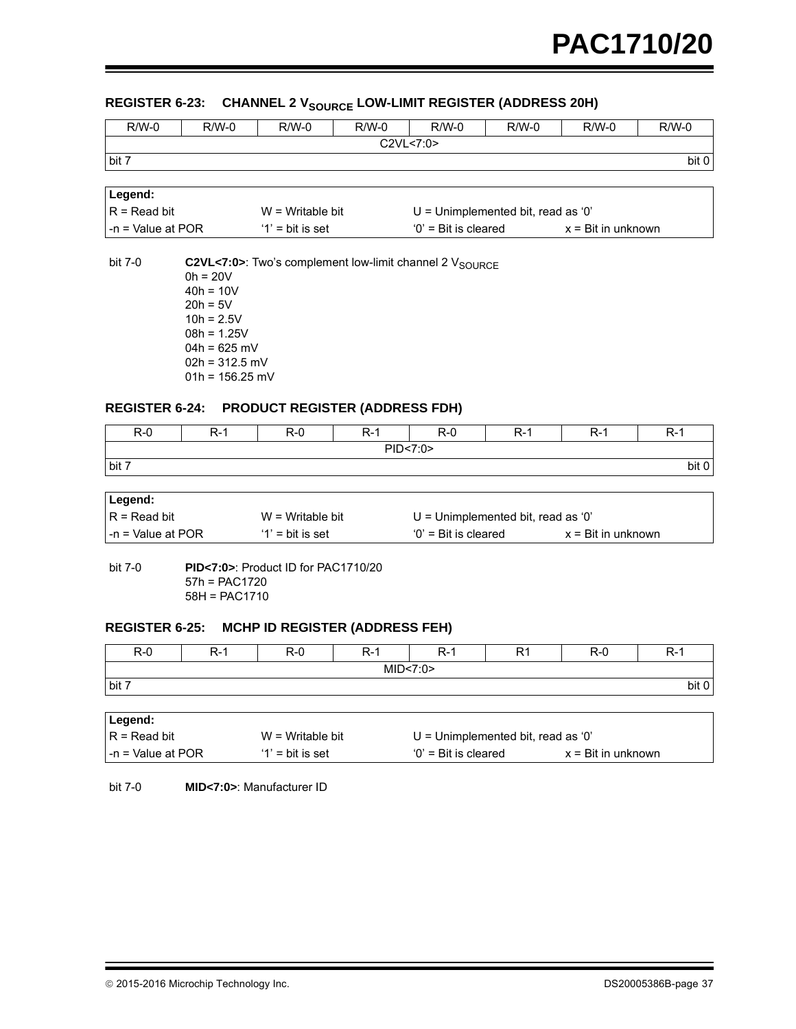### REGISTER 6-23: CHANNEL 2 $V_{SOURCE}$ LOW-LIMIT REGISTER (ADDRESS 20H)

| R/W-0 | R/W-0 | R/W-0 | R/W-0 | R/W-0 | R/W-0 | R/W-0 | R/W-0 |
|---|---|---|---|---|---|---|---|
| C2VL<7:0> | | | | | | | |
| bit 7 | | | | | | | bit 0 |

| Legend: | | | |
|---|---|---|---|
| R = Read bit | W = Writable bit | U = Unimplemented bit, read as ‘0’ | |
| -n = Value at POR | ‘1’ = bit is set | ‘0’ = Bit is cleared | x = Bit in unknown |

bit 7-0 **C2VL<7:0>**: Two’s complement low-limit channel 2 $V_{SOURCE}$
0h = 20V
40h = 10V
20h = 5V
10h = 2.5V
08h = 1.25V
04h = 625 mV
02h = 312.5 mV
01h = 156.25 mV

### REGISTER 6-24: PRODUCT REGISTER (ADDRESS FDH)

| R-0 | R-1 | R-0 | R-1 | R-0 | R-1 | R-1 | R-1 |
|---|---|---|---|---|---|---|---|
| PID<7:0> | | | | | | | |
| bit 7 | | | | | | | bit 0 |

| Legend: | | | |
|---|---|---|---|
| R = Read bit | W = Writable bit | U = Unimplemented bit, read as ‘0’ | |
| -n = Value at POR | ‘1’ = bit is set | ‘0’ = Bit is cleared | x = Bit in unknown |

bit 7-0 **PID<7:0>**: Product ID for PAC1710/20
57h = PAC1720
58H = PAC1710

### REGISTER 6-25: MCHP ID REGISTER (ADDRESS FEH)

| R-0 | R-1 | R-0 | R-1 | R-1 | R1 | R-0 | R-1 |
|---|---|---|---|---|---|---|---|
| MID<7:0> | | | | | | | |
| bit 7 | | | | | | | bit 0 |

| Legend: | | | |
|---|---|---|---|
| R = Read bit | W = Writable bit | U = Unimplemented bit, read as ‘0’ | |
| -n = Value at POR | ‘1’ = bit is set | ‘0’ = Bit is cleared | x = Bit in unknown |

bit 7-0 **MID<7:0>**: Manufacturer ID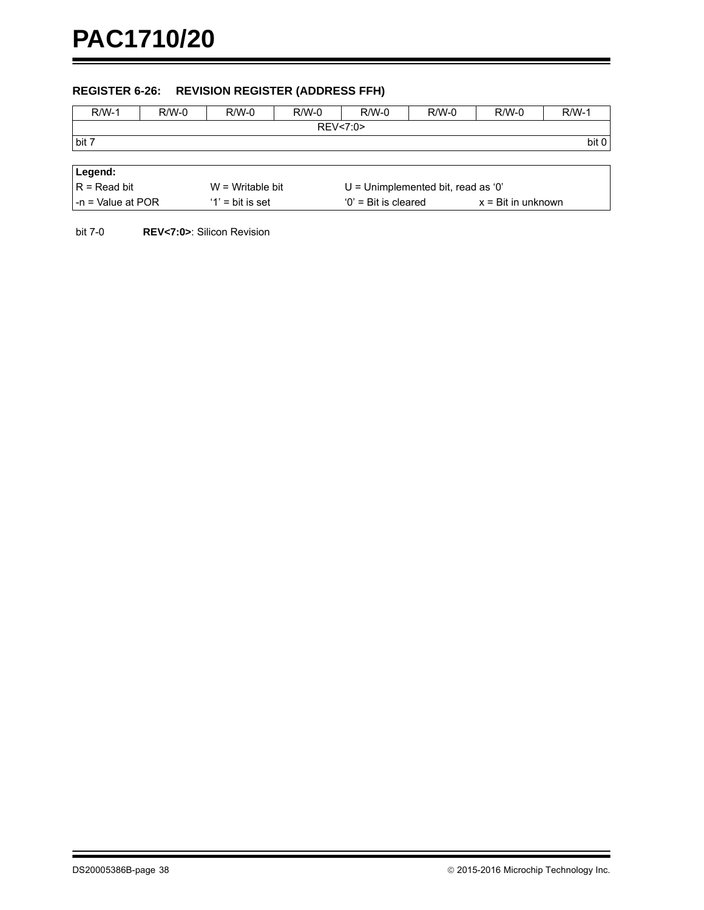### REGISTER 6-26: REVISION REGISTER (ADDRESS FFH)

| R/W-1 | R/W-0 | R/W-0 | R/W-0 | R/W-0 | R/W-0 | R/W-0 | R/W-1 |
|---|---|---|---|---|---|---|---|
| REV<7:0> | | | | | | | |
| bit 7 | | | | | | | bit 0 |

| **Legend:** | | | |
|---|---|---|---|
| R = Read bit | W = Writable bit | U = Unimplemented bit, read as '0' | |
| -n = Value at POR | '1' = bit is set | '0' = Bit is cleared | x = Bit in unknown |

bit 7-0 **REV<7:0>**: Silicon Revision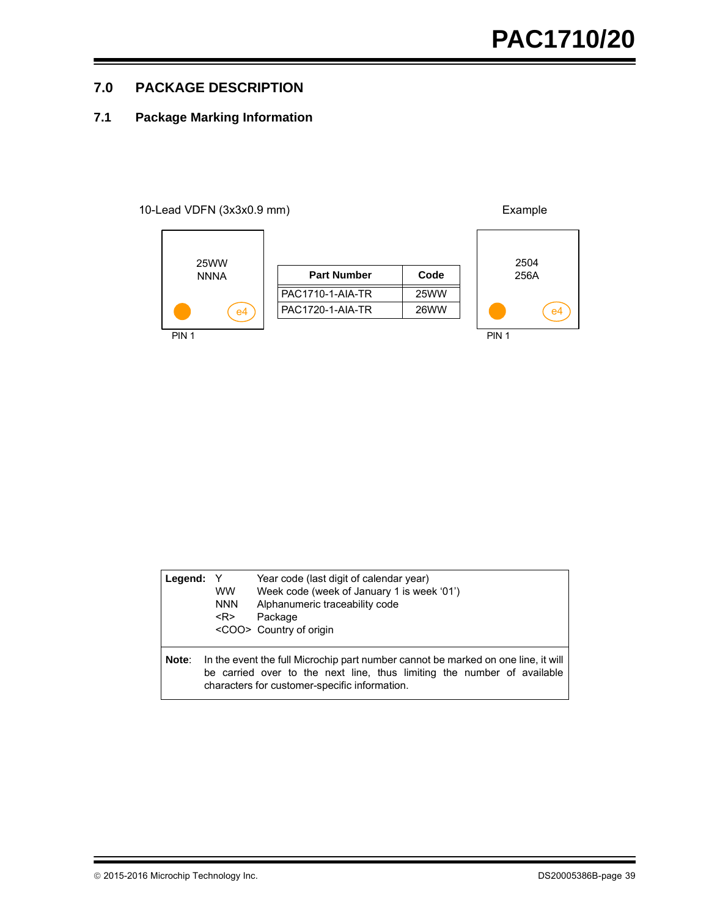## 7.0 PACKAGE DESCRIPTION

### 7.1 Package Marking Information

10-Lead VDFN (3x3x0.9 mm)

```
25WW
NNNA
PIN 1        e4
```

| Part Number | Code |
|---|---|
| PAC1710-1-AIA-TR | 25WW |
| PAC1720-1-AIA-TR | 26WW |

Example

```
2504
256A
PIN 1        e4
```

| Legend: | | |
|---|---|---|
| | Y | Year code (last digit of calendar year) |
| | WW | Week code (week of January 1 is week '01') |
| | NNN | Alphanumeric traceability code |
| | <R> | Package |
| | <COO> | Country of origin |

**Note**: In the event the full Microchip part number cannot be marked on one line, it will be carried over to the next line, thus limiting the number of available characters for customer-specific information.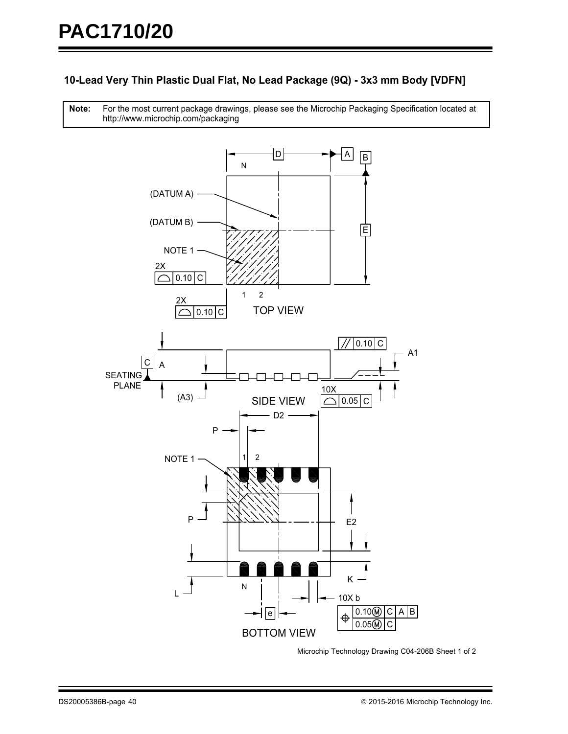## 10-Lead Very Thin Plastic Dual Flat, No Lead Package (9Q) - 3x3 mm Body [VDFN]

| Note: | For the most current package drawings, please see the Microchip Packaging Specification located at http://www.microchip.com/packaging |
|---|---|

Microchip Technology Drawing C04-206B Sheet 1 of 2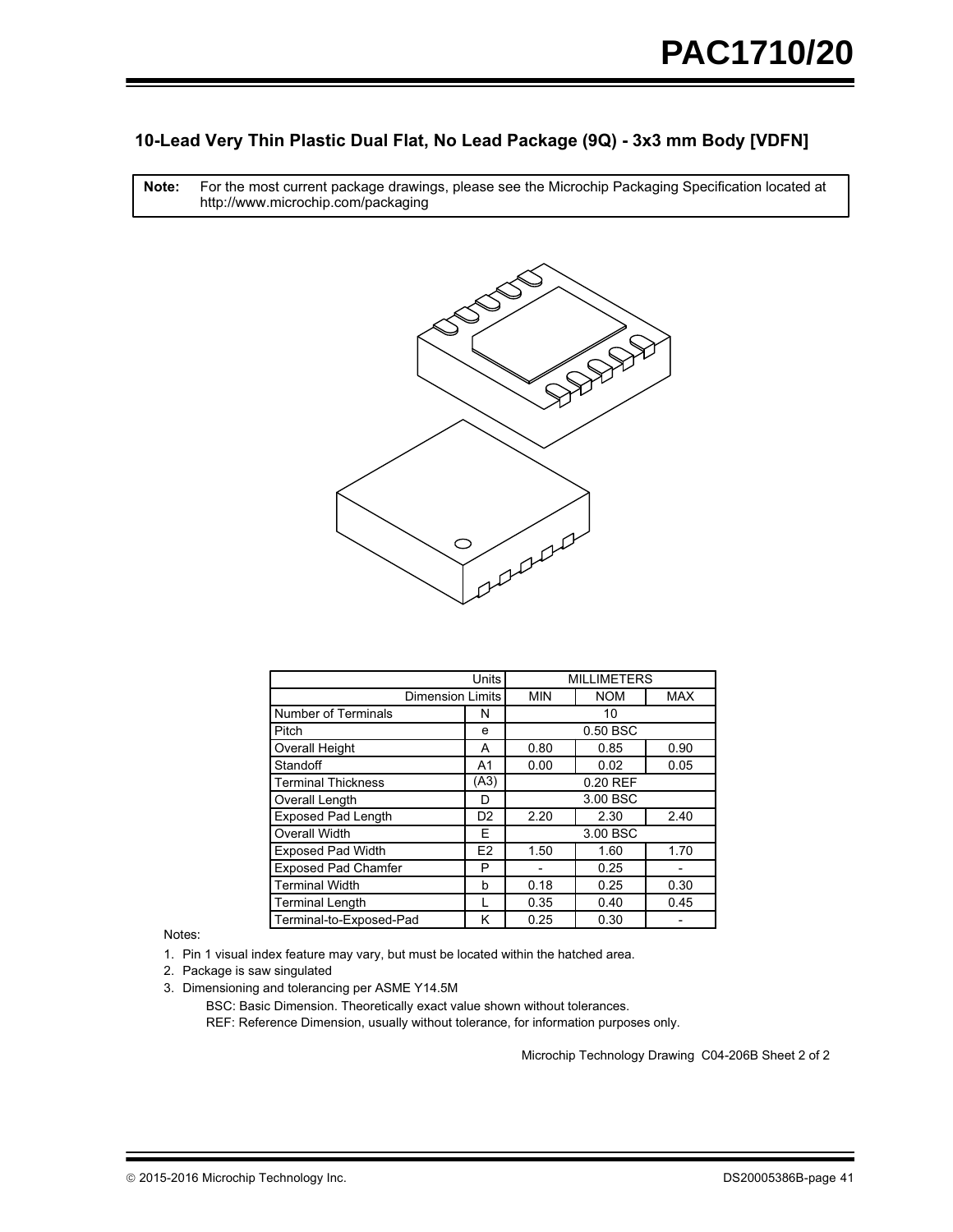## 10-Lead Very Thin Plastic Dual Flat, No Lead Package (9Q) - 3x3 mm Body [VDFN]

**Note:** For the most current package drawings, please see the Microchip Packaging Specification located at http://www.microchip.com/packaging

| Units | | MILLIMETERS | | |
|---|---|---|---|---|
| Dimension Limits | | MIN | NOM | MAX |
| Number of Terminals | N | | 10 | |
| Pitch | e | | 0.50 BSC | |
| Overall Height | A | 0.80 | 0.85 | 0.90 |
| Standoff | A1 | 0.00 | 0.02 | 0.05 |
| Terminal Thickness | (A3) | | 0.20 REF | |
| Overall Length | D | | 3.00 BSC | |
| Exposed Pad Length | D2 | 2.20 | 2.30 | 2.40 |
| Overall Width | E | | 3.00 BSC | |
| Exposed Pad Width | E2 | 1.50 | 1.60 | 1.70 |
| Exposed Pad Chamfer | P | - | 0.25 | - |
| Terminal Width | b | 0.18 | 0.25 | 0.30 |
| Terminal Length | L | 0.35 | 0.40 | 0.45 |
| Terminal-to-Exposed-Pad | K | 0.25 | 0.30 | - |

Notes:

1. Pin 1 visual index feature may vary, but must be located within the hatched area.
2. Package is saw singulated
3. Dimensioning and tolerancing per ASME Y14.5M

   BSC: Basic Dimension. Theoretically exact value shown without tolerances.

   REF: Reference Dimension, usually without tolerance, for information purposes only.

Microchip Technology Drawing C04-206B Sheet 2 of 2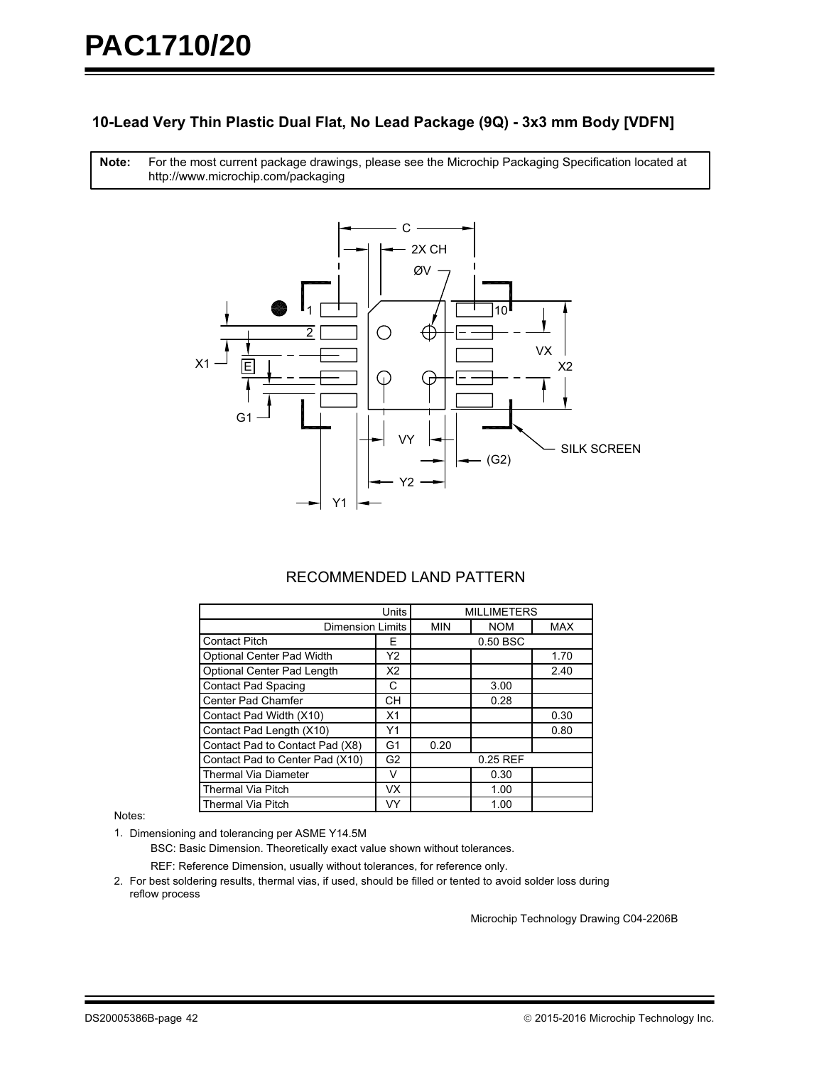## 10-Lead Very Thin Plastic Dual Flat, No Lead Package (9Q) - 3x3 mm Body [VDFN]

| **Note:** | For the most current package drawings, please see the Microchip Packaging Specification located at http://www.microchip.com/packaging |
|---|---|

RECOMMENDED LAND PATTERN

| Units | | MILLIMETERS | | |
|---|---|---|---|---|
| Dimension Limits | | MIN | NOM | MAX |
| Contact Pitch | E | | 0.50 BSC | |
| Optional Center Pad Width | Y2 | | | 1.70 |
| Optional Center Pad Length | X2 | | | 2.40 |
| Contact Pad Spacing | C | | 3.00 | |
| Center Pad Chamfer | CH | | 0.28 | |
| Contact Pad Width (X10) | X1 | | | 0.30 |
| Contact Pad Length (X10) | Y1 | | | 0.80 |
| Contact Pad to Contact Pad (X8) | G1 | 0.20 | | |
| Contact Pad to Center Pad (X10) | G2 | | 0.25 REF | |
| Thermal Via Diameter | V | | 0.30 | |
| Thermal Via Pitch | VX | | 1.00 | |
| Thermal Via Pitch | VY | | 1.00 | |

Notes:

1. Dimensioning and tolerancing per ASME Y14.5M

   BSC: Basic Dimension. Theoretically exact value shown without tolerances.

   REF: Reference Dimension, usually without tolerances, for reference only.

2. For best soldering results, thermal vias, if used, should be filled or tented to avoid solder loss during reflow process

Microchip Technology Drawing C04-2206B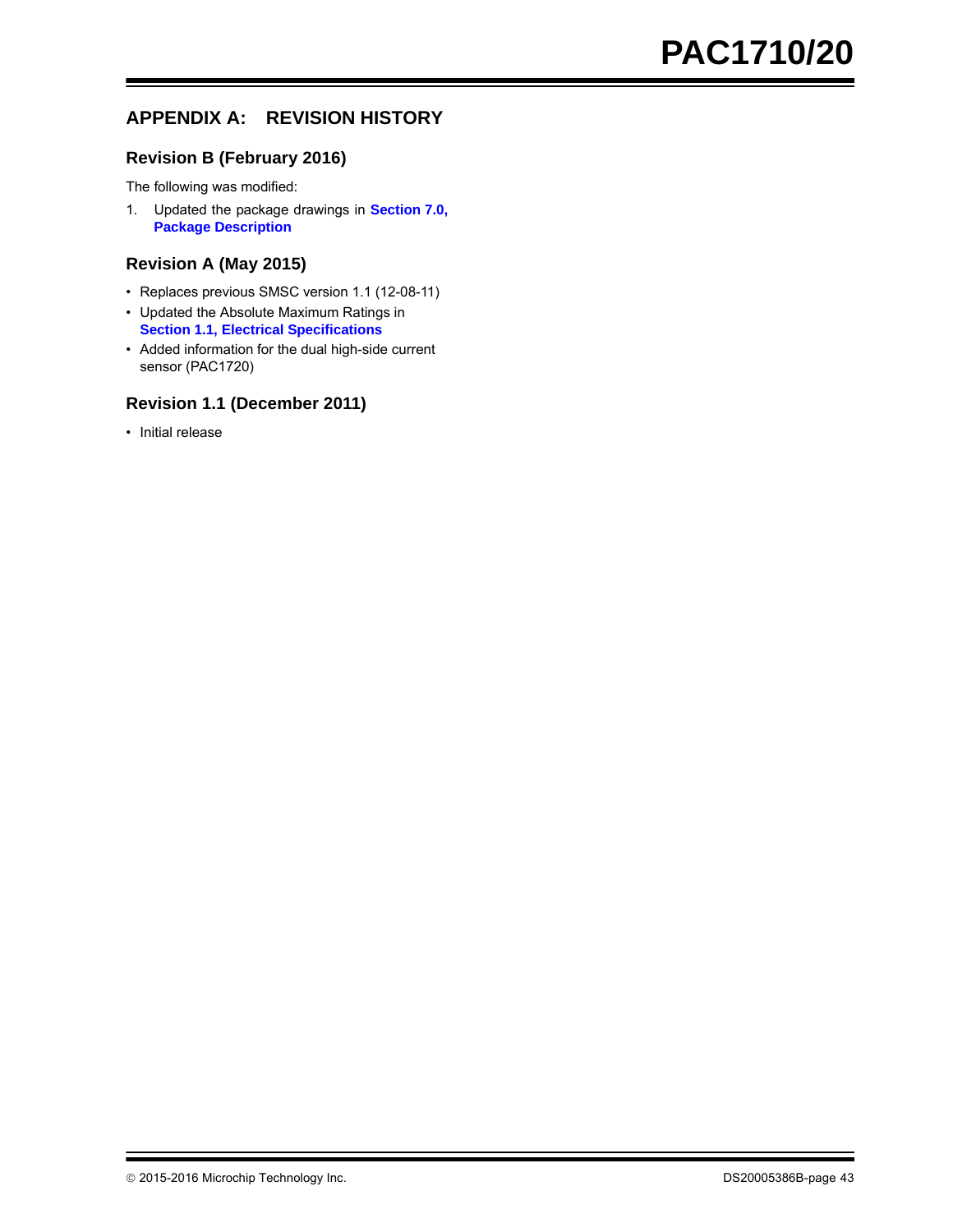## APPENDIX A: REVISION HISTORY

### Revision B (February 2016)

The following was modified:

1. Updated the package drawings in **Section 7.0, Package Description**

### Revision A (May 2015)

- Replaces previous SMSC version 1.1 (12-08-11)
- Updated the Absolute Maximum Ratings in **Section 1.1, Electrical Specifications**
- Added information for the dual high-side current sensor (PAC1720)

### Revision 1.1 (December 2011)

- Initial release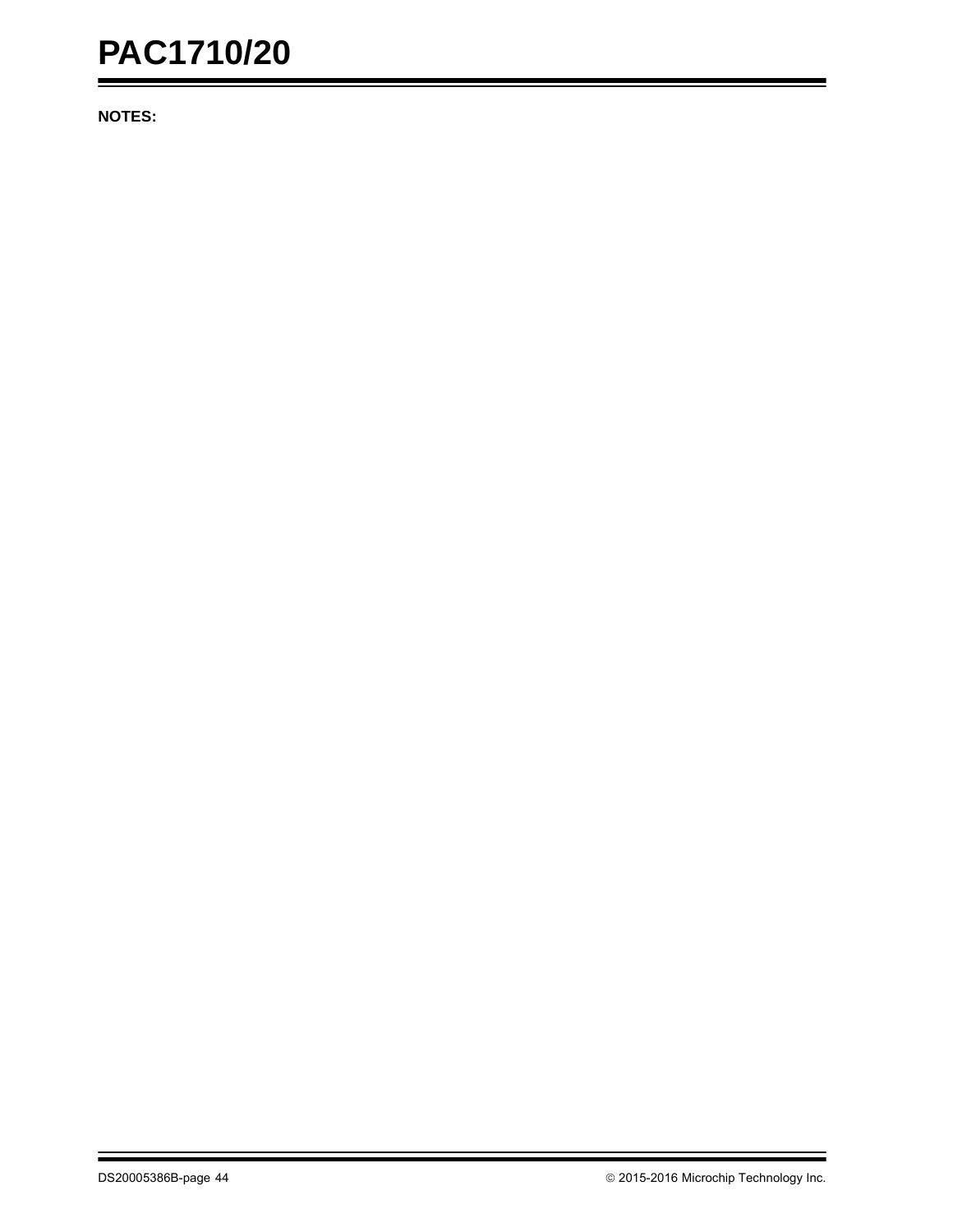**NOTES:**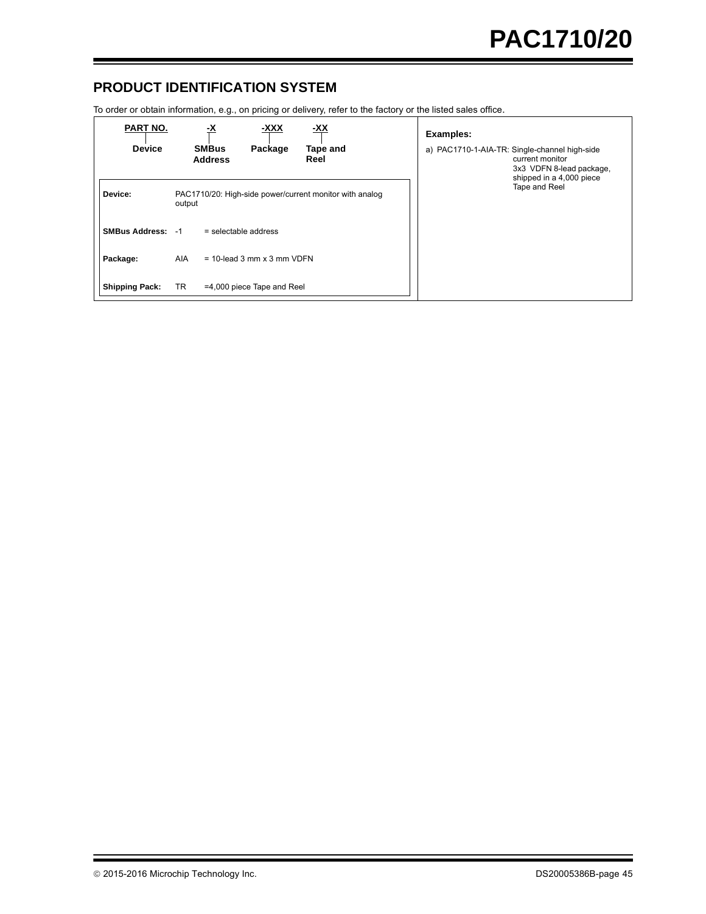## PRODUCT IDENTIFICATION SYSTEM

To order or obtain information, e.g., on pricing or delivery, refer to the factory or the listed sales office.

| PART NO. | -X | -XXX | -XX |
|---|---|---|---|
| Device | SMBus Address | Package | Tape and Reel |

| | | |
|---|---|---|
| **Device:** | PAC1710/20: High-side power/current monitor with analog output | |
| **SMBus Address:** | -1 | = selectable address |
| **Package:** | AIA | = 10-lead 3 mm x 3 mm VDFN |
| **Shipping Pack:** | TR | =4,000 piece Tape and Reel |

**Examples:**

a) PAC1710-1-AIA-TR: Single-channel high-side current monitor 3x3 VDFN 8-lead package, shipped in a 4,000 piece Tape and Reel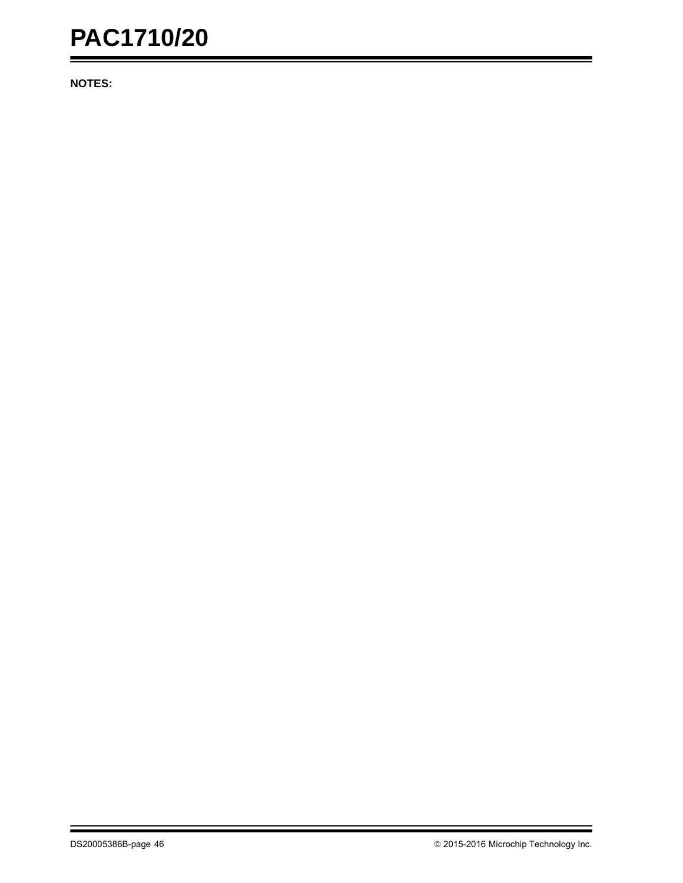**NOTES:**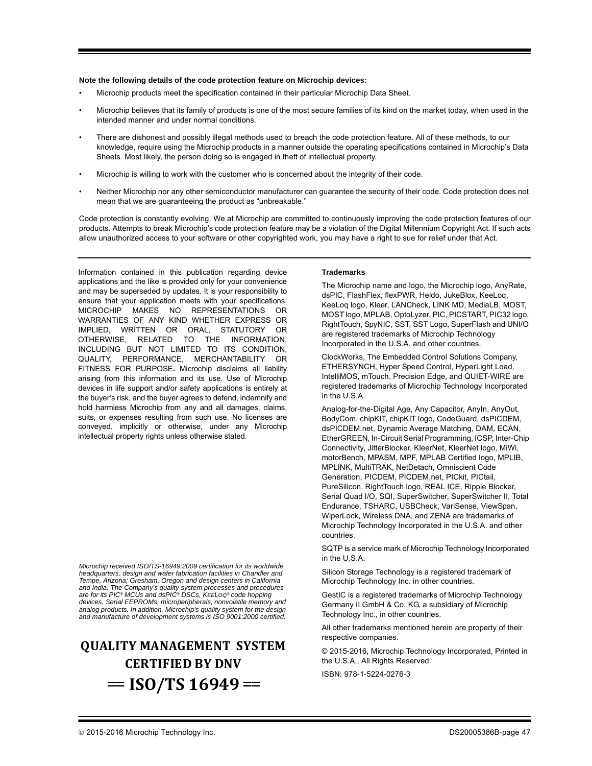**Note the following details of the code protection feature on Microchip devices:**

- Microchip products meet the specification contained in their particular Microchip Data Sheet.
- Microchip believes that its family of products is one of the most secure families of its kind on the market today, when used in the intended manner and under normal conditions.
- There are dishonest and possibly illegal methods used to breach the code protection feature. All of these methods, to our knowledge, require using the Microchip products in a manner outside the operating specifications contained in Microchip's Data Sheets. Most likely, the person doing so is engaged in theft of intellectual property.
- Microchip is willing to work with the customer who is concerned about the integrity of their code.
- Neither Microchip nor any other semiconductor manufacturer can guarantee the security of their code. Code protection does not mean that we are guaranteeing the product as "unbreakable."

Code protection is constantly evolving. We at Microchip are committed to continuously improving the code protection features of our products. Attempts to break Microchip's code protection feature may be a violation of the Digital Millennium Copyright Act. If such acts allow unauthorized access to your software or other copyrighted work, you may have a right to sue for relief under that Act.

---

Information contained in this publication regarding device applications and the like is provided only for your convenience and may be superseded by updates. It is your responsibility to ensure that your application meets with your specifications. MICROCHIP MAKES NO REPRESENTATIONS OR WARRANTIES OF ANY KIND WHETHER EXPRESS OR IMPLIED, WRITTEN OR ORAL, STATUTORY OR OTHERWISE, RELATED TO THE INFORMATION, INCLUDING BUT NOT LIMITED TO ITS CONDITION, QUALITY, PERFORMANCE, MERCHANTABILITY OR FITNESS FOR PURPOSE**.** Microchip disclaims all liability arising from this information and its use. Use of Microchip devices in life support and/or safety applications is entirely at the buyer's risk, and the buyer agrees to defend, indemnify and hold harmless Microchip from any and all damages, claims, suits, or expenses resulting from such use. No licenses are conveyed, implicitly or otherwise, under any Microchip intellectual property rights unless otherwise stated.

*Microchip received ISO/TS-16949:2009 certification for its worldwide headquarters, design and wafer fabrication facilities in Chandler and Tempe, Arizona; Gresham, Oregon and design centers in California and India. The Company's quality system processes and procedures are for its PIC® MCUs and dsPIC® DSCs, KEELOQ® code hopping devices, Serial EEPROMs, microperipherals, nonvolatile memory and analog products. In addition, Microchip's quality system for the design and manufacture of development systems is ISO 9001:2000 certified.*

**QUALITY MANAGEMENT SYSTEM CERTIFIED BY DNV**

**== ISO/TS 16949 ==**

**Trademarks**

The Microchip name and logo, the Microchip logo, AnyRate, dsPIC, FlashFlex, flexPWR, Heldo, JukeBlox, KeeLoq, KeeLoq logo, Kleer, LANCheck, LINK MD, MediaLB, MOST, MOST logo, MPLAB, OptoLyzer, PIC, PICSTART, PIC32 logo, RightTouch, SpyNIC, SST, SST Logo, SuperFlash and UNI/O are registered trademarks of Microchip Technology Incorporated in the U.S.A. and other countries.

ClockWorks, The Embedded Control Solutions Company, ETHERSYNCH, Hyper Speed Control, HyperLight Load, IntelliMOS, mTouch, Precision Edge, and QUIET-WIRE are registered trademarks of Microchip Technology Incorporated in the U.S.A.

Analog-for-the-Digital Age, Any Capacitor, AnyIn, AnyOut, BodyCom, chipKIT, chipKIT logo, CodeGuard, dsPICDEM, dsPICDEM.net, Dynamic Average Matching, DAM, ECAN, EtherGREEN, In-Circuit Serial Programming, ICSP, Inter-Chip Connectivity, JitterBlocker, KleerNet, KleerNet logo, MiWi, motorBench, MPASM, MPF, MPLAB Certified logo, MPLIB, MPLINK, MultiTRAK, NetDetach, Omniscient Code Generation, PICDEM, PICDEM.net, PICkit, PICtail, PureSilicon, RightTouch logo, REAL ICE, Ripple Blocker, Serial Quad I/O, SQI, SuperSwitcher, SuperSwitcher II, Total Endurance, TSHARC, USBCheck, VariSense, ViewSpan, WiperLock, Wireless DNA, and ZENA are trademarks of Microchip Technology Incorporated in the U.S.A. and other countries.

SQTP is a service mark of Microchip Technology Incorporated in the U.S.A.

Silicon Storage Technology is a registered trademark of Microchip Technology Inc. in other countries.

GestIC is a registered trademarks of Microchip Technology Germany II GmbH & Co. KG, a subsidiary of Microchip Technology Inc., in other countries.

All other trademarks mentioned herein are property of their respective companies.

© 2015-2016, Microchip Technology Incorporated, Printed in the U.S.A., All Rights Reserved.

ISBN: 978-1-5224-0276-3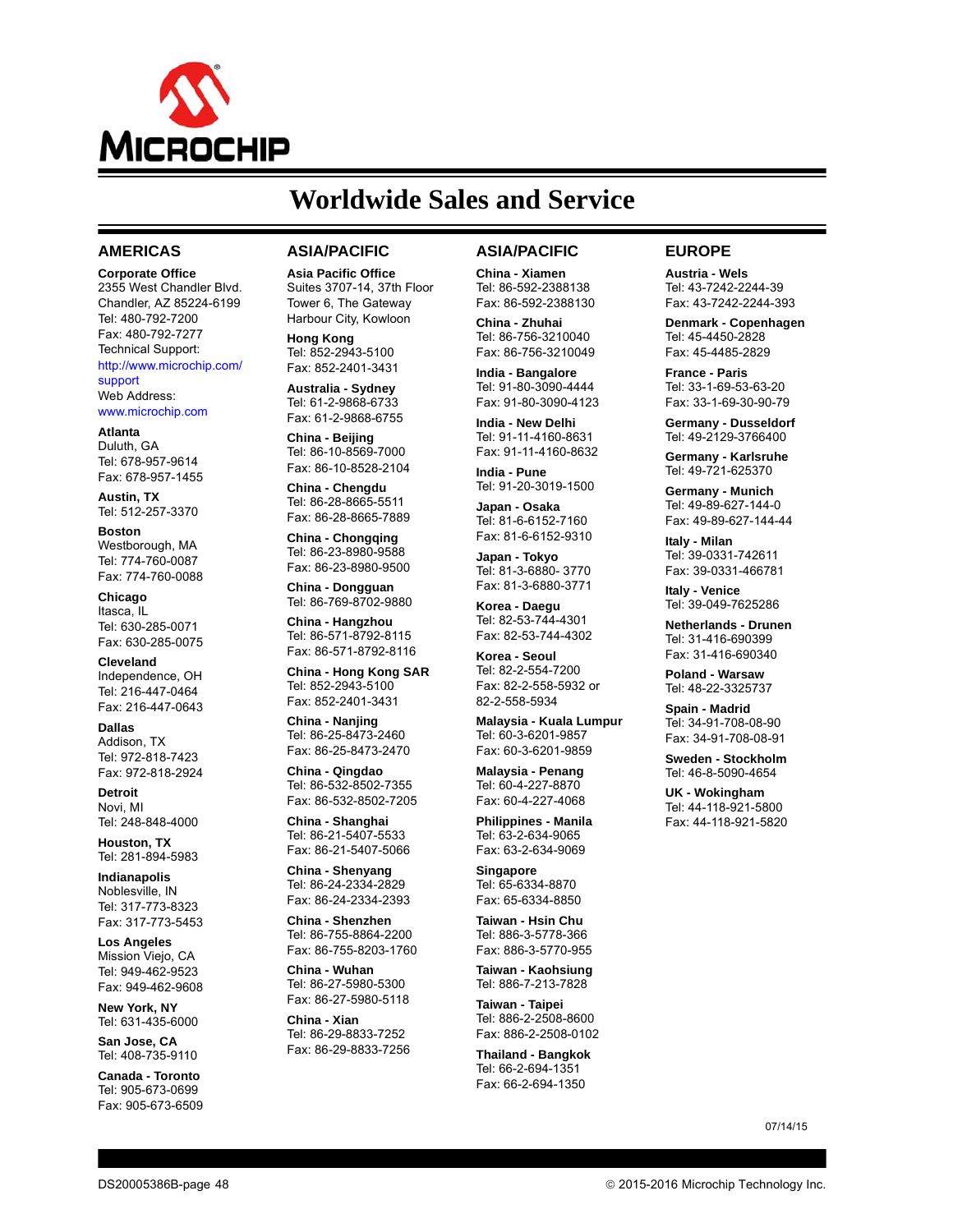# Worldwide Sales and Service

## AMERICAS

**Corporate Office**
2355 West Chandler Blvd.
Chandler, AZ 85224-6199
Tel: 480-792-7200
Fax: 480-792-7277
Technical Support:
http://www.microchip.com/support
Web Address:
www.microchip.com

**Atlanta**
Duluth, GA
Tel: 678-957-9614
Fax: 678-957-1455

**Austin, TX**
Tel: 512-257-3370

**Boston**
Westborough, MA
Tel: 774-760-0087
Fax: 774-760-0088

**Chicago**
Itasca, IL
Tel: 630-285-0071
Fax: 630-285-0075

**Cleveland**
Independence, OH
Tel: 216-447-0464
Fax: 216-447-0643

**Dallas**
Addison, TX
Tel: 972-818-7423
Fax: 972-818-2924

**Detroit**
Novi, MI
Tel: 248-848-4000

**Houston, TX**
Tel: 281-894-5983

**Indianapolis**
Noblesville, IN
Tel: 317-773-8323
Fax: 317-773-5453

**Los Angeles**
Mission Viejo, CA
Tel: 949-462-9523
Fax: 949-462-9608

**New York, NY**
Tel: 631-435-6000

**San Jose, CA**
Tel: 408-735-9110

**Canada - Toronto**
Tel: 905-673-0699
Fax: 905-673-6509

## ASIA/PACIFIC

**Asia Pacific Office**
Suites 3707-14, 37th Floor
Tower 6, The Gateway
Harbour City, Kowloon

**Hong Kong**
Tel: 852-2943-5100
Fax: 852-2401-3431

**Australia - Sydney**
Tel: 61-2-9868-6733
Fax: 61-2-9868-6755

**China - Beijing**
Tel: 86-10-8569-7000
Fax: 86-10-8528-2104

**China - Chengdu**
Tel: 86-28-8665-5511
Fax: 86-28-8665-7889

**China - Chongqing**
Tel: 86-23-8980-9588
Fax: 86-23-8980-9500

**China - Dongguan**
Tel: 86-769-8702-9880

**China - Hangzhou**
Tel: 86-571-8792-8115
Fax: 86-571-8792-8116

**China - Hong Kong SAR**
Tel: 852-2943-5100
Fax: 852-2401-3431

**China - Nanjing**
Tel: 86-25-8473-2460
Fax: 86-25-8473-2470

**China - Qingdao**
Tel: 86-532-8502-7355
Fax: 86-532-8502-7205

**China - Shanghai**
Tel: 86-21-5407-5533
Fax: 86-21-5407-5066

**China - Shenyang**
Tel: 86-24-2334-2829
Fax: 86-24-2334-2393

**China - Shenzhen**
Tel: 86-755-8864-2200
Fax: 86-755-8203-1760

**China - Wuhan**
Tel: 86-27-5980-5300
Fax: 86-27-5980-5118

**China - Xian**
Tel: 86-29-8833-7252
Fax: 86-29-8833-7256

## ASIA/PACIFIC

**China - Xiamen**
Tel: 86-592-2388138
Fax: 86-592-2388130

**China - Zhuhai**
Tel: 86-756-3210040
Fax: 86-756-3210049

**India - Bangalore**
Tel: 91-80-3090-4444
Fax: 91-80-3090-4123

**India - New Delhi**
Tel: 91-11-4160-8631
Fax: 91-11-4160-8632

**India - Pune**
Tel: 91-20-3019-1500

**Japan - Osaka**
Tel: 81-6-6152-7160
Fax: 81-6-6152-9310

**Japan - Tokyo**
Tel: 81-3-6880- 3770
Fax: 81-3-6880-3771

**Korea - Daegu**
Tel: 82-53-744-4301
Fax: 82-53-744-4302

**Korea - Seoul**
Tel: 82-2-554-7200
Fax: 82-2-558-5932 or
82-2-558-5934

**Malaysia - Kuala Lumpur**
Tel: 60-3-6201-9857
Fax: 60-3-6201-9859

**Malaysia - Penang**
Tel: 60-4-227-8870
Fax: 60-4-227-4068

**Philippines - Manila**
Tel: 63-2-634-9065
Fax: 63-2-634-9069

**Singapore**
Tel: 65-6334-8870
Fax: 65-6334-8850

**Taiwan - Hsin Chu**
Tel: 886-3-5778-366
Fax: 886-3-5770-955

**Taiwan - Kaohsiung**
Tel: 886-7-213-7828

**Taiwan - Taipei**
Tel: 886-2-2508-8600
Fax: 886-2-2508-0102

**Thailand - Bangkok**
Tel: 66-2-694-1351
Fax: 66-2-694-1350

## EUROPE

**Austria - Wels**
Tel: 43-7242-2244-39
Fax: 43-7242-2244-393

**Denmark - Copenhagen**
Tel: 45-4450-2828
Fax: 45-4485-2829

**France - Paris**
Tel: 33-1-69-53-63-20
Fax: 33-1-69-30-90-79

**Germany - Dusseldorf**
Tel: 49-2129-3766400

**Germany - Karlsruhe**
Tel: 49-721-625370

**Germany - Munich**
Tel: 49-89-627-144-0
Fax: 49-89-627-144-44

**Italy - Milan**
Tel: 39-0331-742611
Fax: 39-0331-466781

**Italy - Venice**
Tel: 39-049-7625286

**Netherlands - Drunen**
Tel: 31-416-690399
Fax: 31-416-690340

**Poland - Warsaw**
Tel: 48-22-3325737

**Spain - Madrid**
Tel: 34-91-708-08-90
Fax: 34-91-708-08-91

**Sweden - Stockholm**
Tel: 46-8-5090-4654

**UK - Wokingham**
Tel: 44-118-921-5800
Fax: 44-118-921-5820

07/14/15